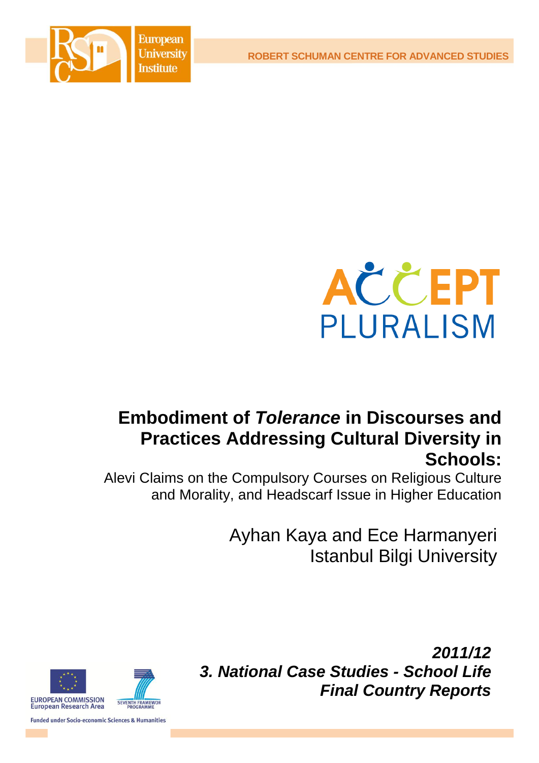ROBERT SCHUMAN CENTRE FOR ADVANCED STUDIES

European University Institute

ACCEPT PLURALISM

# Embodiment of *Tolerance* in Discourses and Practices Addressing Cultural Diversity in Schools:

Alevi Claims on the Compulsory Courses on Religious Culture and Morality, and Headscarf Issue in Higher Education

Ayhan Kaya and Ece Harmanyeri
Istanbul Bilgi University

***2011/12***
***3. National Case Studies - School Life***
***Final Country Reports***

EUROPEAN COMMISSION
European Research Area

SEVENTH FRAMEWORK PROGRAMME

Funded under Socio-economic Sciences & Humanities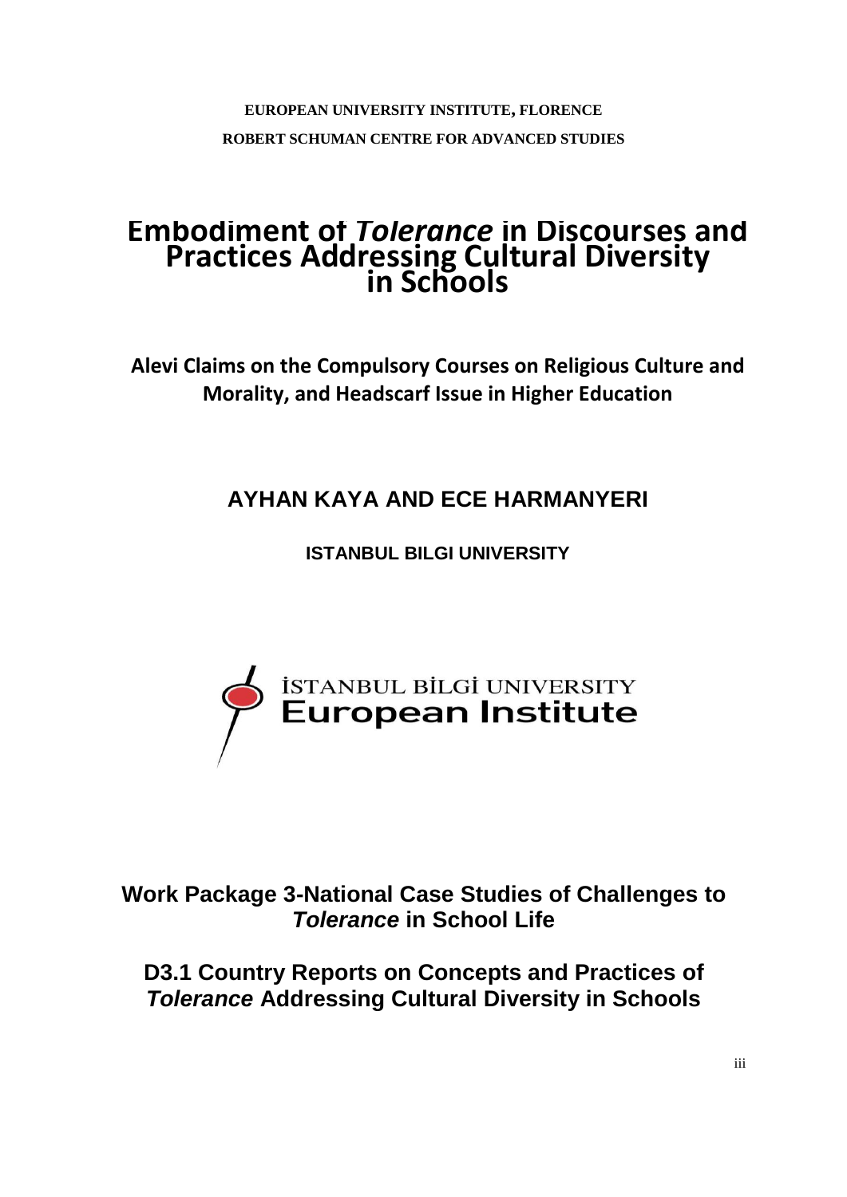**EUROPEAN UNIVERSITY INSTITUTE, FLORENCE**

**ROBERT SCHUMAN CENTRE FOR ADVANCED STUDIES**

# Embodiment of *Tolerance* in Discourses and Practices Addressing Cultural Diversity in Schools

## Alevi Claims on the Compulsory Courses on Religious Culture and Morality, and Headscarf Issue in Higher Education

### AYHAN KAYA AND ECE HARMANYERI

**ISTANBUL BILGI UNIVERSITY**

İSTANBUL BİLGİ UNIVERSITY
**European Institute**

## Work Package 3-National Case Studies of Challenges to *Tolerance* in School Life

## D3.1 Country Reports on Concepts and Practices of *Tolerance* Addressing Cultural Diversity in Schools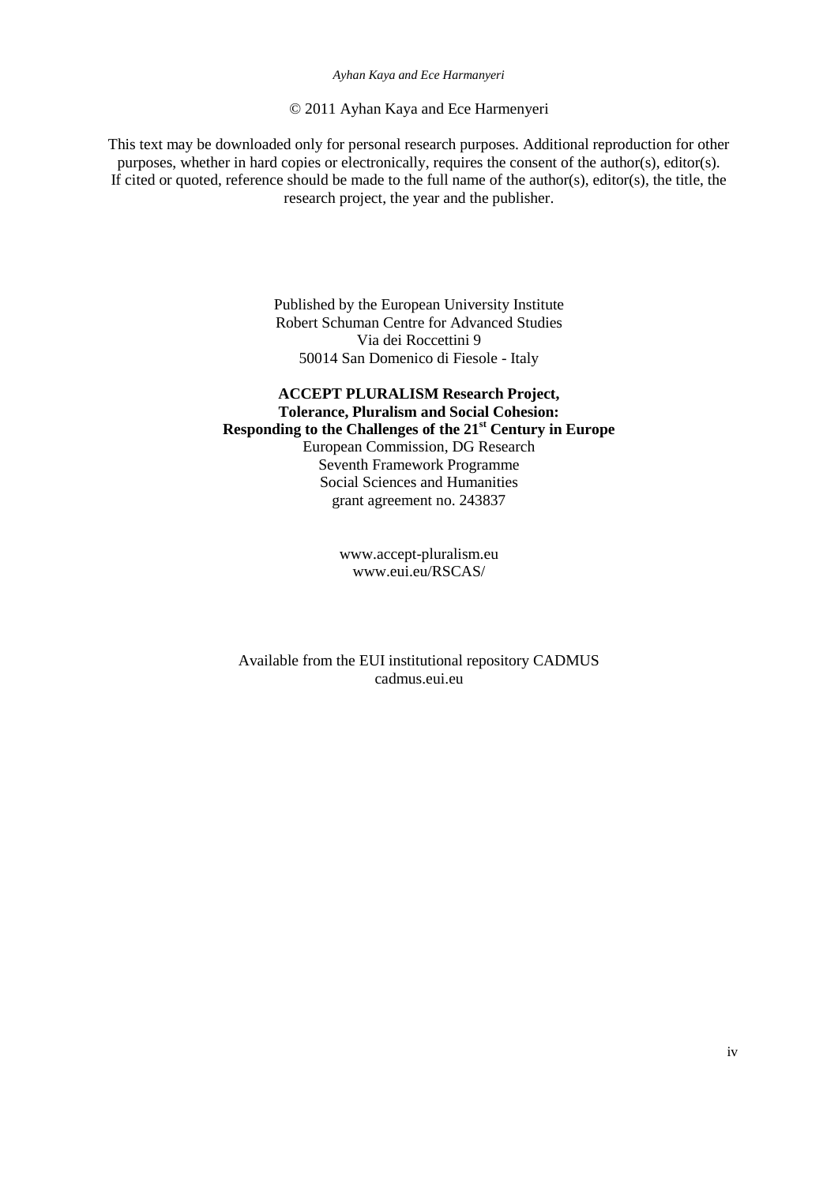© 2011 Ayhan Kaya and Ece Harmenyeri

This text may be downloaded only for personal research purposes. Additional reproduction for other purposes, whether in hard copies or electronically, requires the consent of the author(s), editor(s). If cited or quoted, reference should be made to the full name of the author(s), editor(s), the title, the research project, the year and the publisher.

Published by the European University Institute
Robert Schuman Centre for Advanced Studies
Via dei Roccettini 9
50014 San Domenico di Fiesole - Italy

**ACCEPT PLURALISM Research Project,**
**Tolerance, Pluralism and Social Cohesion:**
**Responding to the Challenges of the 21st Century in Europe**
European Commission, DG Research
Seventh Framework Programme
Social Sciences and Humanities
grant agreement no. 243837

www.accept-pluralism.eu
www.eui.eu/RSCAS/

Available from the EUI institutional repository CADMUS
cadmus.eui.eu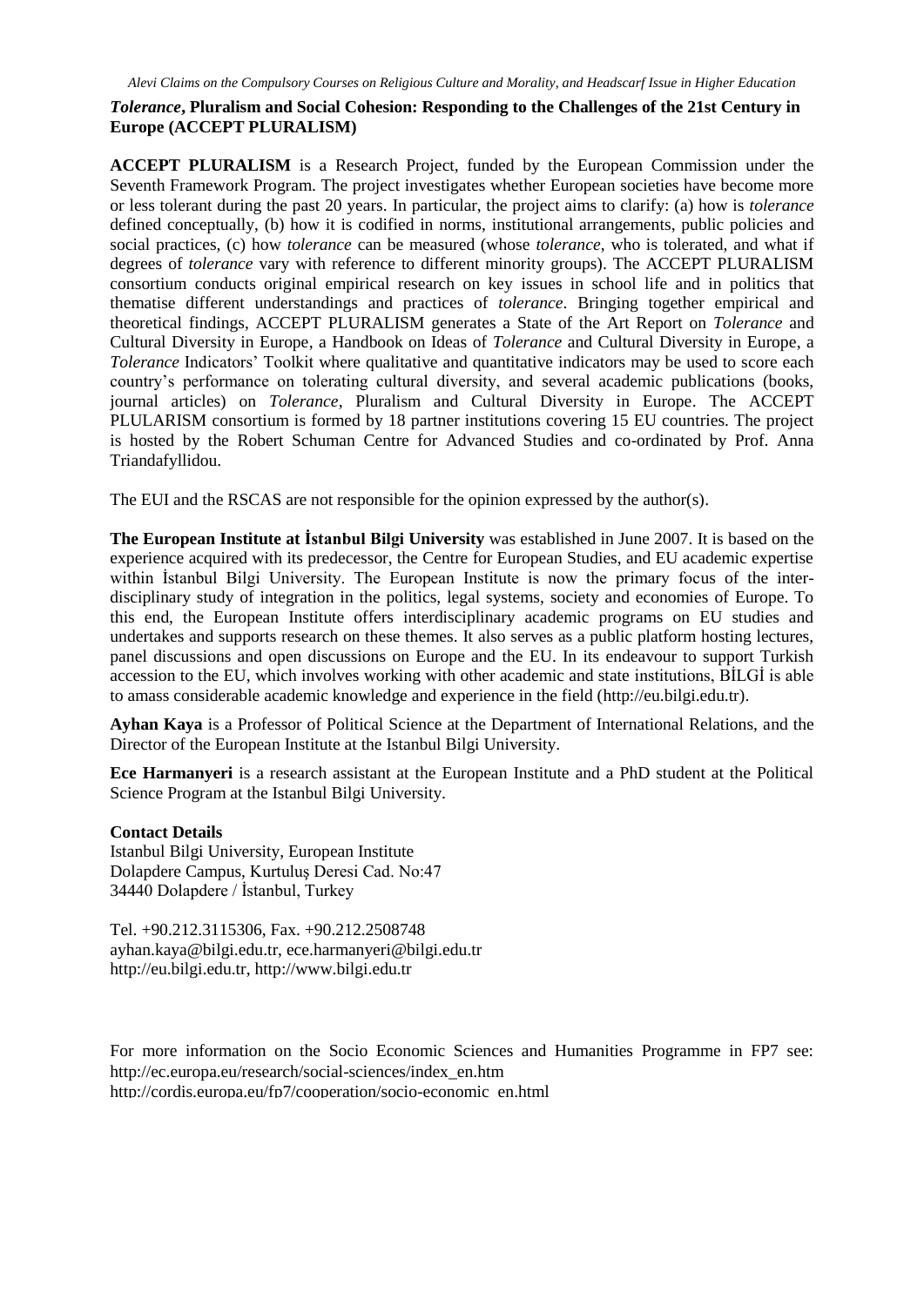***Tolerance*, Pluralism and Social Cohesion: Responding to the Challenges of the 21st Century in Europe (ACCEPT PLURALISM)**

**ACCEPT PLURALISM** is a Research Project, funded by the European Commission under the Seventh Framework Program. The project investigates whether European societies have become more or less tolerant during the past 20 years. In particular, the project aims to clarify: (a) how is *tolerance* defined conceptually, (b) how it is codified in norms, institutional arrangements, public policies and social practices, (c) how *tolerance* can be measured (whose *tolerance*, who is tolerated, and what if degrees of *tolerance* vary with reference to different minority groups). The ACCEPT PLURALISM consortium conducts original empirical research on key issues in school life and in politics that thematise different understandings and practices of *tolerance*. Bringing together empirical and theoretical findings, ACCEPT PLURALISM generates a State of the Art Report on *Tolerance* and Cultural Diversity in Europe, a Handbook on Ideas of *Tolerance* and Cultural Diversity in Europe, a *Tolerance* Indicators' Toolkit where qualitative and quantitative indicators may be used to score each country's performance on tolerating cultural diversity, and several academic publications (books, journal articles) on *Tolerance*, Pluralism and Cultural Diversity in Europe. The ACCEPT PLULARISM consortium is formed by 18 partner institutions covering 15 EU countries. The project is hosted by the Robert Schuman Centre for Advanced Studies and co-ordinated by Prof. Anna Triandafyllidou.

The EUI and the RSCAS are not responsible for the opinion expressed by the author(s).

**The European Institute at İstanbul Bilgi University** was established in June 2007. It is based on the experience acquired with its predecessor, the Centre for European Studies, and EU academic expertise within İstanbul Bilgi University. The European Institute is now the primary focus of the inter-disciplinary study of integration in the politics, legal systems, society and economies of Europe. To this end, the European Institute offers interdisciplinary academic programs on EU studies and undertakes and supports research on these themes. It also serves as a public platform hosting lectures, panel discussions and open discussions on Europe and the EU. In its endeavour to support Turkish accession to the EU, which involves working with other academic and state institutions, BİLGİ is able to amass considerable academic knowledge and experience in the field (http://eu.bilgi.edu.tr).

**Ayhan Kaya** is a Professor of Political Science at the Department of International Relations, and the Director of the European Institute at the Istanbul Bilgi University.

**Ece Harmanyeri** is a research assistant at the European Institute and a PhD student at the Political Science Program at the Istanbul Bilgi University.

**Contact Details**
Istanbul Bilgi University, European Institute
Dolapdere Campus, Kurtuluş Deresi Cad. No:47
34440 Dolapdere / İstanbul, Turkey

Tel. +90.212.3115306, Fax. +90.212.2508748
ayhan.kaya@bilgi.edu.tr, ece.harmanyeri@bilgi.edu.tr
http://eu.bilgi.edu.tr, http://www.bilgi.edu.tr

For more information on the Socio Economic Sciences and Humanities Programme in FP7 see:
http://ec.europa.eu/research/social-sciences/index_en.htm
http://cordis.europa.eu/fp7/cooperation/socio-economic_en.html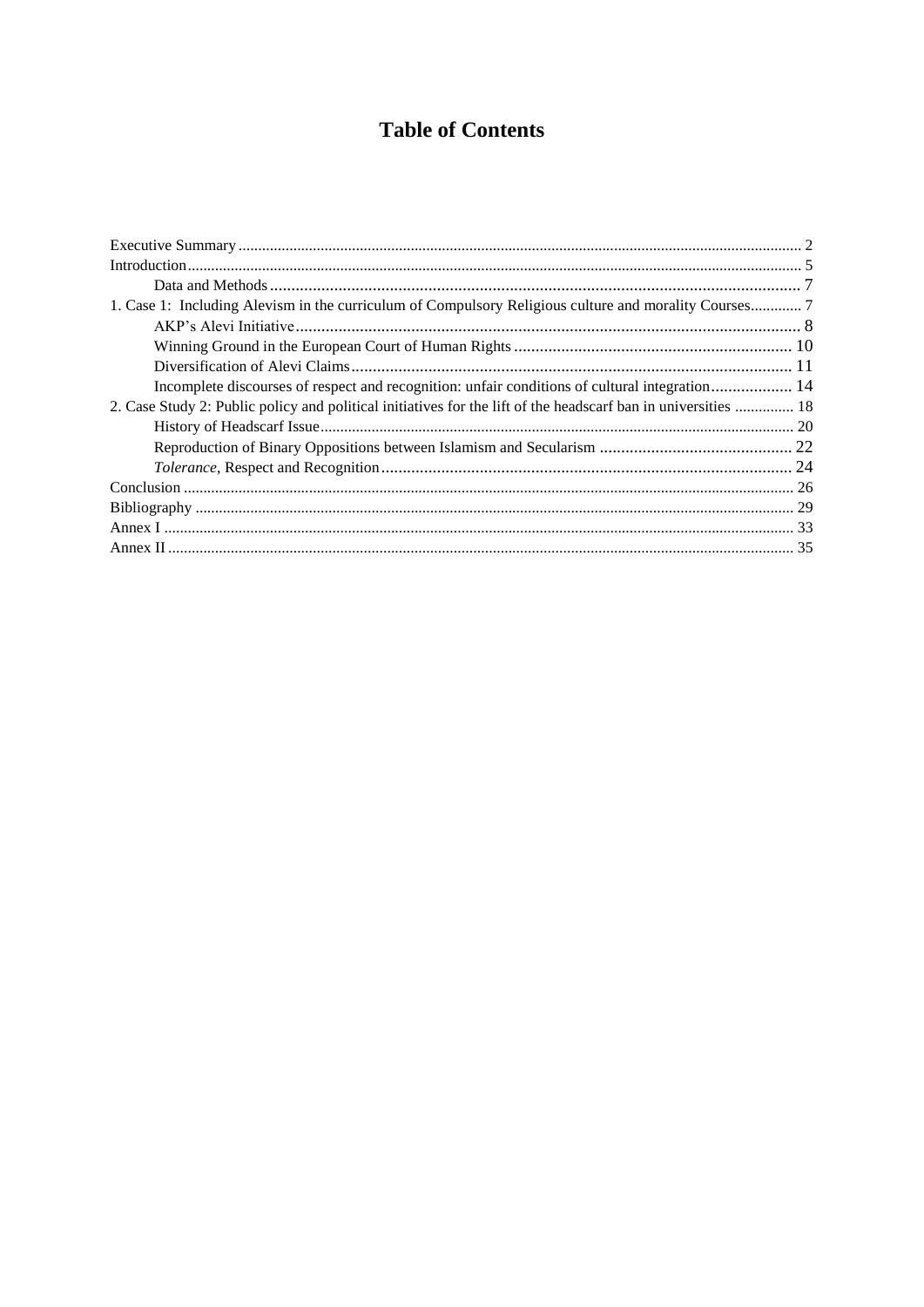# Table of Contents

Executive Summary ..... 2
Introduction ..... 5
  Data and Methods ..... 7
1. Case 1: Including Alevism in the curriculum of Compulsory Religious culture and morality Courses ..... 7
  AKP's Alevi Initiative ..... 8
  Winning Ground in the European Court of Human Rights ..... 10
  Diversification of Alevi Claims ..... 11
  Incomplete discourses of respect and recognition: unfair conditions of cultural integration ..... 14
2. Case Study 2: Public policy and political initiatives for the lift of the headscarf ban in universities ..... 18
  History of Headscarf Issue ..... 20
  Reproduction of Binary Oppositions between Islamism and Secularism ..... 22
  *Tolerance*, Respect and Recognition ..... 24
Conclusion ..... 26
Bibliography ..... 29
Annex I ..... 33
Annex II ..... 35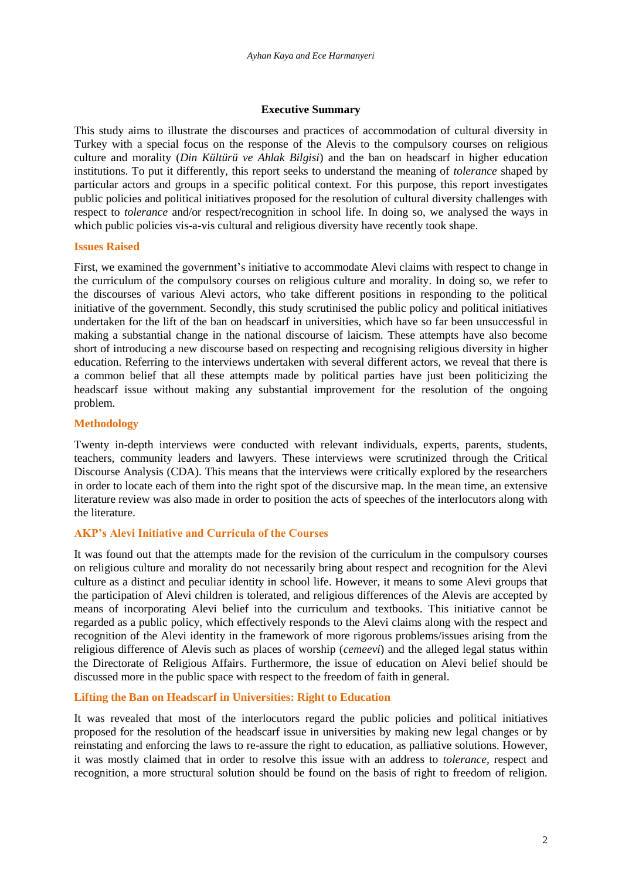## Executive Summary

This study aims to illustrate the discourses and practices of accommodation of cultural diversity in Turkey with a special focus on the response of the Alevis to the compulsory courses on religious culture and morality (*Din Kültürü ve Ahlak Bilgisi*) and the ban on headscarf in higher education institutions. To put it differently, this report seeks to understand the meaning of *tolerance* shaped by particular actors and groups in a specific political context. For this purpose, this report investigates public policies and political initiatives proposed for the resolution of cultural diversity challenges with respect to *tolerance* and/or respect/recognition in school life. In doing so, we analysed the ways in which public policies vis-a-vis cultural and religious diversity have recently took shape.

### Issues Raised

First, we examined the government's initiative to accommodate Alevi claims with respect to change in the curriculum of the compulsory courses on religious culture and morality. In doing so, we refer to the discourses of various Alevi actors, who take different positions in responding to the political initiative of the government. Secondly, this study scrutinised the public policy and political initiatives undertaken for the lift of the ban on headscarf in universities, which have so far been unsuccessful in making a substantial change in the national discourse of laicism. These attempts have also become short of introducing a new discourse based on respecting and recognising religious diversity in higher education. Referring to the interviews undertaken with several different actors, we reveal that there is a common belief that all these attempts made by political parties have just been politicizing the headscarf issue without making any substantial improvement for the resolution of the ongoing problem.

### Methodology

Twenty in-depth interviews were conducted with relevant individuals, experts, parents, students, teachers, community leaders and lawyers. These interviews were scrutinized through the Critical Discourse Analysis (CDA). This means that the interviews were critically explored by the researchers in order to locate each of them into the right spot of the discursive map. In the mean time, an extensive literature review was also made in order to position the acts of speeches of the interlocutors along with the literature.

### AKP's Alevi Initiative and Curricula of the Courses

It was found out that the attempts made for the revision of the curriculum in the compulsory courses on religious culture and morality do not necessarily bring about respect and recognition for the Alevi culture as a distinct and peculiar identity in school life. However, it means to some Alevi groups that the participation of Alevi children is tolerated, and religious differences of the Alevis are accepted by means of incorporating Alevi belief into the curriculum and textbooks. This initiative cannot be regarded as a public policy, which effectively responds to the Alevi claims along with the respect and recognition of the Alevi identity in the framework of more rigorous problems/issues arising from the religious difference of Alevis such as places of worship (*cemeevi*) and the alleged legal status within the Directorate of Religious Affairs. Furthermore, the issue of education on Alevi belief should be discussed more in the public space with respect to the freedom of faith in general.

### Lifting the Ban on Headscarf in Universities: Right to Education

It was revealed that most of the interlocutors regard the public policies and political initiatives proposed for the resolution of the headscarf issue in universities by making new legal changes or by reinstating and enforcing the laws to re-assure the right to education, as palliative solutions. However, it was mostly claimed that in order to resolve this issue with an address to *tolerance*, respect and recognition, a more structural solution should be found on the basis of right to freedom of religion.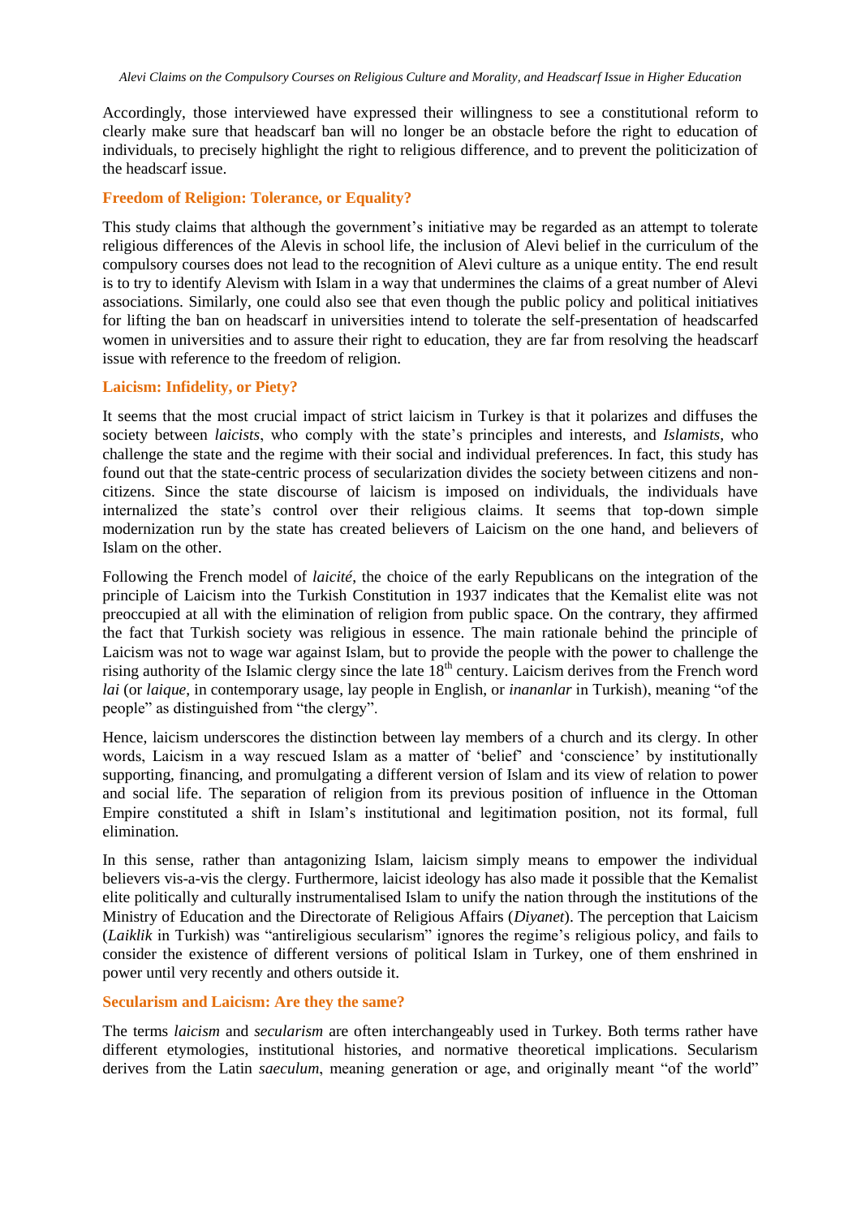Accordingly, those interviewed have expressed their willingness to see a constitutional reform to clearly make sure that headscarf ban will no longer be an obstacle before the right to education of individuals, to precisely highlight the right to religious difference, and to prevent the politicization of the headscarf issue.

### Freedom of Religion: Tolerance, or Equality?

This study claims that although the government's initiative may be regarded as an attempt to tolerate religious differences of the Alevis in school life, the inclusion of Alevi belief in the curriculum of the compulsory courses does not lead to the recognition of Alevi culture as a unique entity. The end result is to try to identify Alevism with Islam in a way that undermines the claims of a great number of Alevi associations. Similarly, one could also see that even though the public policy and political initiatives for lifting the ban on headscarf in universities intend to tolerate the self-presentation of headscarfed women in universities and to assure their right to education, they are far from resolving the headscarf issue with reference to the freedom of religion.

### Laicism: Infidelity, or Piety?

It seems that the most crucial impact of strict laicism in Turkey is that it polarizes and diffuses the society between *laicists*, who comply with the state's principles and interests, and *Islamists*, who challenge the state and the regime with their social and individual preferences. In fact, this study has found out that the state-centric process of secularization divides the society between citizens and non-citizens. Since the state discourse of laicism is imposed on individuals, the individuals have internalized the state's control over their religious claims. It seems that top-down simple modernization run by the state has created believers of Laicism on the one hand, and believers of Islam on the other.

Following the French model of *laicité*, the choice of the early Republicans on the integration of the principle of Laicism into the Turkish Constitution in 1937 indicates that the Kemalist elite was not preoccupied at all with the elimination of religion from public space. On the contrary, they affirmed the fact that Turkish society was religious in essence. The main rationale behind the principle of Laicism was not to wage war against Islam, but to provide the people with the power to challenge the rising authority of the Islamic clergy since the late 18th century. Laicism derives from the French word *lai* (or *laique*, in contemporary usage, lay people in English, or *inananlar* in Turkish), meaning "of the people" as distinguished from "the clergy".

Hence, laicism underscores the distinction between lay members of a church and its clergy. In other words, Laicism in a way rescued Islam as a matter of 'belief' and 'conscience' by institutionally supporting, financing, and promulgating a different version of Islam and its view of relation to power and social life. The separation of religion from its previous position of influence in the Ottoman Empire constituted a shift in Islam's institutional and legitimation position, not its formal, full elimination.

In this sense, rather than antagonizing Islam, laicism simply means to empower the individual believers vis-a-vis the clergy. Furthermore, laicist ideology has also made it possible that the Kemalist elite politically and culturally instrumentalised Islam to unify the nation through the institutions of the Ministry of Education and the Directorate of Religious Affairs (*Diyanet*). The perception that Laicism (*Laiklik* in Turkish) was "antireligious secularism" ignores the regime's religious policy, and fails to consider the existence of different versions of political Islam in Turkey, one of them enshrined in power until very recently and others outside it.

### Secularism and Laicism: Are they the same?

The terms *laicism* and *secularism* are often interchangeably used in Turkey. Both terms rather have different etymologies, institutional histories, and normative theoretical implications. Secularism derives from the Latin *saeculum*, meaning generation or age, and originally meant "of the world"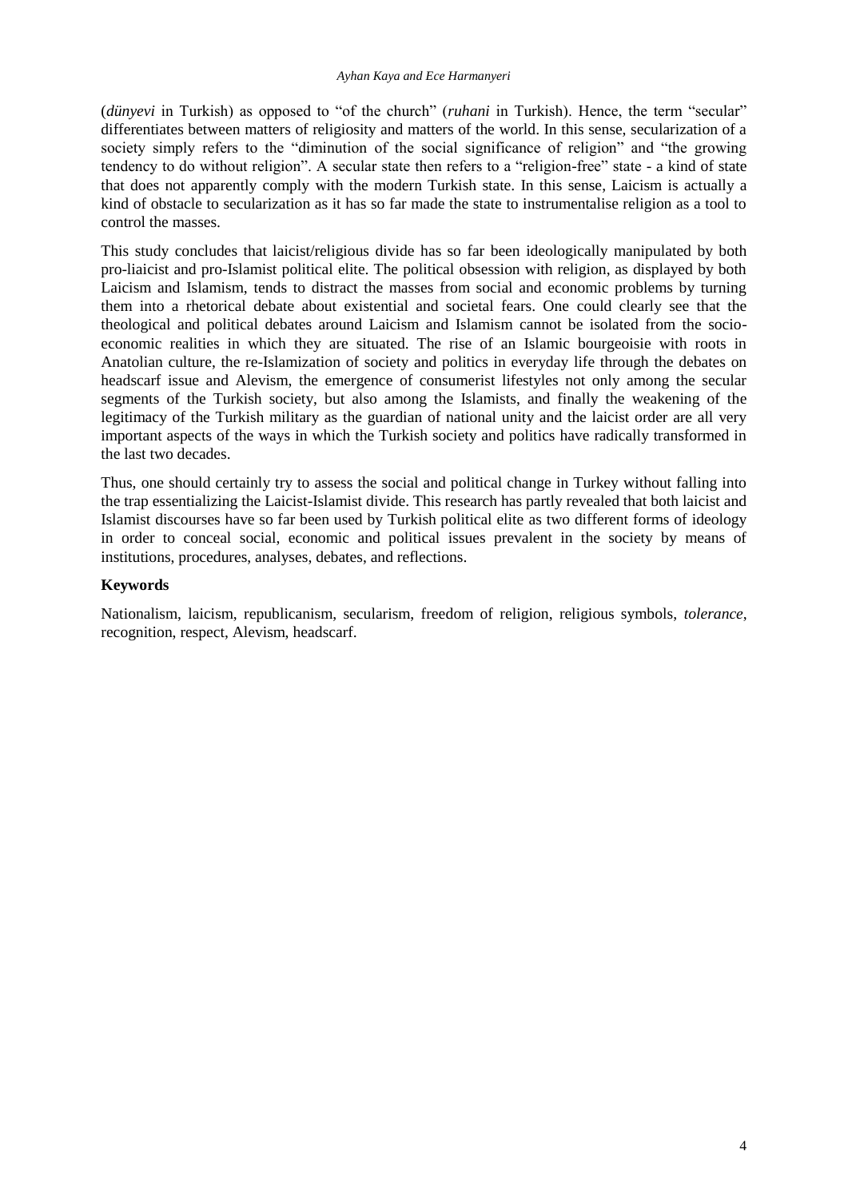(*dünyevi* in Turkish) as opposed to "of the church" (*ruhani* in Turkish). Hence, the term "secular" differentiates between matters of religiosity and matters of the world. In this sense, secularization of a society simply refers to the "diminution of the social significance of religion" and "the growing tendency to do without religion". A secular state then refers to a "religion-free" state - a kind of state that does not apparently comply with the modern Turkish state. In this sense, Laicism is actually a kind of obstacle to secularization as it has so far made the state to instrumentalise religion as a tool to control the masses.

This study concludes that laicist/religious divide has so far been ideologically manipulated by both pro-liaicist and pro-Islamist political elite. The political obsession with religion, as displayed by both Laicism and Islamism, tends to distract the masses from social and economic problems by turning them into a rhetorical debate about existential and societal fears. One could clearly see that the theological and political debates around Laicism and Islamism cannot be isolated from the socio-economic realities in which they are situated. The rise of an Islamic bourgeoisie with roots in Anatolian culture, the re-Islamization of society and politics in everyday life through the debates on headscarf issue and Alevism, the emergence of consumerist lifestyles not only among the secular segments of the Turkish society, but also among the Islamists, and finally the weakening of the legitimacy of the Turkish military as the guardian of national unity and the laicist order are all very important aspects of the ways in which the Turkish society and politics have radically transformed in the last two decades.

Thus, one should certainly try to assess the social and political change in Turkey without falling into the trap essentializing the Laicist-Islamist divide. This research has partly revealed that both laicist and Islamist discourses have so far been used by Turkish political elite as two different forms of ideology in order to conceal social, economic and political issues prevalent in the society by means of institutions, procedures, analyses, debates, and reflections.

### Keywords

Nationalism, laicism, republicanism, secularism, freedom of religion, religious symbols, *tolerance*, recognition, respect, Alevism, headscarf.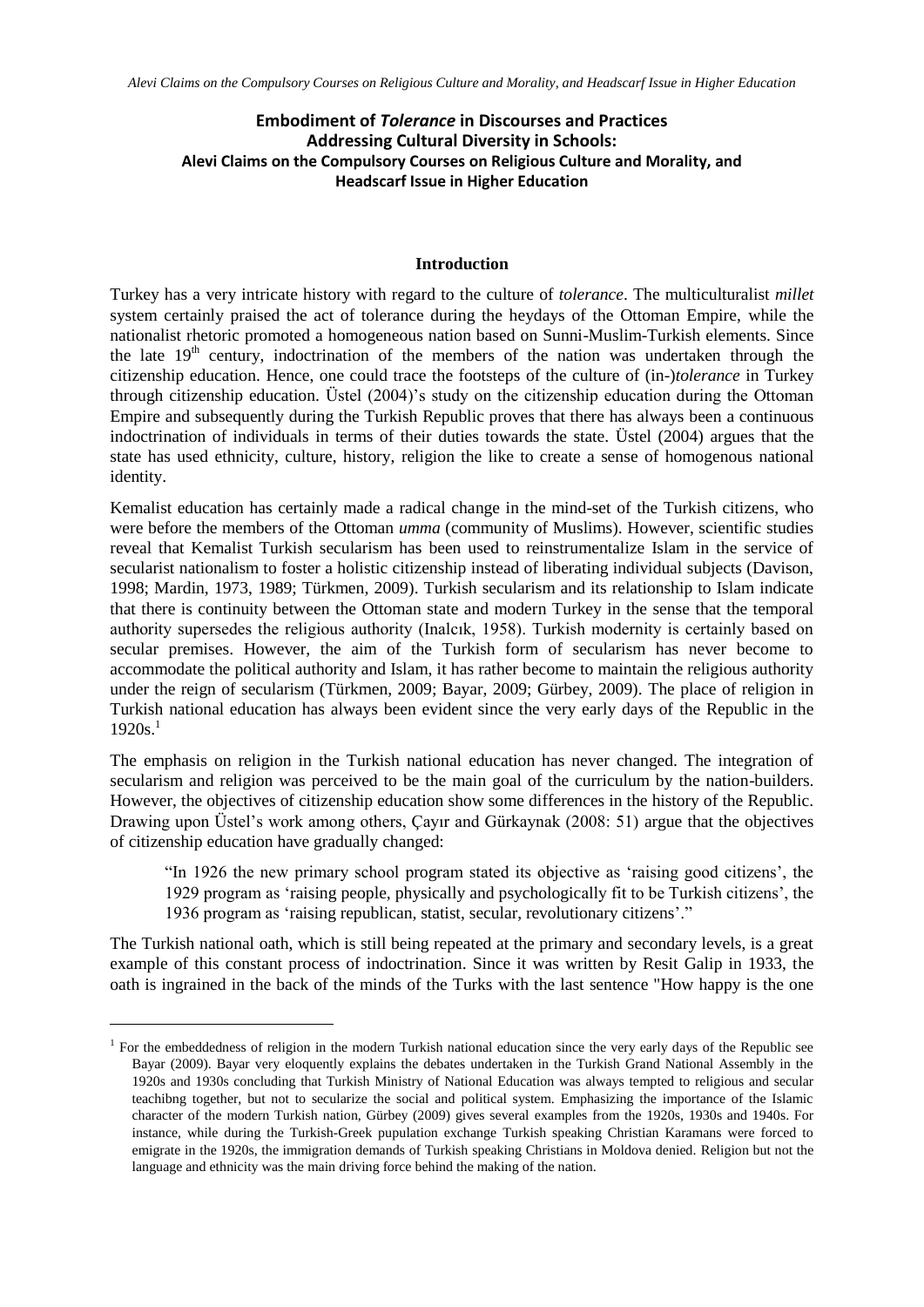**Embodiment of *Tolerance* in Discourses and Practices Addressing Cultural Diversity in Schools: Alevi Claims on the Compulsory Courses on Religious Culture and Morality, and Headscarf Issue in Higher Education**

## Introduction

Turkey has a very intricate history with regard to the culture of *tolerance*. The multiculturalist *millet* system certainly praised the act of tolerance during the heydays of the Ottoman Empire, while the nationalist rhetoric promoted a homogeneous nation based on Sunni-Muslim-Turkish elements. Since the late 19th century, indoctrination of the members of the nation was undertaken through the citizenship education. Hence, one could trace the footsteps of the culture of (in-)*tolerance* in Turkey through citizenship education. Üstel (2004)'s study on the citizenship education during the Ottoman Empire and subsequently during the Turkish Republic proves that there has always been a continuous indoctrination of individuals in terms of their duties towards the state. Üstel (2004) argues that the state has used ethnicity, culture, history, religion the like to create a sense of homogenous national identity.

Kemalist education has certainly made a radical change in the mind-set of the Turkish citizens, who were before the members of the Ottoman *umma* (community of Muslims). However, scientific studies reveal that Kemalist Turkish secularism has been used to reinstrumentalize Islam in the service of secularist nationalism to foster a holistic citizenship instead of liberating individual subjects (Davison, 1998; Mardin, 1973, 1989; Türkmen, 2009). Turkish secularism and its relationship to Islam indicate that there is continuity between the Ottoman state and modern Turkey in the sense that the temporal authority supersedes the religious authority (Inalcık, 1958). Turkish modernity is certainly based on secular premises. However, the aim of the Turkish form of secularism has never become to accommodate the political authority and Islam, it has rather become to maintain the religious authority under the reign of secularism (Türkmen, 2009; Bayar, 2009; Gürbey, 2009). The place of religion in Turkish national education has always been evident since the very early days of the Republic in the 1920s.[1]

The emphasis on religion in the Turkish national education has never changed. The integration of secularism and religion was perceived to be the main goal of the curriculum by the nation-builders. However, the objectives of citizenship education show some differences in the history of the Republic. Drawing upon Üstel's work among others, Çayır and Gürkaynak (2008: 51) argue that the objectives of citizenship education have gradually changed:

> "In 1926 the new primary school program stated its objective as 'raising good citizens', the 1929 program as 'raising people, physically and psychologically fit to be Turkish citizens', the 1936 program as 'raising republican, statist, secular, revolutionary citizens'."

The Turkish national oath, which is still being repeated at the primary and secondary levels, is a great example of this constant process of indoctrination. Since it was written by Resit Galip in 1933, the oath is ingrained in the back of the minds of the Turks with the last sentence "How happy is the one

[1] For the embeddedness of religion in the modern Turkish national education since the very early days of the Republic see Bayar (2009). Bayar very eloquently explains the debates undertaken in the Turkish Grand National Assembly in the 1920s and 1930s concluding that Turkish Ministry of National Education was always tempted to religious and secular teachibng together, but not to secularize the social and political system. Emphasizing the importance of the Islamic character of the modern Turkish nation, Gürbey (2009) gives several examples from the 1920s, 1930s and 1940s. For instance, while during the Turkish-Greek pupulation exchange Turkish speaking Christian Karamans were forced to emigrate in the 1920s, the immigration demands of Turkish speaking Christians in Moldova denied. Religion but not the language and ethnicity was the main driving force behind the making of the nation.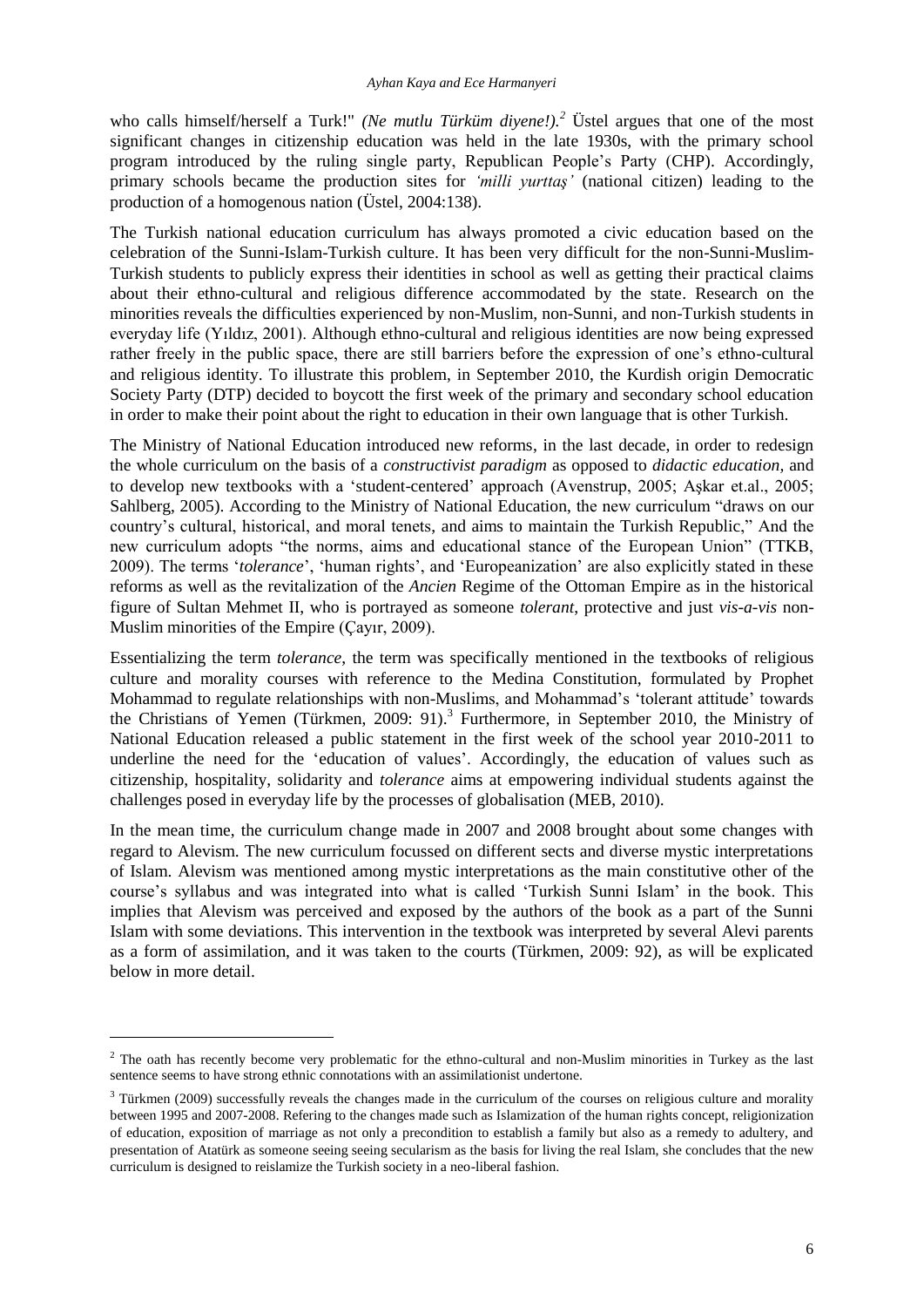who calls himself/herself a Turk!" *(Ne mutlu Türküm diyene!).*[2] Üstel argues that one of the most significant changes in citizenship education was held in the late 1930s, with the primary school program introduced by the ruling single party, Republican People's Party (CHP). Accordingly, primary schools became the production sites for *'milli yurttaş'* (national citizen) leading to the production of a homogenous nation (Üstel, 2004:138).

The Turkish national education curriculum has always promoted a civic education based on the celebration of the Sunni-Islam-Turkish culture. It has been very difficult for the non-Sunni-Muslim-Turkish students to publicly express their identities in school as well as getting their practical claims about their ethno-cultural and religious difference accommodated by the state. Research on the minorities reveals the difficulties experienced by non-Muslim, non-Sunni, and non-Turkish students in everyday life (Yıldız, 2001). Although ethno-cultural and religious identities are now being expressed rather freely in the public space, there are still barriers before the expression of one's ethno-cultural and religious identity. To illustrate this problem, in September 2010, the Kurdish origin Democratic Society Party (DTP) decided to boycott the first week of the primary and secondary school education in order to make their point about the right to education in their own language that is other Turkish.

The Ministry of National Education introduced new reforms, in the last decade, in order to redesign the whole curriculum on the basis of a *constructivist paradigm* as opposed to *didactic education*, and to develop new textbooks with a 'student-centered' approach (Avenstrup, 2005; Aşkar et.al., 2005; Sahlberg, 2005). According to the Ministry of National Education, the new curriculum "draws on our country's cultural, historical, and moral tenets, and aims to maintain the Turkish Republic," And the new curriculum adopts "the norms, aims and educational stance of the European Union" (TTKB, 2009). The terms '*tolerance*', 'human rights', and 'Europeanization' are also explicitly stated in these reforms as well as the revitalization of the *Ancien* Regime of the Ottoman Empire as in the historical figure of Sultan Mehmet II, who is portrayed as someone *tolerant*, protective and just *vis-a-vis* non-Muslim minorities of the Empire (Çayır, 2009).

Essentializing the term *tolerance*, the term was specifically mentioned in the textbooks of religious culture and morality courses with reference to the Medina Constitution, formulated by Prophet Mohammad to regulate relationships with non-Muslims, and Mohammad's 'tolerant attitude' towards the Christians of Yemen (Türkmen, 2009: 91).[3] Furthermore, in September 2010, the Ministry of National Education released a public statement in the first week of the school year 2010-2011 to underline the need for the 'education of values'. Accordingly, the education of values such as citizenship, hospitality, solidarity and *tolerance* aims at empowering individual students against the challenges posed in everyday life by the processes of globalisation (MEB, 2010).

In the mean time, the curriculum change made in 2007 and 2008 brought about some changes with regard to Alevism. The new curriculum focussed on different sects and diverse mystic interpretations of Islam. Alevism was mentioned among mystic interpretations as the main constitutive other of the course's syllabus and was integrated into what is called 'Turkish Sunni Islam' in the book. This implies that Alevism was perceived and exposed by the authors of the book as a part of the Sunni Islam with some deviations. This intervention in the textbook was interpreted by several Alevi parents as a form of assimilation, and it was taken to the courts (Türkmen, 2009: 92), as will be explicated below in more detail.

---

[2] The oath has recently become very problematic for the ethno-cultural and non-Muslim minorities in Turkey as the last sentence seems to have strong ethnic connotations with an assimilationist undertone.

[3] Türkmen (2009) successfully reveals the changes made in the curriculum of the courses on religious culture and morality between 1995 and 2007-2008. Refering to the changes made such as Islamization of the human rights concept, religionization of education, exposition of marriage as not only a precondition to establish a family but also as a remedy to adultery, and presentation of Atatürk as someone seeing seeing secularism as the basis for living the real Islam, she concludes that the new curriculum is designed to reislamize the Turkish society in a neo-liberal fashion.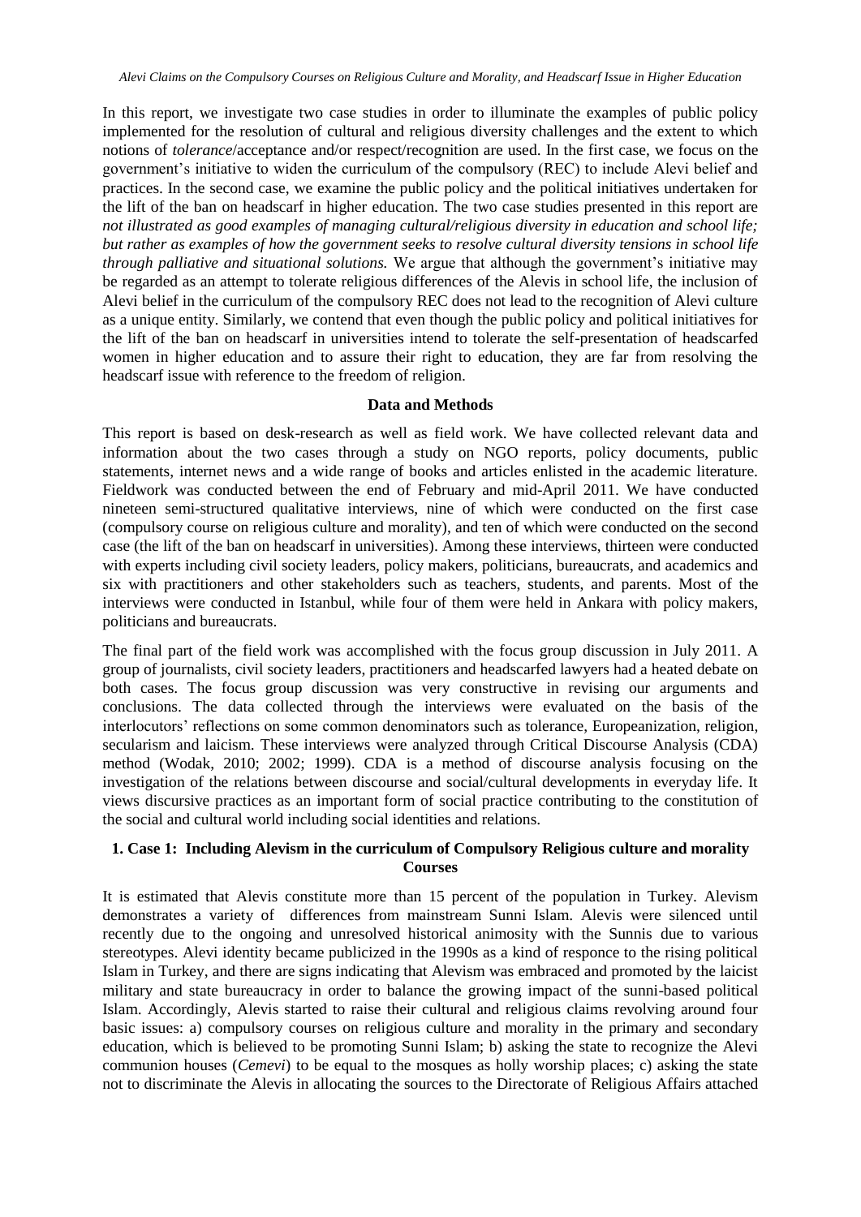In this report, we investigate two case studies in order to illuminate the examples of public policy implemented for the resolution of cultural and religious diversity challenges and the extent to which notions of *tolerance*/acceptance and/or respect/recognition are used. In the first case, we focus on the government's initiative to widen the curriculum of the compulsory (REC) to include Alevi belief and practices. In the second case, we examine the public policy and the political initiatives undertaken for the lift of the ban on headscarf in higher education. The two case studies presented in this report are *not illustrated as good examples of managing cultural/religious diversity in education and school life; but rather as examples of how the government seeks to resolve cultural diversity tensions in school life through palliative and situational solutions.* We argue that although the government's initiative may be regarded as an attempt to tolerate religious differences of the Alevis in school life, the inclusion of Alevi belief in the curriculum of the compulsory REC does not lead to the recognition of Alevi culture as a unique entity. Similarly, we contend that even though the public policy and political initiatives for the lift of the ban on headscarf in universities intend to tolerate the self-presentation of headscarfed women in higher education and to assure their right to education, they are far from resolving the headscarf issue with reference to the freedom of religion.

## Data and Methods

This report is based on desk-research as well as field work. We have collected relevant data and information about the two cases through a study on NGO reports, policy documents, public statements, internet news and a wide range of books and articles enlisted in the academic literature. Fieldwork was conducted between the end of February and mid-April 2011. We have conducted nineteen semi-structured qualitative interviews, nine of which were conducted on the first case (compulsory course on religious culture and morality), and ten of which were conducted on the second case (the lift of the ban on headscarf in universities). Among these interviews, thirteen were conducted with experts including civil society leaders, policy makers, politicians, bureaucrats, and academics and six with practitioners and other stakeholders such as teachers, students, and parents. Most of the interviews were conducted in Istanbul, while four of them were held in Ankara with policy makers, politicians and bureaucrats.

The final part of the field work was accomplished with the focus group discussion in July 2011. A group of journalists, civil society leaders, practitioners and headscarfed lawyers had a heated debate on both cases. The focus group discussion was very constructive in revising our arguments and conclusions. The data collected through the interviews were evaluated on the basis of the interlocutors' reflections on some common denominators such as tolerance, Europeanization, religion, secularism and laicism. These interviews were analyzed through Critical Discourse Analysis (CDA) method (Wodak, 2010; 2002; 1999). CDA is a method of discourse analysis focusing on the investigation of the relations between discourse and social/cultural developments in everyday life. It views discursive practices as an important form of social practice contributing to the constitution of the social and cultural world including social identities and relations.

## 1. Case 1: Including Alevism in the curriculum of Compulsory Religious culture and morality Courses

It is estimated that Alevis constitute more than 15 percent of the population in Turkey. Alevism demonstrates a variety of differences from mainstream Sunni Islam. Alevis were silenced until recently due to the ongoing and unresolved historical animosity with the Sunnis due to various stereotypes. Alevi identity became publicized in the 1990s as a kind of responce to the rising political Islam in Turkey, and there are signs indicating that Alevism was embraced and promoted by the laicist military and state bureaucracy in order to balance the growing impact of the sunni-based political Islam. Accordingly, Alevis started to raise their cultural and religious claims revolving around four basic issues: a) compulsory courses on religious culture and morality in the primary and secondary education, which is believed to be promoting Sunni Islam; b) asking the state to recognize the Alevi communion houses (*Cemevi*) to be equal to the mosques as holly worship places; c) asking the state not to discriminate the Alevis in allocating the sources to the Directorate of Religious Affairs attached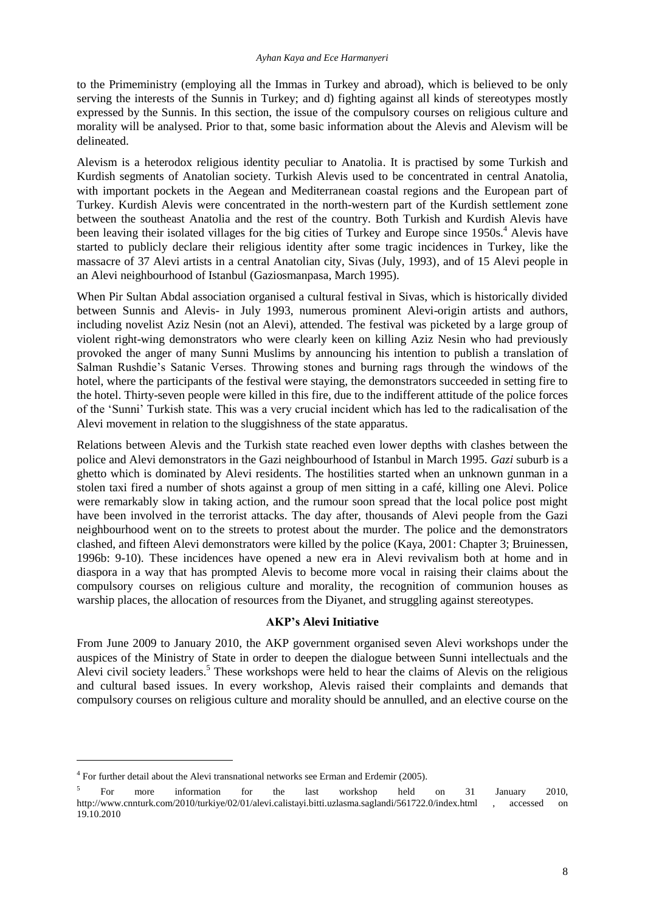to the Primeministry (employing all the Immas in Turkey and abroad), which is believed to be only serving the interests of the Sunnis in Turkey; and d) fighting against all kinds of stereotypes mostly expressed by the Sunnis. In this section, the issue of the compulsory courses on religious culture and morality will be analysed. Prior to that, some basic information about the Alevis and Alevism will be delineated.

Alevism is a heterodox religious identity peculiar to Anatolia. It is practised by some Turkish and Kurdish segments of Anatolian society. Turkish Alevis used to be concentrated in central Anatolia, with important pockets in the Aegean and Mediterranean coastal regions and the European part of Turkey. Kurdish Alevis were concentrated in the north-western part of the Kurdish settlement zone between the southeast Anatolia and the rest of the country. Both Turkish and Kurdish Alevis have been leaving their isolated villages for the big cities of Turkey and Europe since 1950s.[4] Alevis have started to publicly declare their religious identity after some tragic incidences in Turkey, like the massacre of 37 Alevi artists in a central Anatolian city, Sivas (July, 1993), and of 15 Alevi people in an Alevi neighbourhood of Istanbul (Gaziosmanpasa, March 1995).

When Pir Sultan Abdal association organised a cultural festival in Sivas, which is historically divided between Sunnis and Alevis- in July 1993, numerous prominent Alevi-origin artists and authors, including novelist Aziz Nesin (not an Alevi), attended. The festival was picketed by a large group of violent right-wing demonstrators who were clearly keen on killing Aziz Nesin who had previously provoked the anger of many Sunni Muslims by announcing his intention to publish a translation of Salman Rushdie's Satanic Verses. Throwing stones and burning rags through the windows of the hotel, where the participants of the festival were staying, the demonstrators succeeded in setting fire to the hotel. Thirty-seven people were killed in this fire, due to the indifferent attitude of the police forces of the 'Sunni' Turkish state. This was a very crucial incident which has led to the radicalisation of the Alevi movement in relation to the sluggishness of the state apparatus.

Relations between Alevis and the Turkish state reached even lower depths with clashes between the police and Alevi demonstrators in the Gazi neighbourhood of Istanbul in March 1995. *Gazi* suburb is a ghetto which is dominated by Alevi residents. The hostilities started when an unknown gunman in a stolen taxi fired a number of shots against a group of men sitting in a café, killing one Alevi. Police were remarkably slow in taking action, and the rumour soon spread that the local police post might have been involved in the terrorist attacks. The day after, thousands of Alevi people from the Gazi neighbourhood went on to the streets to protest about the murder. The police and the demonstrators clashed, and fifteen Alevi demonstrators were killed by the police (Kaya, 2001: Chapter 3; Bruinessen, 1996b: 9-10). These incidences have opened a new era in Alevi revivalism both at home and in diaspora in a way that has prompted Alevis to become more vocal in raising their claims about the compulsory courses on religious culture and morality, the recognition of communion houses as warship places, the allocation of resources from the Diyanet, and struggling against stereotypes.

### AKP's Alevi Initiative

From June 2009 to January 2010, the AKP government organised seven Alevi workshops under the auspices of the Ministry of State in order to deepen the dialogue between Sunni intellectuals and the Alevi civil society leaders.[5] These workshops were held to hear the claims of Alevis on the religious and cultural based issues. In every workshop, Alevis raised their complaints and demands that compulsory courses on religious culture and morality should be annulled, and an elective course on the

---

[4] For further detail about the Alevi transnational networks see Erman and Erdemir (2005).

[5] For more information for the last workshop held on 31 January 2010, http://www.cnnturk.com/2010/turkiye/02/01/alevi.calistayi.bitti.uzlasma.saglandi/561722.0/index.html , accessed on 19.10.2010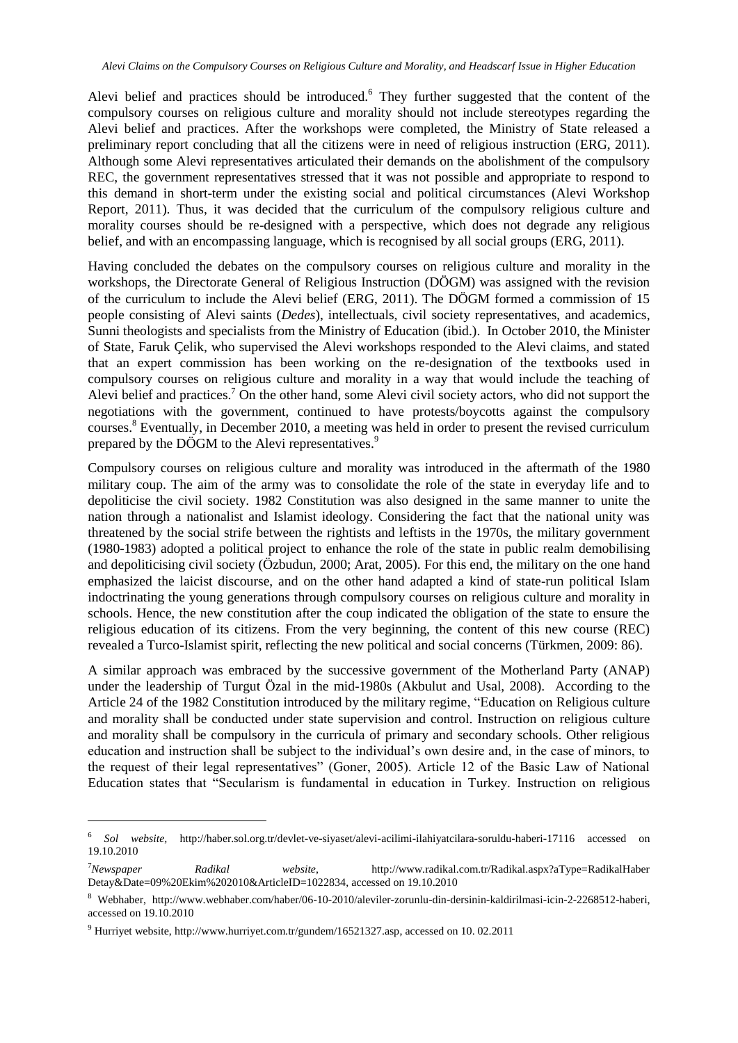Alevi belief and practices should be introduced.[6] They further suggested that the content of the compulsory courses on religious culture and morality should not include stereotypes regarding the Alevi belief and practices. After the workshops were completed, the Ministry of State released a preliminary report concluding that all the citizens were in need of religious instruction (ERG, 2011). Although some Alevi representatives articulated their demands on the abolishment of the compulsory REC, the government representatives stressed that it was not possible and appropriate to respond to this demand in short-term under the existing social and political circumstances (Alevi Workshop Report, 2011). Thus, it was decided that the curriculum of the compulsory religious culture and morality courses should be re-designed with a perspective, which does not degrade any religious belief, and with an encompassing language, which is recognised by all social groups (ERG, 2011).

Having concluded the debates on the compulsory courses on religious culture and morality in the workshops, the Directorate General of Religious Instruction (DÖGM) was assigned with the revision of the curriculum to include the Alevi belief (ERG, 2011). The DÖGM formed a commission of 15 people consisting of Alevi saints (*Dedes*), intellectuals, civil society representatives, and academics, Sunni theologists and specialists from the Ministry of Education (ibid.). In October 2010, the Minister of State, Faruk Çelik, who supervised the Alevi workshops responded to the Alevi claims, and stated that an expert commission has been working on the re-designation of the textbooks used in compulsory courses on religious culture and morality in a way that would include the teaching of Alevi belief and practices.[7] On the other hand, some Alevi civil society actors, who did not support the negotiations with the government, continued to have protests/boycotts against the compulsory courses.[8] Eventually, in December 2010, a meeting was held in order to present the revised curriculum prepared by the DÖGM to the Alevi representatives.[9]

Compulsory courses on religious culture and morality was introduced in the aftermath of the 1980 military coup. The aim of the army was to consolidate the role of the state in everyday life and to depoliticise the civil society. 1982 Constitution was also designed in the same manner to unite the nation through a nationalist and Islamist ideology. Considering the fact that the national unity was threatened by the social strife between the rightists and leftists in the 1970s, the military government (1980-1983) adopted a political project to enhance the role of the state in public realm demobilising and depoliticising civil society (Özbudun, 2000; Arat, 2005). For this end, the military on the one hand emphasized the laicist discourse, and on the other hand adapted a kind of state-run political Islam indoctrinating the young generations through compulsory courses on religious culture and morality in schools. Hence, the new constitution after the coup indicated the obligation of the state to ensure the religious education of its citizens. From the very beginning, the content of this new course (REC) revealed a Turco-Islamist spirit, reflecting the new political and social concerns (Türkmen, 2009: 86).

A similar approach was embraced by the successive government of the Motherland Party (ANAP) under the leadership of Turgut Özal in the mid-1980s (Akbulut and Usal, 2008). According to the Article 24 of the 1982 Constitution introduced by the military regime, "Education on Religious culture and morality shall be conducted under state supervision and control. Instruction on religious culture and morality shall be compulsory in the curricula of primary and secondary schools. Other religious education and instruction shall be subject to the individual's own desire and, in the case of minors, to the request of their legal representatives" (Goner, 2005). Article 12 of the Basic Law of National Education states that "Secularism is fundamental in education in Turkey. Instruction on religious

---

[6] *Sol website*, http://haber.sol.org.tr/devlet-ve-siyaset/alevi-acilimi-ilahiyatcilara-soruldu-haberi-17116 accessed on 19.10.2010

[7] *Newspaper Radikal website*, http://www.radikal.com.tr/Radikal.aspx?aType=RadikalHaber Detay&Date=09%20Ekim%202010&ArticleID=1022834, accessed on 19.10.2010

[8] Webhaber, http://www.webhaber.com/haber/06-10-2010/aleviler-zorunlu-din-dersinin-kaldirilmasi-icin-2-2268512-haberi, accessed on 19.10.2010

[9] Hurriyet website, http://www.hurriyet.com.tr/gundem/16521327.asp, accessed on 10. 02.2011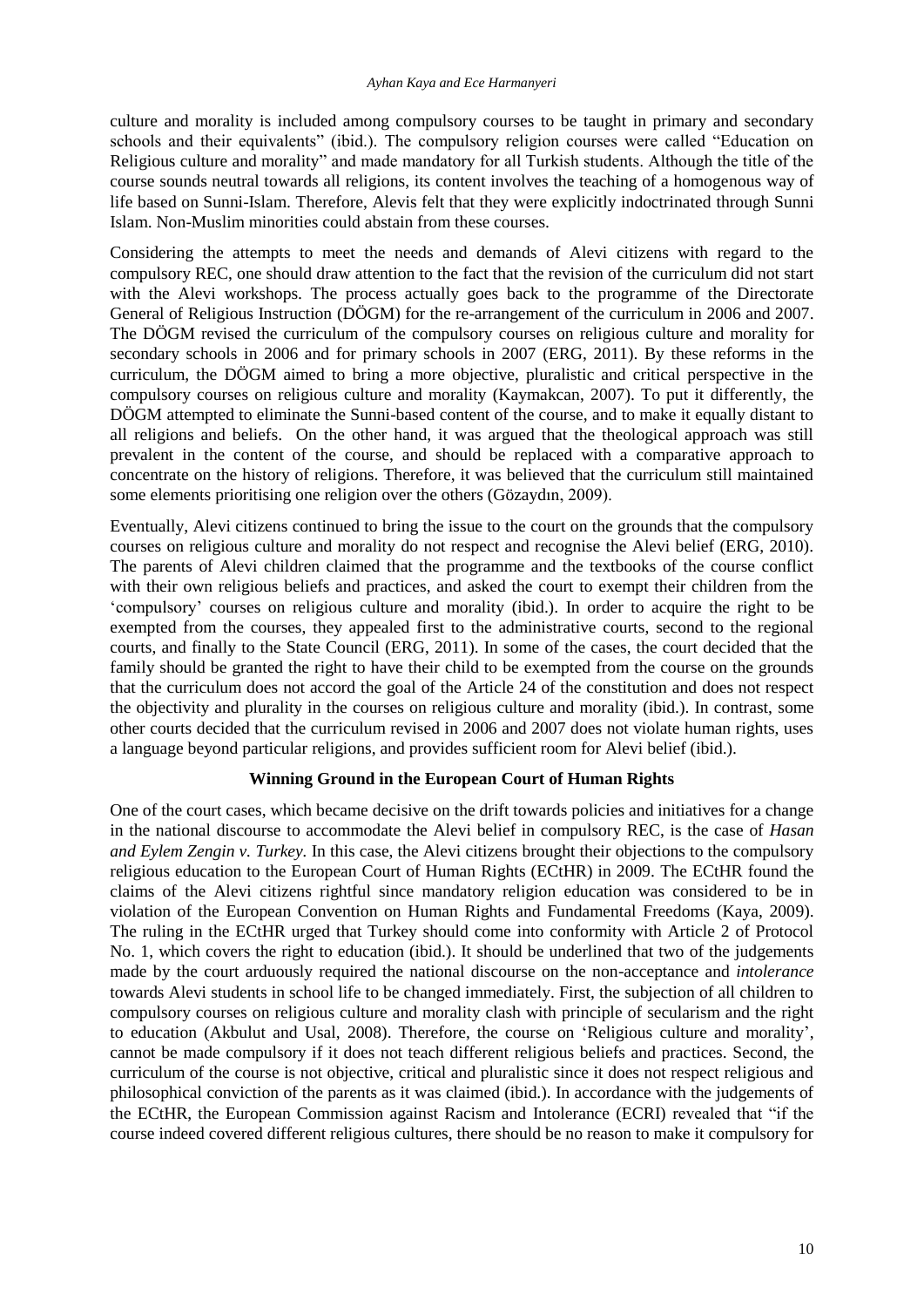culture and morality is included among compulsory courses to be taught in primary and secondary schools and their equivalents" (ibid.). The compulsory religion courses were called "Education on Religious culture and morality" and made mandatory for all Turkish students. Although the title of the course sounds neutral towards all religions, its content involves the teaching of a homogenous way of life based on Sunni-Islam. Therefore, Alevis felt that they were explicitly indoctrinated through Sunni Islam. Non-Muslim minorities could abstain from these courses.

Considering the attempts to meet the needs and demands of Alevi citizens with regard to the compulsory REC, one should draw attention to the fact that the revision of the curriculum did not start with the Alevi workshops. The process actually goes back to the programme of the Directorate General of Religious Instruction (DÖGM) for the re-arrangement of the curriculum in 2006 and 2007. The DÖGM revised the curriculum of the compulsory courses on religious culture and morality for secondary schools in 2006 and for primary schools in 2007 (ERG, 2011). By these reforms in the curriculum, the DÖGM aimed to bring a more objective, pluralistic and critical perspective in the compulsory courses on religious culture and morality (Kaymakcan, 2007). To put it differently, the DÖGM attempted to eliminate the Sunni-based content of the course, and to make it equally distant to all religions and beliefs. On the other hand, it was argued that the theological approach was still prevalent in the content of the course, and should be replaced with a comparative approach to concentrate on the history of religions. Therefore, it was believed that the curriculum still maintained some elements prioritising one religion over the others (Gözaydın, 2009).

Eventually, Alevi citizens continued to bring the issue to the court on the grounds that the compulsory courses on religious culture and morality do not respect and recognise the Alevi belief (ERG, 2010). The parents of Alevi children claimed that the programme and the textbooks of the course conflict with their own religious beliefs and practices, and asked the court to exempt their children from the 'compulsory' courses on religious culture and morality (ibid.). In order to acquire the right to be exempted from the courses, they appealed first to the administrative courts, second to the regional courts, and finally to the State Council (ERG, 2011). In some of the cases, the court decided that the family should be granted the right to have their child to be exempted from the course on the grounds that the curriculum does not accord the goal of the Article 24 of the constitution and does not respect the objectivity and plurality in the courses on religious culture and morality (ibid.). In contrast, some other courts decided that the curriculum revised in 2006 and 2007 does not violate human rights, uses a language beyond particular religions, and provides sufficient room for Alevi belief (ibid.).

## Winning Ground in the European Court of Human Rights

One of the court cases, which became decisive on the drift towards policies and initiatives for a change in the national discourse to accommodate the Alevi belief in compulsory REC, is the case of *Hasan and Eylem Zengin v. Turkey.* In this case, the Alevi citizens brought their objections to the compulsory religious education to the European Court of Human Rights (ECtHR) in 2009. The ECtHR found the claims of the Alevi citizens rightful since mandatory religion education was considered to be in violation of the European Convention on Human Rights and Fundamental Freedoms (Kaya, 2009). The ruling in the ECtHR urged that Turkey should come into conformity with Article 2 of Protocol No. 1, which covers the right to education (ibid.). It should be underlined that two of the judgements made by the court arduously required the national discourse on the non-acceptance and *intolerance* towards Alevi students in school life to be changed immediately. First, the subjection of all children to compulsory courses on religious culture and morality clash with principle of secularism and the right to education (Akbulut and Usal, 2008). Therefore, the course on 'Religious culture and morality', cannot be made compulsory if it does not teach different religious beliefs and practices. Second, the curriculum of the course is not objective, critical and pluralistic since it does not respect religious and philosophical conviction of the parents as it was claimed (ibid.). In accordance with the judgements of the ECtHR, the European Commission against Racism and Intolerance (ECRI) revealed that "if the course indeed covered different religious cultures, there should be no reason to make it compulsory for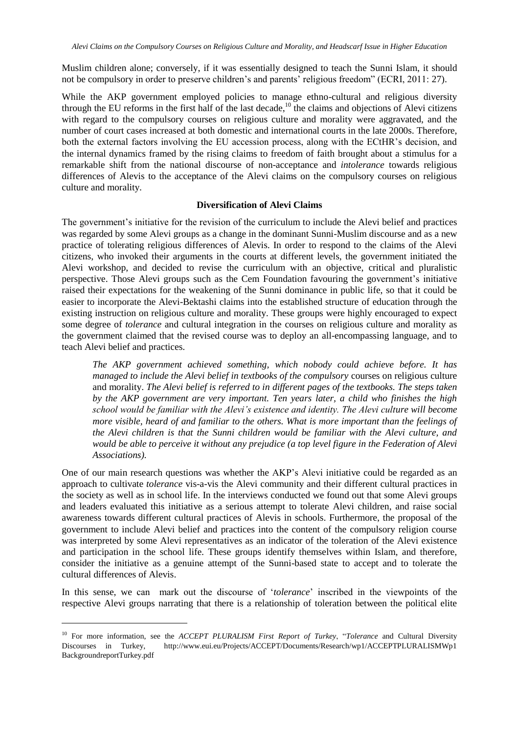Muslim children alone; conversely, if it was essentially designed to teach the Sunni Islam, it should not be compulsory in order to preserve children's and parents' religious freedom" (ECRI, 2011: 27).

While the AKP government employed policies to manage ethno-cultural and religious diversity through the EU reforms in the first half of the last decade,[10] the claims and objections of Alevi citizens with regard to the compulsory courses on religious culture and morality were aggravated, and the number of court cases increased at both domestic and international courts in the late 2000s. Therefore, both the external factors involving the EU accession process, along with the ECtHR's decision, and the internal dynamics framed by the rising claims to freedom of faith brought about a stimulus for a remarkable shift from the national discourse of non-acceptance and *intolerance* towards religious differences of Alevis to the acceptance of the Alevi claims on the compulsory courses on religious culture and morality.

**Diversification of Alevi Claims**

The government's initiative for the revision of the curriculum to include the Alevi belief and practices was regarded by some Alevi groups as a change in the dominant Sunni-Muslim discourse and as a new practice of tolerating religious differences of Alevis. In order to respond to the claims of the Alevi citizens, who invoked their arguments in the courts at different levels, the government initiated the Alevi workshop, and decided to revise the curriculum with an objective, critical and pluralistic perspective. Those Alevi groups such as the Cem Foundation favouring the government's initiative raised their expectations for the weakening of the Sunni dominance in public life, so that it could be easier to incorporate the Alevi-Bektashi claims into the established structure of education through the existing instruction on religious culture and morality. These groups were highly encouraged to expect some degree of *tolerance* and cultural integration in the courses on religious culture and morality as the government claimed that the revised course was to deploy an all-encompassing language, and to teach Alevi belief and practices.

> *The AKP government achieved something, which nobody could achieve before. It has managed to include the Alevi belief in textbooks of the compulsory* courses on religious culture and morality. *The Alevi belief is referred to in different pages of the textbooks. The steps taken by the AKP government are very important. Ten years later, a child who finishes the high school would be familiar with the Alevi's existence and identity. The Alevi culture will become more visible, heard of and familiar to the others. What is more important than the feelings of the Alevi children is that the Sunni children would be familiar with the Alevi culture, and would be able to perceive it without any prejudice (a top level figure in the Federation of Alevi Associations).*

One of our main research questions was whether the AKP's Alevi initiative could be regarded as an approach to cultivate *tolerance* vis-a-vis the Alevi community and their different cultural practices in the society as well as in school life. In the interviews conducted we found out that some Alevi groups and leaders evaluated this initiative as a serious attempt to tolerate Alevi children, and raise social awareness towards different cultural practices of Alevis in schools. Furthermore, the proposal of the government to include Alevi belief and practices into the content of the compulsory religion course was interpreted by some Alevi representatives as an indicator of the toleration of the Alevi existence and participation in the school life. These groups identify themselves within Islam, and therefore, consider the initiative as a genuine attempt of the Sunni-based state to accept and to tolerate the cultural differences of Alevis.

In this sense, we can mark out the discourse of '*tolerance*' inscribed in the viewpoints of the respective Alevi groups narrating that there is a relationship of toleration between the political elite

---

[10] For more information, see the *ACCEPT PLURALISM First Report of Turkey*, "*Tolerance* and Cultural Diversity Discourses in Turkey, http://www.eui.eu/Projects/ACCEPT/Documents/Research/wp1/ACCEPTPLURALISMWp1 BackgroundreportTurkey.pdf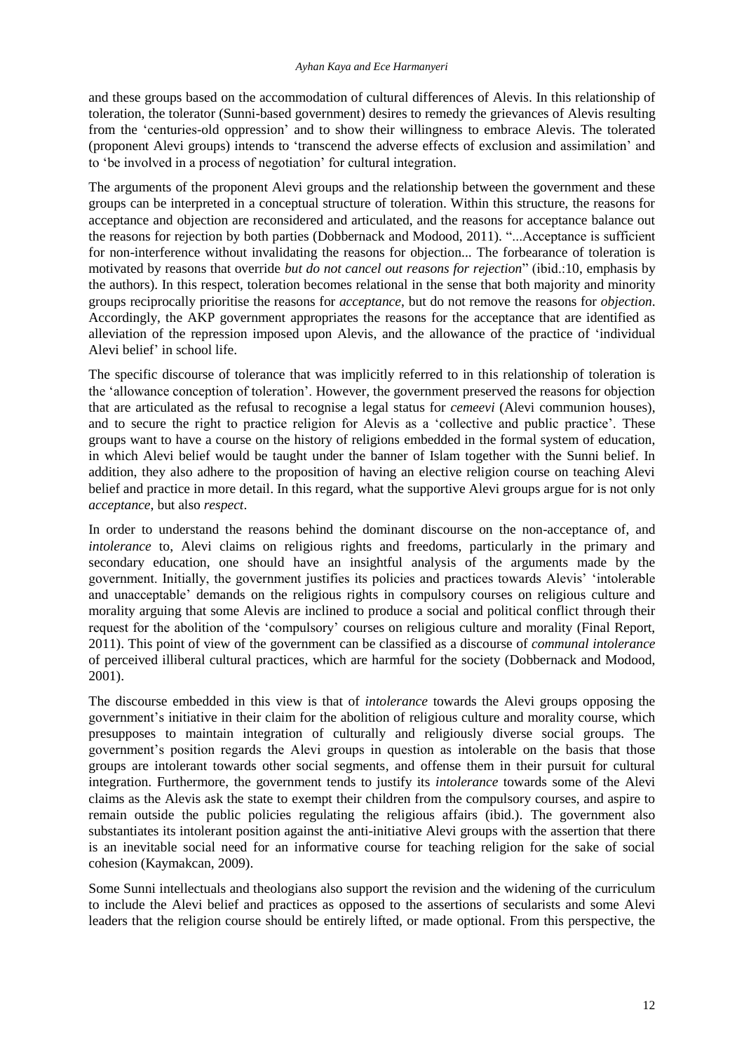and these groups based on the accommodation of cultural differences of Alevis. In this relationship of toleration, the tolerator (Sunni-based government) desires to remedy the grievances of Alevis resulting from the 'centuries-old oppression' and to show their willingness to embrace Alevis. The tolerated (proponent Alevi groups) intends to 'transcend the adverse effects of exclusion and assimilation' and to 'be involved in a process of negotiation' for cultural integration.

The arguments of the proponent Alevi groups and the relationship between the government and these groups can be interpreted in a conceptual structure of toleration. Within this structure, the reasons for acceptance and objection are reconsidered and articulated, and the reasons for acceptance balance out the reasons for rejection by both parties (Dobbernack and Modood, 2011). "...Acceptance is sufficient for non-interference without invalidating the reasons for objection... The forbearance of toleration is motivated by reasons that override *but do not cancel out reasons for rejection*" (ibid.:10, emphasis by the authors). In this respect, toleration becomes relational in the sense that both majority and minority groups reciprocally prioritise the reasons for *acceptance*, but do not remove the reasons for *objection*. Accordingly, the AKP government appropriates the reasons for the acceptance that are identified as alleviation of the repression imposed upon Alevis, and the allowance of the practice of 'individual Alevi belief' in school life.

The specific discourse of tolerance that was implicitly referred to in this relationship of toleration is the 'allowance conception of toleration'. However, the government preserved the reasons for objection that are articulated as the refusal to recognise a legal status for *cemeevi* (Alevi communion houses), and to secure the right to practice religion for Alevis as a 'collective and public practice'. These groups want to have a course on the history of religions embedded in the formal system of education, in which Alevi belief would be taught under the banner of Islam together with the Sunni belief. In addition, they also adhere to the proposition of having an elective religion course on teaching Alevi belief and practice in more detail. In this regard, what the supportive Alevi groups argue for is not only *acceptance*, but also *respect*.

In order to understand the reasons behind the dominant discourse on the non-acceptance of, and *intolerance* to, Alevi claims on religious rights and freedoms, particularly in the primary and secondary education, one should have an insightful analysis of the arguments made by the government. Initially, the government justifies its policies and practices towards Alevis' 'intolerable and unacceptable' demands on the religious rights in compulsory courses on religious culture and morality arguing that some Alevis are inclined to produce a social and political conflict through their request for the abolition of the 'compulsory' courses on religious culture and morality (Final Report, 2011). This point of view of the government can be classified as a discourse of *communal intolerance* of perceived illiberal cultural practices, which are harmful for the society (Dobbernack and Modood, 2001).

The discourse embedded in this view is that of *intolerance* towards the Alevi groups opposing the government's initiative in their claim for the abolition of religious culture and morality course, which presupposes to maintain integration of culturally and religiously diverse social groups. The government's position regards the Alevi groups in question as intolerable on the basis that those groups are intolerant towards other social segments, and offense them in their pursuit for cultural integration. Furthermore, the government tends to justify its *intolerance* towards some of the Alevi claims as the Alevis ask the state to exempt their children from the compulsory courses, and aspire to remain outside the public policies regulating the religious affairs (ibid.). The government also substantiates its intolerant position against the anti-initiative Alevi groups with the assertion that there is an inevitable social need for an informative course for teaching religion for the sake of social cohesion (Kaymakcan, 2009).

Some Sunni intellectuals and theologians also support the revision and the widening of the curriculum to include the Alevi belief and practices as opposed to the assertions of secularists and some Alevi leaders that the religion course should be entirely lifted, or made optional. From this perspective, the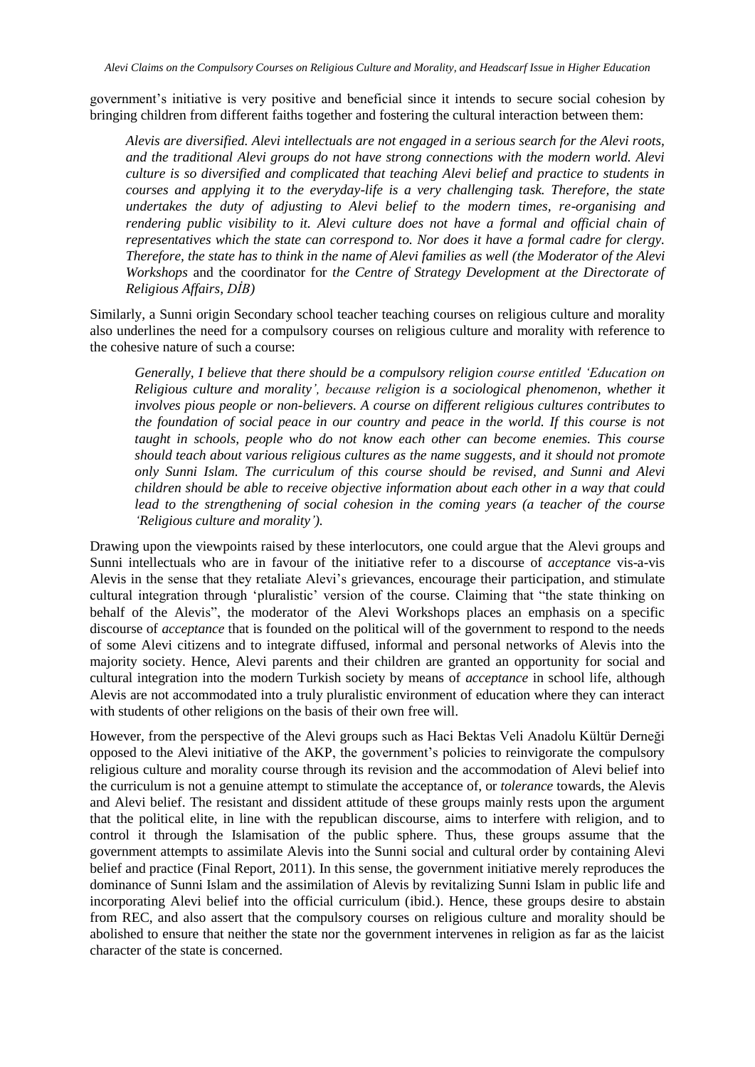government's initiative is very positive and beneficial since it intends to secure social cohesion by bringing children from different faiths together and fostering the cultural interaction between them:

> *Alevis are diversified. Alevi intellectuals are not engaged in a serious search for the Alevi roots, and the traditional Alevi groups do not have strong connections with the modern world. Alevi culture is so diversified and complicated that teaching Alevi belief and practice to students in courses and applying it to the everyday-life is a very challenging task. Therefore, the state undertakes the duty of adjusting to Alevi belief to the modern times, re-organising and rendering public visibility to it. Alevi culture does not have a formal and official chain of representatives which the state can correspond to. Nor does it have a formal cadre for clergy. Therefore, the state has to think in the name of Alevi families as well (the Moderator of the Alevi Workshops* and the coordinator for *the Centre of Strategy Development at the Directorate of Religious Affairs, DİB)*

Similarly, a Sunni origin Secondary school teacher teaching courses on religious culture and morality also underlines the need for a compulsory courses on religious culture and morality with reference to the cohesive nature of such a course:

> *Generally, I believe that there should be a compulsory religion course entitled 'Education on Religious culture and morality', because religion is a sociological phenomenon, whether it involves pious people or non-believers. A course on different religious cultures contributes to the foundation of social peace in our country and peace in the world. If this course is not taught in schools, people who do not know each other can become enemies. This course should teach about various religious cultures as the name suggests, and it should not promote only Sunni Islam. The curriculum of this course should be revised, and Sunni and Alevi children should be able to receive objective information about each other in a way that could lead to the strengthening of social cohesion in the coming years (a teacher of the course 'Religious culture and morality').*

Drawing upon the viewpoints raised by these interlocutors, one could argue that the Alevi groups and Sunni intellectuals who are in favour of the initiative refer to a discourse of *acceptance* vis-a-vis Alevis in the sense that they retaliate Alevi's grievances, encourage their participation, and stimulate cultural integration through 'pluralistic' version of the course. Claiming that "the state thinking on behalf of the Alevis", the moderator of the Alevi Workshops places an emphasis on a specific discourse of *acceptance* that is founded on the political will of the government to respond to the needs of some Alevi citizens and to integrate diffused, informal and personal networks of Alevis into the majority society. Hence, Alevi parents and their children are granted an opportunity for social and cultural integration into the modern Turkish society by means of *acceptance* in school life, although Alevis are not accommodated into a truly pluralistic environment of education where they can interact with students of other religions on the basis of their own free will.

However, from the perspective of the Alevi groups such as Haci Bektas Veli Anadolu Kültür Derneği opposed to the Alevi initiative of the AKP, the government's policies to reinvigorate the compulsory religious culture and morality course through its revision and the accommodation of Alevi belief into the curriculum is not a genuine attempt to stimulate the acceptance of, or *tolerance* towards, the Alevis and Alevi belief. The resistant and dissident attitude of these groups mainly rests upon the argument that the political elite, in line with the republican discourse, aims to interfere with religion, and to control it through the Islamisation of the public sphere. Thus, these groups assume that the government attempts to assimilate Alevis into the Sunni social and cultural order by containing Alevi belief and practice (Final Report, 2011). In this sense, the government initiative merely reproduces the dominance of Sunni Islam and the assimilation of Alevis by revitalizing Sunni Islam in public life and incorporating Alevi belief into the official curriculum (ibid.). Hence, these groups desire to abstain from REC, and also assert that the compulsory courses on religious culture and morality should be abolished to ensure that neither the state nor the government intervenes in religion as far as the laicist character of the state is concerned.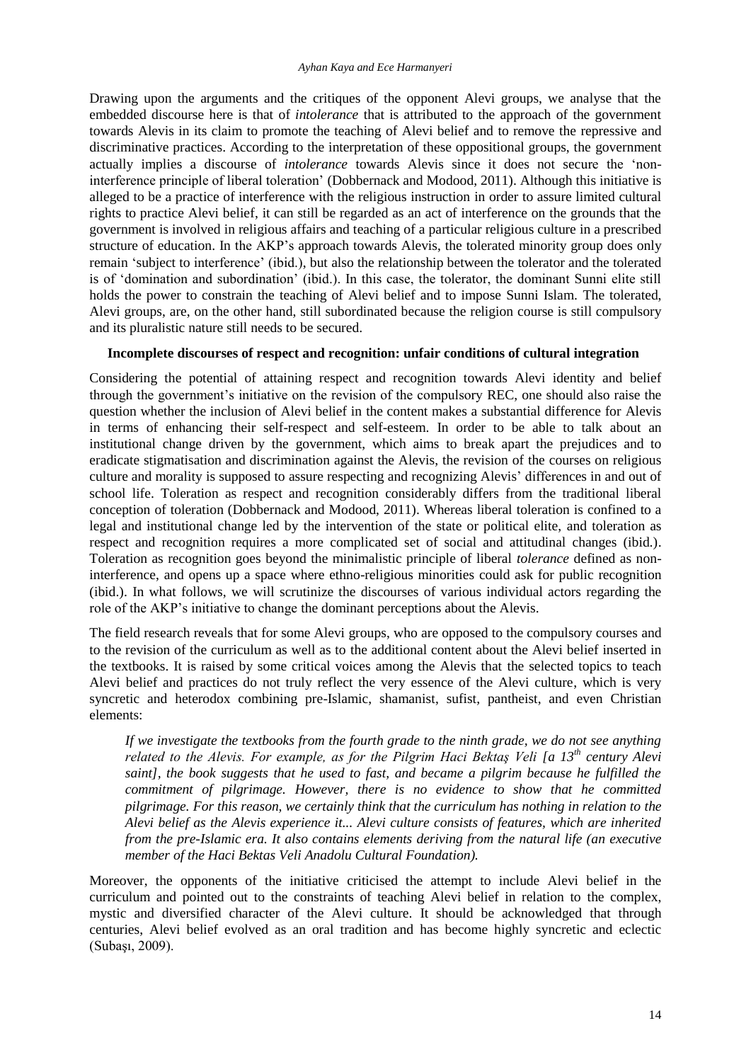Drawing upon the arguments and the critiques of the opponent Alevi groups, we analyse that the embedded discourse here is that of *intolerance* that is attributed to the approach of the government towards Alevis in its claim to promote the teaching of Alevi belief and to remove the repressive and discriminative practices. According to the interpretation of these oppositional groups, the government actually implies a discourse of *intolerance* towards Alevis since it does not secure the 'non-interference principle of liberal toleration' (Dobbernack and Modood, 2011). Although this initiative is alleged to be a practice of interference with the religious instruction in order to assure limited cultural rights to practice Alevi belief, it can still be regarded as an act of interference on the grounds that the government is involved in religious affairs and teaching of a particular religious culture in a prescribed structure of education. In the AKP's approach towards Alevis, the tolerated minority group does only remain 'subject to interference' (ibid.), but also the relationship between the tolerator and the tolerated is of 'domination and subordination' (ibid.). In this case, the tolerator, the dominant Sunni elite still holds the power to constrain the teaching of Alevi belief and to impose Sunni Islam. The tolerated, Alevi groups, are, on the other hand, still subordinated because the religion course is still compulsory and its pluralistic nature still needs to be secured.

### Incomplete discourses of respect and recognition: unfair conditions of cultural integration

Considering the potential of attaining respect and recognition towards Alevi identity and belief through the government's initiative on the revision of the compulsory REC, one should also raise the question whether the inclusion of Alevi belief in the content makes a substantial difference for Alevis in terms of enhancing their self-respect and self-esteem. In order to be able to talk about an institutional change driven by the government, which aims to break apart the prejudices and to eradicate stigmatisation and discrimination against the Alevis, the revision of the courses on religious culture and morality is supposed to assure respecting and recognizing Alevis' differences in and out of school life. Toleration as respect and recognition considerably differs from the traditional liberal conception of toleration (Dobbernack and Modood, 2011). Whereas liberal toleration is confined to a legal and institutional change led by the intervention of the state or political elite, and toleration as respect and recognition requires a more complicated set of social and attitudinal changes (ibid.). Toleration as recognition goes beyond the minimalistic principle of liberal *tolerance* defined as non-interference, and opens up a space where ethno-religious minorities could ask for public recognition (ibid.). In what follows, we will scrutinize the discourses of various individual actors regarding the role of the AKP's initiative to change the dominant perceptions about the Alevis.

The field research reveals that for some Alevi groups, who are opposed to the compulsory courses and to the revision of the curriculum as well as to the additional content about the Alevi belief inserted in the textbooks. It is raised by some critical voices among the Alevis that the selected topics to teach Alevi belief and practices do not truly reflect the very essence of the Alevi culture, which is very syncretic and heterodox combining pre-Islamic, shamanist, sufist, pantheist, and even Christian elements:

> *If we investigate the textbooks from the fourth grade to the ninth grade, we do not see anything related to the Alevis. For example, as for the Pilgrim Haci Bektaş Veli [a 13th century Alevi saint], the book suggests that he used to fast, and became a pilgrim because he fulfilled the commitment of pilgrimage. However, there is no evidence to show that he committed pilgrimage. For this reason, we certainly think that the curriculum has nothing in relation to the Alevi belief as the Alevis experience it... Alevi culture consists of features, which are inherited from the pre-Islamic era. It also contains elements deriving from the natural life (an executive member of the Haci Bektas Veli Anadolu Cultural Foundation).*

Moreover, the opponents of the initiative criticised the attempt to include Alevi belief in the curriculum and pointed out to the constraints of teaching Alevi belief in relation to the complex, mystic and diversified character of the Alevi culture. It should be acknowledged that through centuries, Alevi belief evolved as an oral tradition and has become highly syncretic and eclectic (Subaşı, 2009).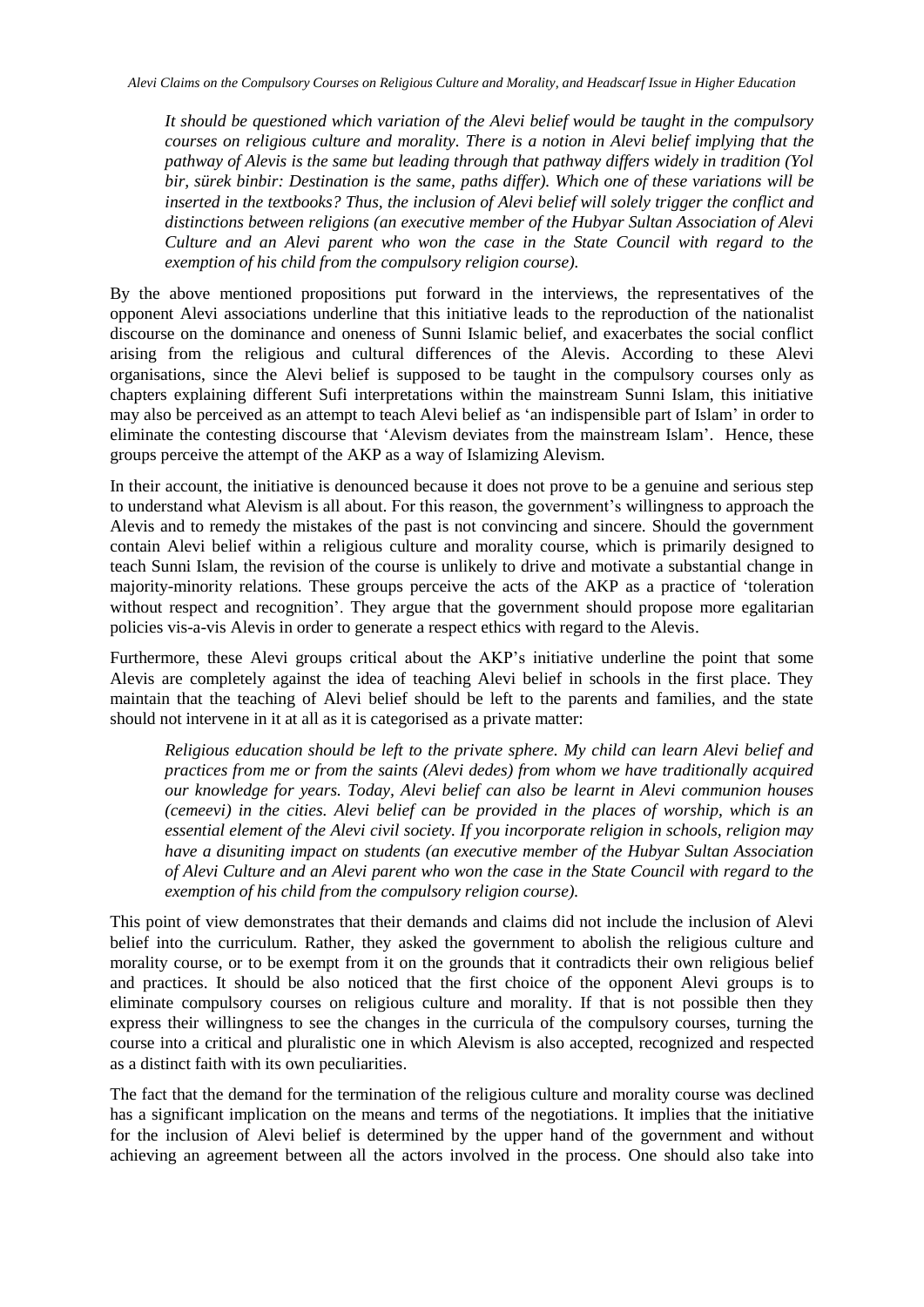> *It should be questioned which variation of the Alevi belief would be taught in the compulsory courses on religious culture and morality. There is a notion in Alevi belief implying that the pathway of Alevis is the same but leading through that pathway differs widely in tradition (Yol bir, sürek binbir: Destination is the same, paths differ). Which one of these variations will be inserted in the textbooks? Thus, the inclusion of Alevi belief will solely trigger the conflict and distinctions between religions (an executive member of the Hubyar Sultan Association of Alevi Culture and an Alevi parent who won the case in the State Council with regard to the exemption of his child from the compulsory religion course).*

By the above mentioned propositions put forward in the interviews, the representatives of the opponent Alevi associations underline that this initiative leads to the reproduction of the nationalist discourse on the dominance and oneness of Sunni Islamic belief, and exacerbates the social conflict arising from the religious and cultural differences of the Alevis. According to these Alevi organisations, since the Alevi belief is supposed to be taught in the compulsory courses only as chapters explaining different Sufi interpretations within the mainstream Sunni Islam, this initiative may also be perceived as an attempt to teach Alevi belief as 'an indispensible part of Islam' in order to eliminate the contesting discourse that 'Alevism deviates from the mainstream Islam'. Hence, these groups perceive the attempt of the AKP as a way of Islamizing Alevism.

In their account, the initiative is denounced because it does not prove to be a genuine and serious step to understand what Alevism is all about. For this reason, the government's willingness to approach the Alevis and to remedy the mistakes of the past is not convincing and sincere. Should the government contain Alevi belief within a religious culture and morality course, which is primarily designed to teach Sunni Islam, the revision of the course is unlikely to drive and motivate a substantial change in majority-minority relations. These groups perceive the acts of the AKP as a practice of 'toleration without respect and recognition'. They argue that the government should propose more egalitarian policies vis-a-vis Alevis in order to generate a respect ethics with regard to the Alevis.

Furthermore, these Alevi groups critical about the AKP's initiative underline the point that some Alevis are completely against the idea of teaching Alevi belief in schools in the first place. They maintain that the teaching of Alevi belief should be left to the parents and families, and the state should not intervene in it at all as it is categorised as a private matter:

> *Religious education should be left to the private sphere. My child can learn Alevi belief and practices from me or from the saints (Alevi dedes) from whom we have traditionally acquired our knowledge for years. Today, Alevi belief can also be learnt in Alevi communion houses (cemeevi) in the cities. Alevi belief can be provided in the places of worship, which is an essential element of the Alevi civil society. If you incorporate religion in schools, religion may have a disuniting impact on students (an executive member of the Hubyar Sultan Association of Alevi Culture and an Alevi parent who won the case in the State Council with regard to the exemption of his child from the compulsory religion course).*

This point of view demonstrates that their demands and claims did not include the inclusion of Alevi belief into the curriculum. Rather, they asked the government to abolish the religious culture and morality course, or to be exempt from it on the grounds that it contradicts their own religious belief and practices. It should be also noticed that the first choice of the opponent Alevi groups is to eliminate compulsory courses on religious culture and morality. If that is not possible then they express their willingness to see the changes in the curricula of the compulsory courses, turning the course into a critical and pluralistic one in which Alevism is also accepted, recognized and respected as a distinct faith with its own peculiarities.

The fact that the demand for the termination of the religious culture and morality course was declined has a significant implication on the means and terms of the negotiations. It implies that the initiative for the inclusion of Alevi belief is determined by the upper hand of the government and without achieving an agreement between all the actors involved in the process. One should also take into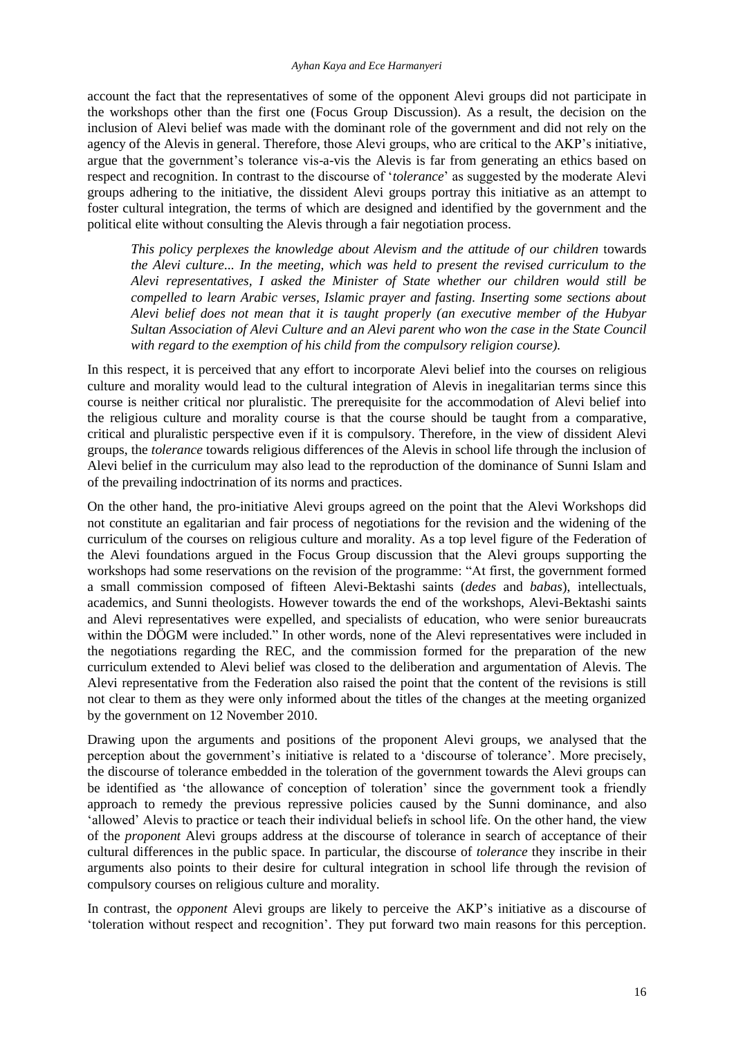account the fact that the representatives of some of the opponent Alevi groups did not participate in the workshops other than the first one (Focus Group Discussion). As a result, the decision on the inclusion of Alevi belief was made with the dominant role of the government and did not rely on the agency of the Alevis in general. Therefore, those Alevi groups, who are critical to the AKP's initiative, argue that the government's tolerance vis-a-vis the Alevis is far from generating an ethics based on respect and recognition. In contrast to the discourse of '*tolerance*' as suggested by the moderate Alevi groups adhering to the initiative, the dissident Alevi groups portray this initiative as an attempt to foster cultural integration, the terms of which are designed and identified by the government and the political elite without consulting the Alevis through a fair negotiation process.

> *This policy perplexes the knowledge about Alevism and the attitude of our children* towards *the Alevi culture... In the meeting, which was held to present the revised curriculum to the Alevi representatives, I asked the Minister of State whether our children would still be compelled to learn Arabic verses, Islamic prayer and fasting. Inserting some sections about Alevi belief does not mean that it is taught properly (an executive member of the Hubyar Sultan Association of Alevi Culture and an Alevi parent who won the case in the State Council with regard to the exemption of his child from the compulsory religion course).*

In this respect, it is perceived that any effort to incorporate Alevi belief into the courses on religious culture and morality would lead to the cultural integration of Alevis in inegalitarian terms since this course is neither critical nor pluralistic. The prerequisite for the accommodation of Alevi belief into the religious culture and morality course is that the course should be taught from a comparative, critical and pluralistic perspective even if it is compulsory. Therefore, in the view of dissident Alevi groups, the *tolerance* towards religious differences of the Alevis in school life through the inclusion of Alevi belief in the curriculum may also lead to the reproduction of the dominance of Sunni Islam and of the prevailing indoctrination of its norms and practices.

On the other hand, the pro-initiative Alevi groups agreed on the point that the Alevi Workshops did not constitute an egalitarian and fair process of negotiations for the revision and the widening of the curriculum of the courses on religious culture and morality. As a top level figure of the Federation of the Alevi foundations argued in the Focus Group discussion that the Alevi groups supporting the workshops had some reservations on the revision of the programme: "At first, the government formed a small commission composed of fifteen Alevi-Bektashi saints (*dedes* and *babas*), intellectuals, academics, and Sunni theologists. However towards the end of the workshops, Alevi-Bektashi saints and Alevi representatives were expelled, and specialists of education, who were senior bureaucrats within the DÖGM were included." In other words, none of the Alevi representatives were included in the negotiations regarding the REC, and the commission formed for the preparation of the new curriculum extended to Alevi belief was closed to the deliberation and argumentation of Alevis. The Alevi representative from the Federation also raised the point that the content of the revisions is still not clear to them as they were only informed about the titles of the changes at the meeting organized by the government on 12 November 2010.

Drawing upon the arguments and positions of the proponent Alevi groups, we analysed that the perception about the government's initiative is related to a 'discourse of tolerance'. More precisely, the discourse of tolerance embedded in the toleration of the government towards the Alevi groups can be identified as 'the allowance of conception of toleration' since the government took a friendly approach to remedy the previous repressive policies caused by the Sunni dominance, and also 'allowed' Alevis to practice or teach their individual beliefs in school life. On the other hand, the view of the *proponent* Alevi groups address at the discourse of tolerance in search of acceptance of their cultural differences in the public space. In particular, the discourse of *tolerance* they inscribe in their arguments also points to their desire for cultural integration in school life through the revision of compulsory courses on religious culture and morality.

In contrast, the *opponent* Alevi groups are likely to perceive the AKP's initiative as a discourse of 'toleration without respect and recognition'. They put forward two main reasons for this perception.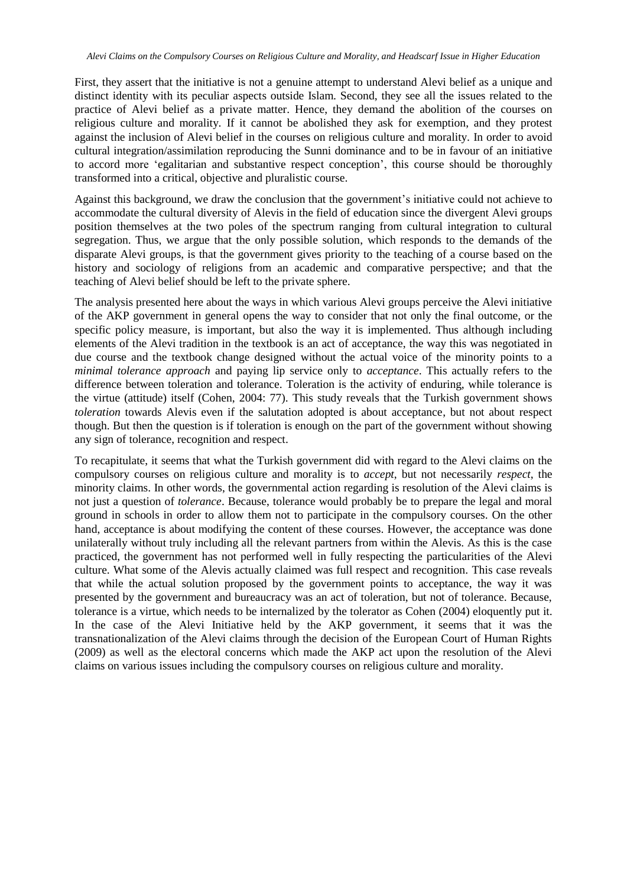First, they assert that the initiative is not a genuine attempt to understand Alevi belief as a unique and distinct identity with its peculiar aspects outside Islam. Second, they see all the issues related to the practice of Alevi belief as a private matter. Hence, they demand the abolition of the courses on religious culture and morality. If it cannot be abolished they ask for exemption, and they protest against the inclusion of Alevi belief in the courses on religious culture and morality. In order to avoid cultural integration/assimilation reproducing the Sunni dominance and to be in favour of an initiative to accord more 'egalitarian and substantive respect conception', this course should be thoroughly transformed into a critical, objective and pluralistic course.

Against this background, we draw the conclusion that the government's initiative could not achieve to accommodate the cultural diversity of Alevis in the field of education since the divergent Alevi groups position themselves at the two poles of the spectrum ranging from cultural integration to cultural segregation. Thus, we argue that the only possible solution, which responds to the demands of the disparate Alevi groups, is that the government gives priority to the teaching of a course based on the history and sociology of religions from an academic and comparative perspective; and that the teaching of Alevi belief should be left to the private sphere.

The analysis presented here about the ways in which various Alevi groups perceive the Alevi initiative of the AKP government in general opens the way to consider that not only the final outcome, or the specific policy measure, is important, but also the way it is implemented. Thus although including elements of the Alevi tradition in the textbook is an act of acceptance, the way this was negotiated in due course and the textbook change designed without the actual voice of the minority points to a *minimal tolerance approach* and paying lip service only to *acceptance*. This actually refers to the difference between toleration and tolerance. Toleration is the activity of enduring, while tolerance is the virtue (attitude) itself (Cohen, 2004: 77). This study reveals that the Turkish government shows *toleration* towards Alevis even if the salutation adopted is about acceptance, but not about respect though. But then the question is if toleration is enough on the part of the government without showing any sign of tolerance, recognition and respect.

To recapitulate, it seems that what the Turkish government did with regard to the Alevi claims on the compulsory courses on religious culture and morality is to *accept*, but not necessarily *respect*, the minority claims. In other words, the governmental action regarding is resolution of the Alevi claims is not just a question of *tolerance*. Because, tolerance would probably be to prepare the legal and moral ground in schools in order to allow them not to participate in the compulsory courses. On the other hand, acceptance is about modifying the content of these courses. However, the acceptance was done unilaterally without truly including all the relevant partners from within the Alevis. As this is the case practiced, the government has not performed well in fully respecting the particularities of the Alevi culture. What some of the Alevis actually claimed was full respect and recognition. This case reveals that while the actual solution proposed by the government points to acceptance, the way it was presented by the government and bureaucracy was an act of toleration, but not of tolerance. Because, tolerance is a virtue, which needs to be internalized by the tolerator as Cohen (2004) eloquently put it. In the case of the Alevi Initiative held by the AKP government, it seems that it was the transnationalization of the Alevi claims through the decision of the European Court of Human Rights (2009) as well as the electoral concerns which made the AKP act upon the resolution of the Alevi claims on various issues including the compulsory courses on religious culture and morality.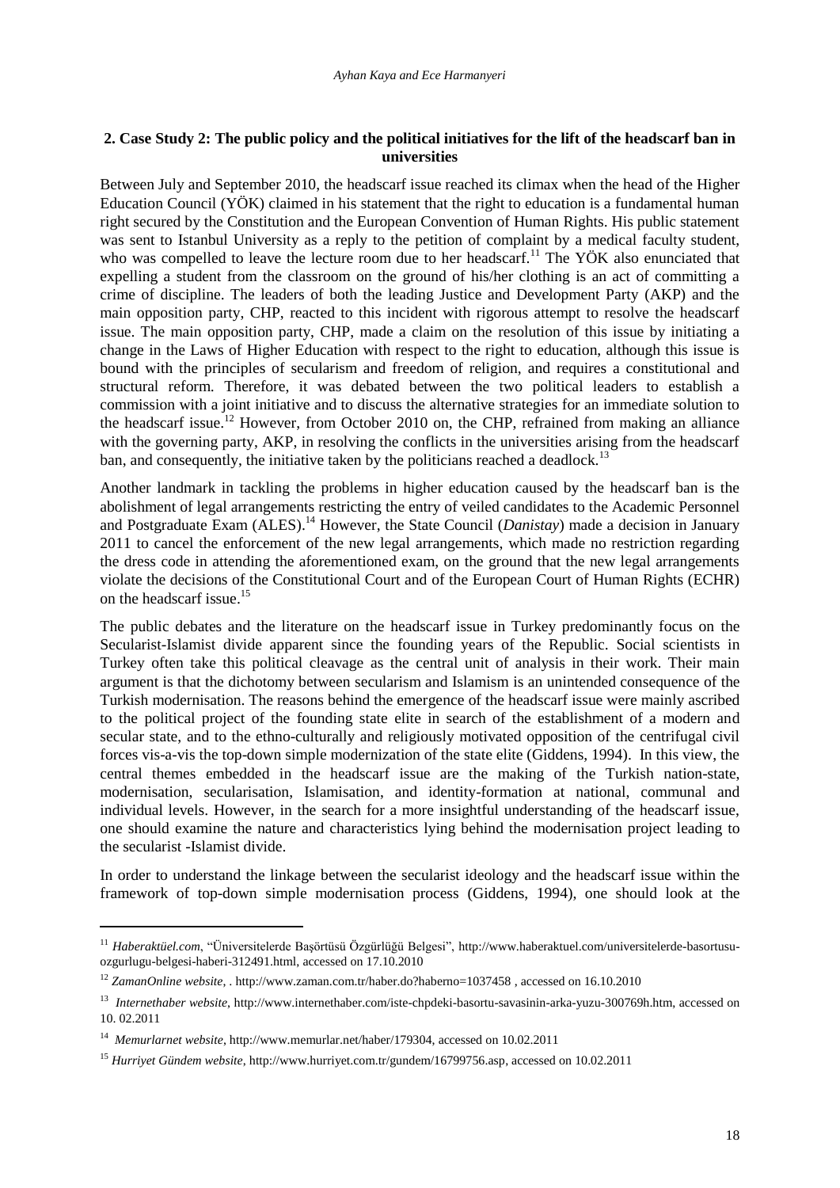## 2. Case Study 2: The public policy and the political initiatives for the lift of the headscarf ban in universities

Between July and September 2010, the headscarf issue reached its climax when the head of the Higher Education Council (YÖK) claimed in his statement that the right to education is a fundamental human right secured by the Constitution and the European Convention of Human Rights. His public statement was sent to Istanbul University as a reply to the petition of complaint by a medical faculty student, who was compelled to leave the lecture room due to her headscarf.[11] The YÖK also enunciated that expelling a student from the classroom on the ground of his/her clothing is an act of committing a crime of discipline. The leaders of both the leading Justice and Development Party (AKP) and the main opposition party, CHP, reacted to this incident with rigorous attempt to resolve the headscarf issue. The main opposition party, CHP, made a claim on the resolution of this issue by initiating a change in the Laws of Higher Education with respect to the right to education, although this issue is bound with the principles of secularism and freedom of religion, and requires a constitutional and structural reform. Therefore, it was debated between the two political leaders to establish a commission with a joint initiative and to discuss the alternative strategies for an immediate solution to the headscarf issue.[12] However, from October 2010 on, the CHP, refrained from making an alliance with the governing party, AKP, in resolving the conflicts in the universities arising from the headscarf ban, and consequently, the initiative taken by the politicians reached a deadlock.[13]

Another landmark in tackling the problems in higher education caused by the headscarf ban is the abolishment of legal arrangements restricting the entry of veiled candidates to the Academic Personnel and Postgraduate Exam (ALES).[14] However, the State Council (*Danistay*) made a decision in January 2011 to cancel the enforcement of the new legal arrangements, which made no restriction regarding the dress code in attending the aforementioned exam, on the ground that the new legal arrangements violate the decisions of the Constitutional Court and of the European Court of Human Rights (ECHR) on the headscarf issue.[15]

The public debates and the literature on the headscarf issue in Turkey predominantly focus on the Secularist-Islamist divide apparent since the founding years of the Republic. Social scientists in Turkey often take this political cleavage as the central unit of analysis in their work. Their main argument is that the dichotomy between secularism and Islamism is an unintended consequence of the Turkish modernisation. The reasons behind the emergence of the headscarf issue were mainly ascribed to the political project of the founding state elite in search of the establishment of a modern and secular state, and to the ethno-culturally and religiously motivated opposition of the centrifugal civil forces vis-a-vis the top-down simple modernization of the state elite (Giddens, 1994). In this view, the central themes embedded in the headscarf issue are the making of the Turkish nation-state, modernisation, secularisation, Islamisation, and identity-formation at national, communal and individual levels. However, in the search for a more insightful understanding of the headscarf issue, one should examine the nature and characteristics lying behind the modernisation project leading to the secularist -Islamist divide.

In order to understand the linkage between the secularist ideology and the headscarf issue within the framework of top-down simple modernisation process (Giddens, 1994), one should look at the

---

[11] *Haberaktüel.com*, "Üniversitelerde Başörtüsü Özgürlüğü Belgesi", http://www.haberaktuel.com/universitelerde-basortusu-ozgurlugu-belgesi-haberi-312491.html, accessed on 17.10.2010

[12] *ZamanOnline website*, . http://www.zaman.com.tr/haber.do?haberno=1037458 , accessed on 16.10.2010

[13] *Internethaber website*, http://www.internethaber.com/iste-chpdeki-basortu-savasinin-arka-yuzu-300769h.htm, accessed on 10. 02.2011

[14] *Memurlarnet website*, http://www.memurlar.net/haber/179304, accessed on 10.02.2011

[15] *Hurriyet Gündem website*, http://www.hurriyet.com.tr/gundem/16799756.asp, accessed on 10.02.2011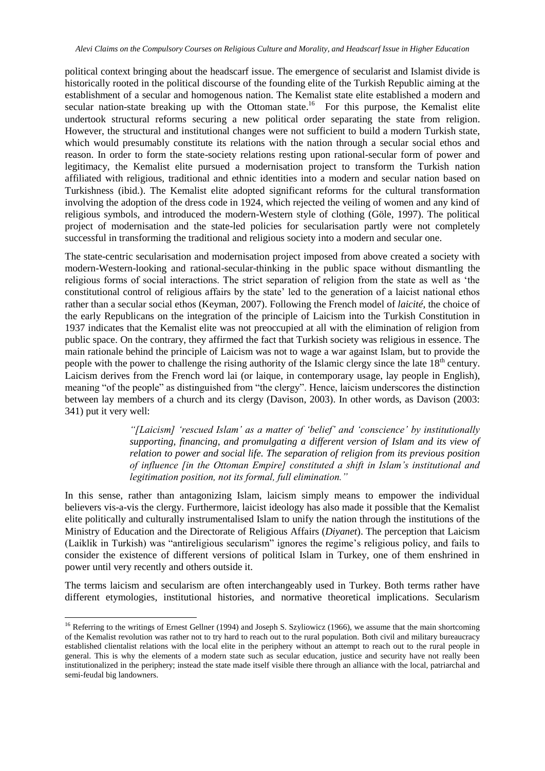political context bringing about the headscarf issue. The emergence of secularist and Islamist divide is historically rooted in the political discourse of the founding elite of the Turkish Republic aiming at the establishment of a secular and homogenous nation. The Kemalist state elite established a modern and secular nation-state breaking up with the Ottoman state.[16] For this purpose, the Kemalist elite undertook structural reforms securing a new political order separating the state from religion. However, the structural and institutional changes were not sufficient to build a modern Turkish state, which would presumably constitute its relations with the nation through a secular social ethos and reason. In order to form the state-society relations resting upon rational-secular form of power and legitimacy, the Kemalist elite pursued a modernisation project to transform the Turkish nation affiliated with religious, traditional and ethnic identities into a modern and secular nation based on Turkishness (ibid.). The Kemalist elite adopted significant reforms for the cultural transformation involving the adoption of the dress code in 1924, which rejected the veiling of women and any kind of religious symbols, and introduced the modern-Western style of clothing (Göle, 1997). The political project of modernisation and the state-led policies for secularisation partly were not completely successful in transforming the traditional and religious society into a modern and secular one.

The state-centric secularisation and modernisation project imposed from above created a society with modern-Western-looking and rational-secular-thinking in the public space without dismantling the religious forms of social interactions. The strict separation of religion from the state as well as 'the constitutional control of religious affairs by the state' led to the generation of a laicist national ethos rather than a secular social ethos (Keyman, 2007). Following the French model of *laicité*, the choice of the early Republicans on the integration of the principle of Laicism into the Turkish Constitution in 1937 indicates that the Kemalist elite was not preoccupied at all with the elimination of religion from public space. On the contrary, they affirmed the fact that Turkish society was religious in essence. The main rationale behind the principle of Laicism was not to wage a war against Islam, but to provide the people with the power to challenge the rising authority of the Islamic clergy since the late 18th century. Laicism derives from the French word lai (or laique, in contemporary usage, lay people in English), meaning "of the people" as distinguished from "the clergy". Hence, laicism underscores the distinction between lay members of a church and its clergy (Davison, 2003). In other words, as Davison (2003: 341) put it very well:

> *"[Laicism] 'rescued Islam' as a matter of 'belief' and 'conscience' by institutionally supporting, financing, and promulgating a different version of Islam and its view of relation to power and social life. The separation of religion from its previous position of influence [in the Ottoman Empire] constituted a shift in Islam's institutional and legitimation position, not its formal, full elimination."*

In this sense, rather than antagonizing Islam, laicism simply means to empower the individual believers vis-a-vis the clergy. Furthermore, laicist ideology has also made it possible that the Kemalist elite politically and culturally instrumentalised Islam to unify the nation through the institutions of the Ministry of Education and the Directorate of Religious Affairs (*Diyanet*). The perception that Laicism (Laiklik in Turkish) was "antireligious secularism" ignores the regime's religious policy, and fails to consider the existence of different versions of political Islam in Turkey, one of them enshrined in power until very recently and others outside it.

The terms laicism and secularism are often interchangeably used in Turkey. Both terms rather have different etymologies, institutional histories, and normative theoretical implications. Secularism

---

[16] Referring to the writings of Ernest Gellner (1994) and Joseph S. Szyliowicz (1966), we assume that the main shortcoming of the Kemalist revolution was rather not to try hard to reach out to the rural population. Both civil and military bureaucracy established clientalist relations with the local elite in the periphery without an attempt to reach out to the rural people in general. This is why the elements of a modern state such as secular education, justice and security have not really been institutionalized in the periphery; instead the state made itself visible there through an alliance with the local, patriarchal and semi-feudal big landowners.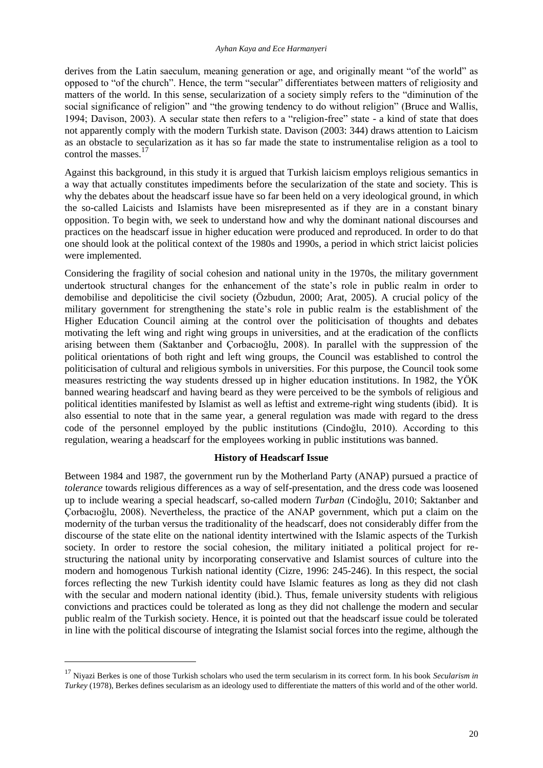derives from the Latin saeculum, meaning generation or age, and originally meant "of the world" as opposed to "of the church". Hence, the term "secular" differentiates between matters of religiosity and matters of the world. In this sense, secularization of a society simply refers to the "diminution of the social significance of religion" and "the growing tendency to do without religion" (Bruce and Wallis, 1994; Davison, 2003). A secular state then refers to a "religion-free" state - a kind of state that does not apparently comply with the modern Turkish state. Davison (2003: 344) draws attention to Laicism as an obstacle to secularization as it has so far made the state to instrumentalise religion as a tool to control the masses.[17]

Against this background, in this study it is argued that Turkish laicism employs religious semantics in a way that actually constitutes impediments before the secularization of the state and society. This is why the debates about the headscarf issue have so far been held on a very ideological ground, in which the so-called Laicists and Islamists have been misrepresented as if they are in a constant binary opposition. To begin with, we seek to understand how and why the dominant national discourses and practices on the headscarf issue in higher education were produced and reproduced. In order to do that one should look at the political context of the 1980s and 1990s, a period in which strict laicist policies were implemented.

Considering the fragility of social cohesion and national unity in the 1970s, the military government undertook structural changes for the enhancement of the state's role in public realm in order to demobilise and depoliticise the civil society (Özbudun, 2000; Arat, 2005). A crucial policy of the military government for strengthening the state's role in public realm is the establishment of the Higher Education Council aiming at the control over the politicisation of thoughts and debates motivating the left wing and right wing groups in universities, and at the eradication of the conflicts arising between them (Saktanber and Çorbacıoğlu, 2008). In parallel with the suppression of the political orientations of both right and left wing groups, the Council was established to control the politicisation of cultural and religious symbols in universities. For this purpose, the Council took some measures restricting the way students dressed up in higher education institutions. In 1982, the YÖK banned wearing headscarf and having beard as they were perceived to be the symbols of religious and political identities manifested by Islamist as well as leftist and extreme-right wing students (ibid). It is also essential to note that in the same year, a general regulation was made with regard to the dress code of the personnel employed by the public institutions (Cindoğlu, 2010). According to this regulation, wearing a headscarf for the employees working in public institutions was banned.

## History of Headscarf Issue

Between 1984 and 1987, the government run by the Motherland Party (ANAP) pursued a practice of *tolerance* towards religious differences as a way of self-presentation, and the dress code was loosened up to include wearing a special headscarf, so-called modern *Turban* (Cindoğlu, 2010; Saktanber and Çorbacıoğlu, 2008). Nevertheless, the practice of the ANAP government, which put a claim on the modernity of the turban versus the traditionality of the headscarf, does not considerably differ from the discourse of the state elite on the national identity intertwined with the Islamic aspects of the Turkish society. In order to restore the social cohesion, the military initiated a political project for re-structuring the national unity by incorporating conservative and Islamist sources of culture into the modern and homogenous Turkish national identity (Cizre, 1996: 245-246). In this respect, the social forces reflecting the new Turkish identity could have Islamic features as long as they did not clash with the secular and modern national identity (ibid.). Thus, female university students with religious convictions and practices could be tolerated as long as they did not challenge the modern and secular public realm of the Turkish society. Hence, it is pointed out that the headscarf issue could be tolerated in line with the political discourse of integrating the Islamist social forces into the regime, although the

[17] Niyazi Berkes is one of those Turkish scholars who used the term secularism in its correct form. In his book *Secularism in Turkey* (1978), Berkes defines secularism as an ideology used to differentiate the matters of this world and of the other world.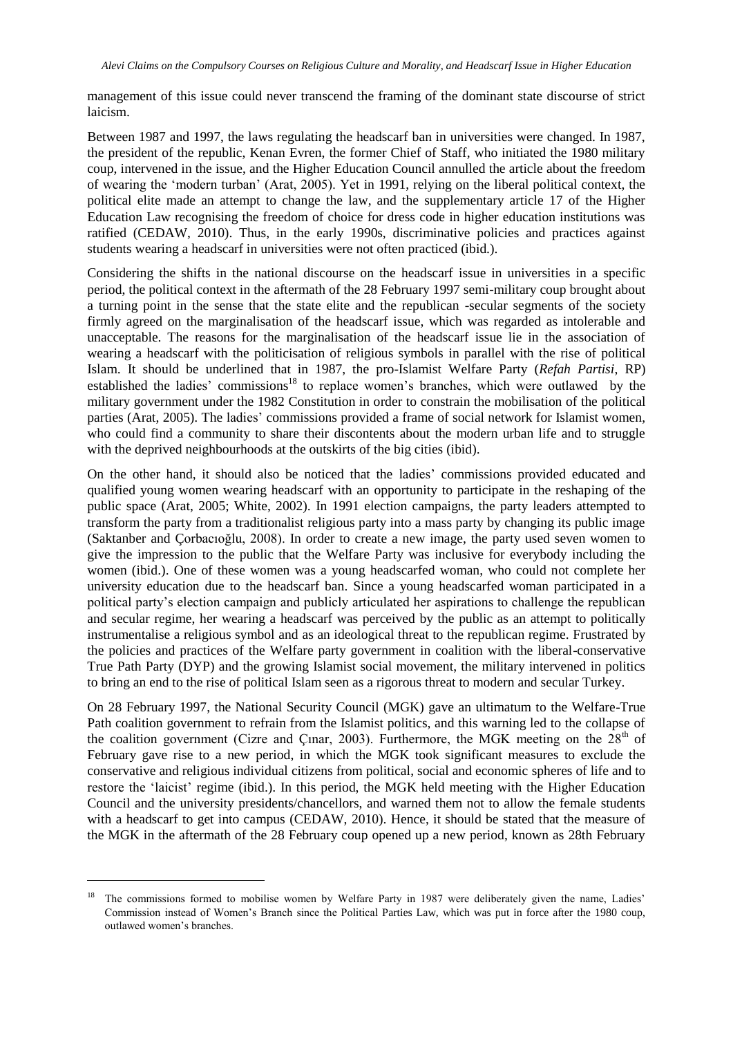management of this issue could never transcend the framing of the dominant state discourse of strict laicism.

Between 1987 and 1997, the laws regulating the headscarf ban in universities were changed. In 1987, the president of the republic, Kenan Evren, the former Chief of Staff, who initiated the 1980 military coup, intervened in the issue, and the Higher Education Council annulled the article about the freedom of wearing the 'modern turban' (Arat, 2005). Yet in 1991, relying on the liberal political context, the political elite made an attempt to change the law, and the supplementary article 17 of the Higher Education Law recognising the freedom of choice for dress code in higher education institutions was ratified (CEDAW, 2010). Thus, in the early 1990s, discriminative policies and practices against students wearing a headscarf in universities were not often practiced (ibid.).

Considering the shifts in the national discourse on the headscarf issue in universities in a specific period, the political context in the aftermath of the 28 February 1997 semi-military coup brought about a turning point in the sense that the state elite and the republican -secular segments of the society firmly agreed on the marginalisation of the headscarf issue, which was regarded as intolerable and unacceptable. The reasons for the marginalisation of the headscarf issue lie in the association of wearing a headscarf with the politicisation of religious symbols in parallel with the rise of political Islam. It should be underlined that in 1987, the pro-Islamist Welfare Party (*Refah Partisi*, RP) established the ladies' commissions[18] to replace women's branches, which were outlawed by the military government under the 1982 Constitution in order to constrain the mobilisation of the political parties (Arat, 2005). The ladies' commissions provided a frame of social network for Islamist women, who could find a community to share their discontents about the modern urban life and to struggle with the deprived neighbourhoods at the outskirts of the big cities (ibid).

On the other hand, it should also be noticed that the ladies' commissions provided educated and qualified young women wearing headscarf with an opportunity to participate in the reshaping of the public space (Arat, 2005; White, 2002). In 1991 election campaigns, the party leaders attempted to transform the party from a traditionalist religious party into a mass party by changing its public image (Saktanber and Çorbacıoğlu, 2008). In order to create a new image, the party used seven women to give the impression to the public that the Welfare Party was inclusive for everybody including the women (ibid.). One of these women was a young headscarfed woman, who could not complete her university education due to the headscarf ban. Since a young headscarfed woman participated in a political party's election campaign and publicly articulated her aspirations to challenge the republican and secular regime, her wearing a headscarf was perceived by the public as an attempt to politically instrumentalise a religious symbol and as an ideological threat to the republican regime. Frustrated by the policies and practices of the Welfare party government in coalition with the liberal-conservative True Path Party (DYP) and the growing Islamist social movement, the military intervened in politics to bring an end to the rise of political Islam seen as a rigorous threat to modern and secular Turkey.

On 28 February 1997, the National Security Council (MGK) gave an ultimatum to the Welfare-True Path coalition government to refrain from the Islamist politics, and this warning led to the collapse of the coalition government (Cizre and Çınar, 2003). Furthermore, the MGK meeting on the 28th of February gave rise to a new period, in which the MGK took significant measures to exclude the conservative and religious individual citizens from political, social and economic spheres of life and to restore the 'laicist' regime (ibid.). In this period, the MGK held meeting with the Higher Education Council and the university presidents/chancellors, and warned them not to allow the female students with a headscarf to get into campus (CEDAW, 2010). Hence, it should be stated that the measure of the MGK in the aftermath of the 28 February coup opened up a new period, known as 28th February

[18] The commissions formed to mobilise women by Welfare Party in 1987 were deliberately given the name, Ladies' Commission instead of Women's Branch since the Political Parties Law, which was put in force after the 1980 coup, outlawed women's branches.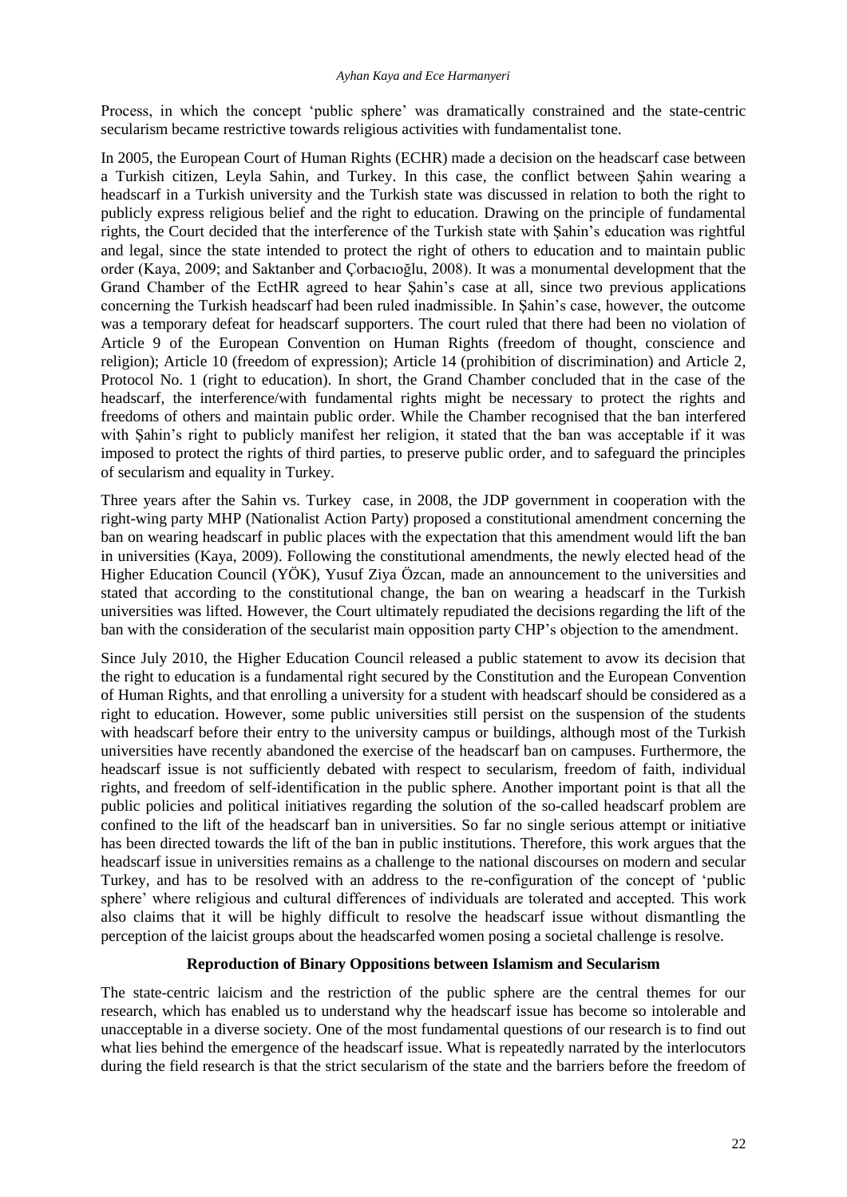Process, in which the concept 'public sphere' was dramatically constrained and the state-centric secularism became restrictive towards religious activities with fundamentalist tone.

In 2005, the European Court of Human Rights (ECHR) made a decision on the headscarf case between a Turkish citizen, Leyla Sahin, and Turkey. In this case, the conflict between Şahin wearing a headscarf in a Turkish university and the Turkish state was discussed in relation to both the right to publicly express religious belief and the right to education. Drawing on the principle of fundamental rights, the Court decided that the interference of the Turkish state with Şahin's education was rightful and legal, since the state intended to protect the right of others to education and to maintain public order (Kaya, 2009; and Saktanber and Çorbacıoğlu, 2008). It was a monumental development that the Grand Chamber of the EctHR agreed to hear Şahin's case at all, since two previous applications concerning the Turkish headscarf had been ruled inadmissible. In Şahin's case, however, the outcome was a temporary defeat for headscarf supporters. The court ruled that there had been no violation of Article 9 of the European Convention on Human Rights (freedom of thought, conscience and religion); Article 10 (freedom of expression); Article 14 (prohibition of discrimination) and Article 2, Protocol No. 1 (right to education). In short, the Grand Chamber concluded that in the case of the headscarf, the interference/with fundamental rights might be necessary to protect the rights and freedoms of others and maintain public order. While the Chamber recognised that the ban interfered with Şahin's right to publicly manifest her religion, it stated that the ban was acceptable if it was imposed to protect the rights of third parties, to preserve public order, and to safeguard the principles of secularism and equality in Turkey.

Three years after the Sahin vs. Turkey case, in 2008, the JDP government in cooperation with the right-wing party MHP (Nationalist Action Party) proposed a constitutional amendment concerning the ban on wearing headscarf in public places with the expectation that this amendment would lift the ban in universities (Kaya, 2009). Following the constitutional amendments, the newly elected head of the Higher Education Council (YÖK), Yusuf Ziya Özcan, made an announcement to the universities and stated that according to the constitutional change, the ban on wearing a headscarf in the Turkish universities was lifted. However, the Court ultimately repudiated the decisions regarding the lift of the ban with the consideration of the secularist main opposition party CHP's objection to the amendment.

Since July 2010, the Higher Education Council released a public statement to avow its decision that the right to education is a fundamental right secured by the Constitution and the European Convention of Human Rights, and that enrolling a university for a student with headscarf should be considered as a right to education. However, some public universities still persist on the suspension of the students with headscarf before their entry to the university campus or buildings, although most of the Turkish universities have recently abandoned the exercise of the headscarf ban on campuses. Furthermore, the headscarf issue is not sufficiently debated with respect to secularism, freedom of faith, individual rights, and freedom of self-identification in the public sphere. Another important point is that all the public policies and political initiatives regarding the solution of the so-called headscarf problem are confined to the lift of the headscarf ban in universities. So far no single serious attempt or initiative has been directed towards the lift of the ban in public institutions. Therefore, this work argues that the headscarf issue in universities remains as a challenge to the national discourses on modern and secular Turkey, and has to be resolved with an address to the re-configuration of the concept of 'public sphere' where religious and cultural differences of individuals are tolerated and accepted. This work also claims that it will be highly difficult to resolve the headscarf issue without dismantling the perception of the laicist groups about the headscarfed women posing a societal challenge is resolve.

### Reproduction of Binary Oppositions between Islamism and Secularism

The state-centric laicism and the restriction of the public sphere are the central themes for our research, which has enabled us to understand why the headscarf issue has become so intolerable and unacceptable in a diverse society. One of the most fundamental questions of our research is to find out what lies behind the emergence of the headscarf issue. What is repeatedly narrated by the interlocutors during the field research is that the strict secularism of the state and the barriers before the freedom of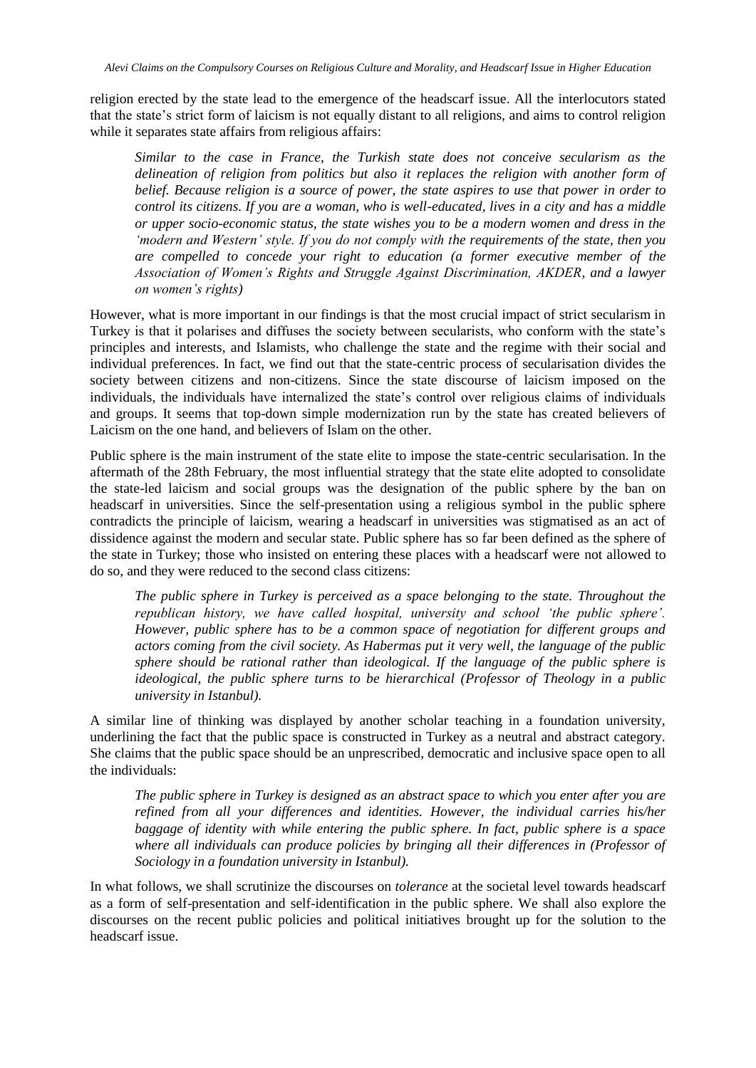religion erected by the state lead to the emergence of the headscarf issue. All the interlocutors stated that the state's strict form of laicism is not equally distant to all religions, and aims to control religion while it separates state affairs from religious affairs:

> *Similar to the case in France, the Turkish state does not conceive secularism as the delineation of religion from politics but also it replaces the religion with another form of belief. Because religion is a source of power, the state aspires to use that power in order to control its citizens. If you are a woman, who is well-educated, lives in a city and has a middle or upper socio-economic status, the state wishes you to be a modern women and dress in the 'modern and Western' style. If you do not comply with the requirements of the state, then you are compelled to concede your right to education (a former executive member of the Association of Women's Rights and Struggle Against Discrimination, AKDER, and a lawyer on women's rights)*

However, what is more important in our findings is that the most crucial impact of strict secularism in Turkey is that it polarises and diffuses the society between secularists, who conform with the state's principles and interests, and Islamists, who challenge the state and the regime with their social and individual preferences. In fact, we find out that the state-centric process of secularisation divides the society between citizens and non-citizens. Since the state discourse of laicism imposed on the individuals, the individuals have internalized the state's control over religious claims of individuals and groups. It seems that top-down simple modernization run by the state has created believers of Laicism on the one hand, and believers of Islam on the other.

Public sphere is the main instrument of the state elite to impose the state-centric secularisation. In the aftermath of the 28th February, the most influential strategy that the state elite adopted to consolidate the state-led laicism and social groups was the designation of the public sphere by the ban on headscarf in universities. Since the self-presentation using a religious symbol in the public sphere contradicts the principle of laicism, wearing a headscarf in universities was stigmatised as an act of dissidence against the modern and secular state. Public sphere has so far been defined as the sphere of the state in Turkey; those who insisted on entering these places with a headscarf were not allowed to do so, and they were reduced to the second class citizens:

> *The public sphere in Turkey is perceived as a space belonging to the state. Throughout the republican history, we have called hospital, university and school 'the public sphere'. However, public sphere has to be a common space of negotiation for different groups and actors coming from the civil society. As Habermas put it very well, the language of the public sphere should be rational rather than ideological. If the language of the public sphere is ideological, the public sphere turns to be hierarchical (Professor of Theology in a public university in Istanbul).*

A similar line of thinking was displayed by another scholar teaching in a foundation university, underlining the fact that the public space is constructed in Turkey as a neutral and abstract category. She claims that the public space should be an unprescribed, democratic and inclusive space open to all the individuals:

> *The public sphere in Turkey is designed as an abstract space to which you enter after you are refined from all your differences and identities. However, the individual carries his/her baggage of identity with while entering the public sphere. In fact, public sphere is a space where all individuals can produce policies by bringing all their differences in (Professor of Sociology in a foundation university in Istanbul).*

In what follows, we shall scrutinize the discourses on *tolerance* at the societal level towards headscarf as a form of self-presentation and self-identification in the public sphere. We shall also explore the discourses on the recent public policies and political initiatives brought up for the solution to the headscarf issue.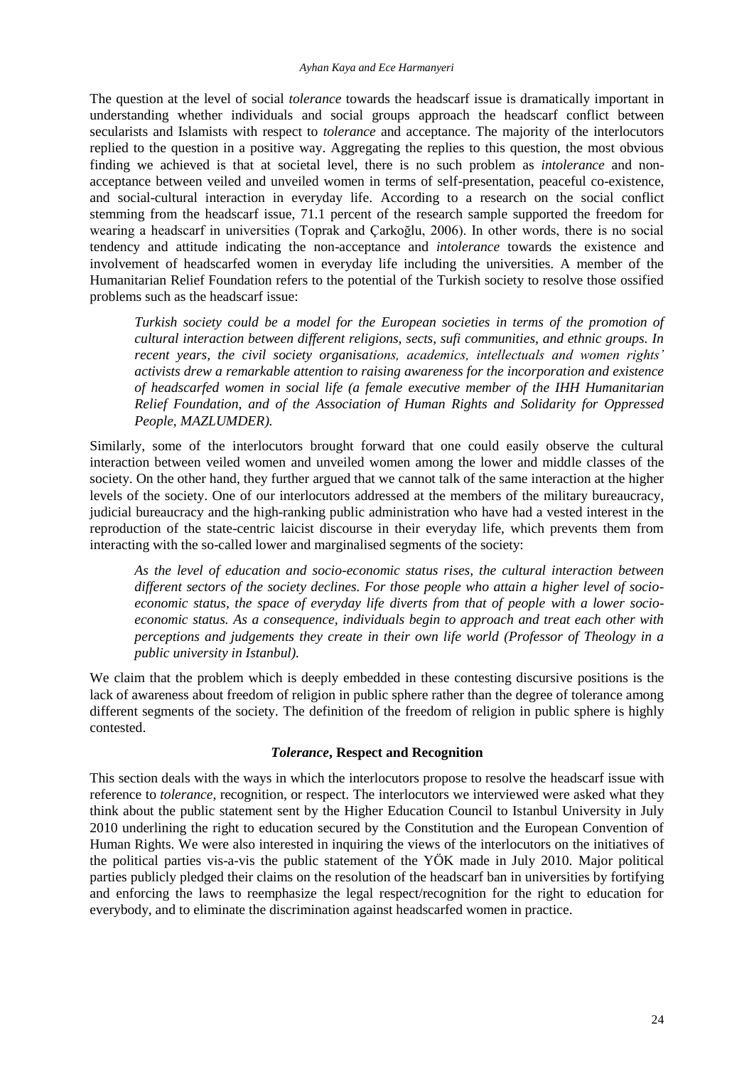The question at the level of social *tolerance* towards the headscarf issue is dramatically important in understanding whether individuals and social groups approach the headscarf conflict between secularists and Islamists with respect to *tolerance* and acceptance. The majority of the interlocutors replied to the question in a positive way. Aggregating the replies to this question, the most obvious finding we achieved is that at societal level, there is no such problem as *intolerance* and non-acceptance between veiled and unveiled women in terms of self-presentation, peaceful co-existence, and social-cultural interaction in everyday life. According to a research on the social conflict stemming from the headscarf issue, 71.1 percent of the research sample supported the freedom for wearing a headscarf in universities (Toprak and Çarkoğlu, 2006). In other words, there is no social tendency and attitude indicating the non-acceptance and *intolerance* towards the existence and involvement of headscarfed women in everyday life including the universities. A member of the Humanitarian Relief Foundation refers to the potential of the Turkish society to resolve those ossified problems such as the headscarf issue:

> *Turkish society could be a model for the European societies in terms of the promotion of cultural interaction between different religions, sects, sufi communities, and ethnic groups. In recent years, the civil society organisations, academics, intellectuals and women rights' activists drew a remarkable attention to raising awareness for the incorporation and existence of headscarfed women in social life (a female executive member of the IHH Humanitarian Relief Foundation, and of the Association of Human Rights and Solidarity for Oppressed People, MAZLUMDER).*

Similarly, some of the interlocutors brought forward that one could easily observe the cultural interaction between veiled women and unveiled women among the lower and middle classes of the society. On the other hand, they further argued that we cannot talk of the same interaction at the higher levels of the society. One of our interlocutors addressed at the members of the military bureaucracy, judicial bureaucracy and the high-ranking public administration who have had a vested interest in the reproduction of the state-centric laicist discourse in their everyday life, which prevents them from interacting with the so-called lower and marginalised segments of the society:

> *As the level of education and socio-economic status rises, the cultural interaction between different sectors of the society declines. For those people who attain a higher level of socio-economic status, the space of everyday life diverts from that of people with a lower socio-economic status. As a consequence, individuals begin to approach and treat each other with perceptions and judgements they create in their own life world (Professor of Theology in a public university in Istanbul).*

We claim that the problem which is deeply embedded in these contesting discursive positions is the lack of awareness about freedom of religion in public sphere rather than the degree of tolerance among different segments of the society. The definition of the freedom of religion in public sphere is highly contested.

### ***Tolerance*, Respect and Recognition**

This section deals with the ways in which the interlocutors propose to resolve the headscarf issue with reference to *tolerance*, recognition, or respect. The interlocutors we interviewed were asked what they think about the public statement sent by the Higher Education Council to Istanbul University in July 2010 underlining the right to education secured by the Constitution and the European Convention of Human Rights. We were also interested in inquiring the views of the interlocutors on the initiatives of the political parties vis-a-vis the public statement of the YÖK made in July 2010. Major political parties publicly pledged their claims on the resolution of the headscarf ban in universities by fortifying and enforcing the laws to reemphasize the legal respect/recognition for the right to education for everybody, and to eliminate the discrimination against headscarfed women in practice.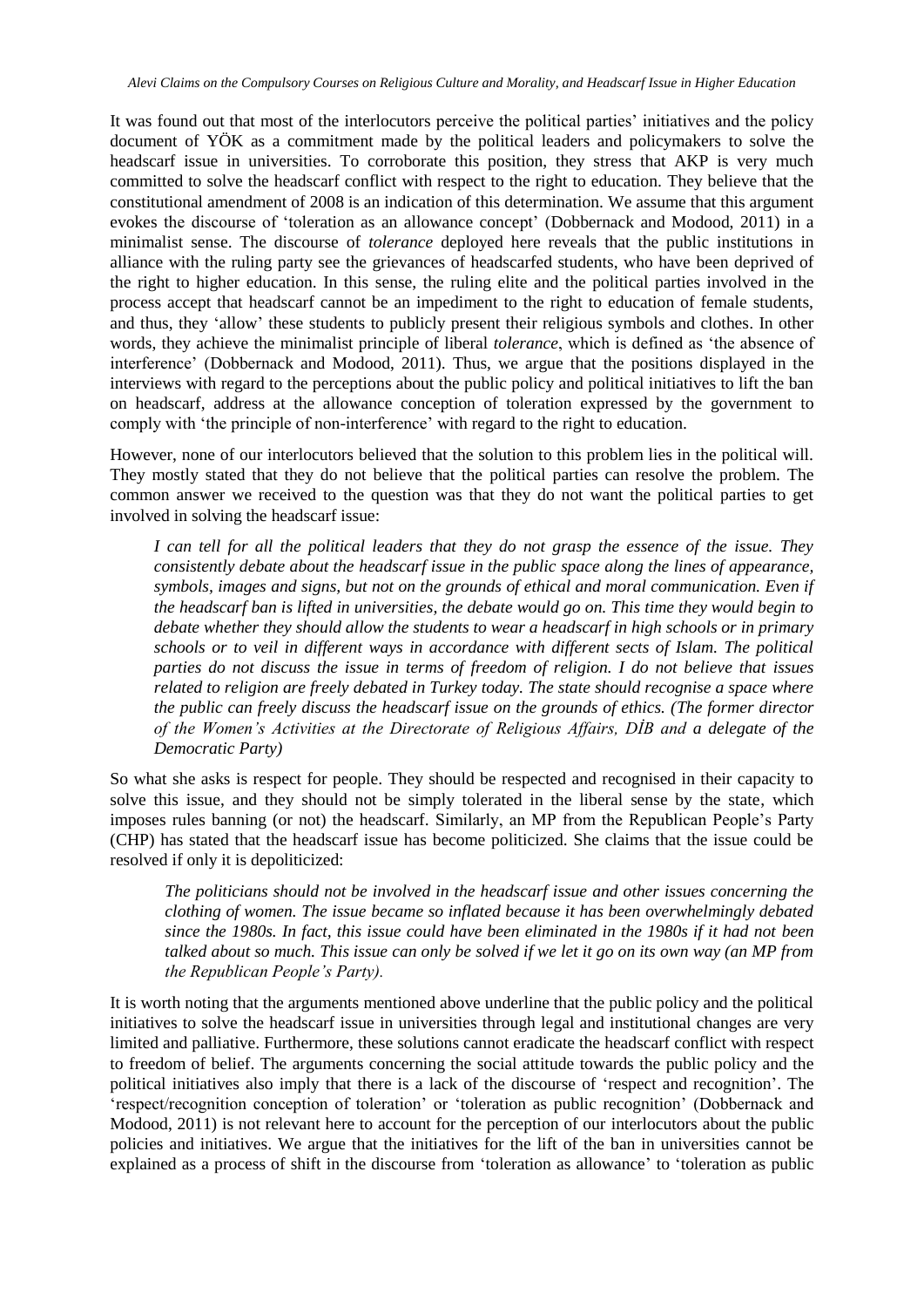It was found out that most of the interlocutors perceive the political parties' initiatives and the policy document of YÖK as a commitment made by the political leaders and policymakers to solve the headscarf issue in universities. To corroborate this position, they stress that AKP is very much committed to solve the headscarf conflict with respect to the right to education. They believe that the constitutional amendment of 2008 is an indication of this determination. We assume that this argument evokes the discourse of 'toleration as an allowance concept' (Dobbernack and Modood, 2011) in a minimalist sense. The discourse of *tolerance* deployed here reveals that the public institutions in alliance with the ruling party see the grievances of headscarfed students, who have been deprived of the right to higher education. In this sense, the ruling elite and the political parties involved in the process accept that headscarf cannot be an impediment to the right to education of female students, and thus, they 'allow' these students to publicly present their religious symbols and clothes. In other words, they achieve the minimalist principle of liberal *tolerance*, which is defined as 'the absence of interference' (Dobbernack and Modood, 2011). Thus, we argue that the positions displayed in the interviews with regard to the perceptions about the public policy and political initiatives to lift the ban on headscarf, address at the allowance conception of toleration expressed by the government to comply with 'the principle of non-interference' with regard to the right to education.

However, none of our interlocutors believed that the solution to this problem lies in the political will. They mostly stated that they do not believe that the political parties can resolve the problem. The common answer we received to the question was that they do not want the political parties to get involved in solving the headscarf issue:

> *I can tell for all the political leaders that they do not grasp the essence of the issue. They consistently debate about the headscarf issue in the public space along the lines of appearance, symbols, images and signs, but not on the grounds of ethical and moral communication. Even if the headscarf ban is lifted in universities, the debate would go on. This time they would begin to debate whether they should allow the students to wear a headscarf in high schools or in primary schools or to veil in different ways in accordance with different sects of Islam. The political parties do not discuss the issue in terms of freedom of religion. I do not believe that issues related to religion are freely debated in Turkey today. The state should recognise a space where the public can freely discuss the headscarf issue on the grounds of ethics. (The former director of the Women's Activities at the Directorate of Religious Affairs, DİB and a delegate of the Democratic Party)*

So what she asks is respect for people. They should be respected and recognised in their capacity to solve this issue, and they should not be simply tolerated in the liberal sense by the state, which imposes rules banning (or not) the headscarf. Similarly, an MP from the Republican People's Party (CHP) has stated that the headscarf issue has become politicized. She claims that the issue could be resolved if only it is depoliticized:

> *The politicians should not be involved in the headscarf issue and other issues concerning the clothing of women. The issue became so inflated because it has been overwhelmingly debated since the 1980s. In fact, this issue could have been eliminated in the 1980s if it had not been talked about so much. This issue can only be solved if we let it go on its own way (an MP from the Republican People's Party).*

It is worth noting that the arguments mentioned above underline that the public policy and the political initiatives to solve the headscarf issue in universities through legal and institutional changes are very limited and palliative. Furthermore, these solutions cannot eradicate the headscarf conflict with respect to freedom of belief. The arguments concerning the social attitude towards the public policy and the political initiatives also imply that there is a lack of the discourse of 'respect and recognition'. The 'respect/recognition conception of toleration' or 'toleration as public recognition' (Dobbernack and Modood, 2011) is not relevant here to account for the perception of our interlocutors about the public policies and initiatives. We argue that the initiatives for the lift of the ban in universities cannot be explained as a process of shift in the discourse from 'toleration as allowance' to 'toleration as public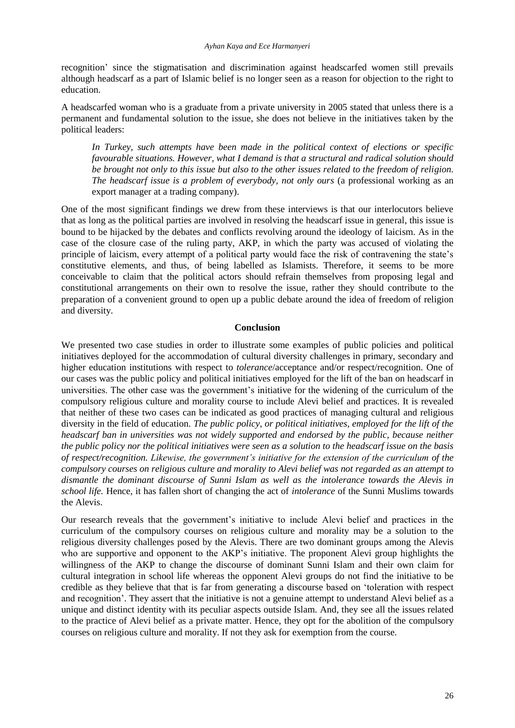recognition' since the stigmatisation and discrimination against headscarfed women still prevails although headscarf as a part of Islamic belief is no longer seen as a reason for objection to the right to education.

A headscarfed woman who is a graduate from a private university in 2005 stated that unless there is a permanent and fundamental solution to the issue, she does not believe in the initiatives taken by the political leaders:

> *In Turkey, such attempts have been made in the political context of elections or specific favourable situations. However, what I demand is that a structural and radical solution should be brought not only to this issue but also to the other issues related to the freedom of religion. The headscarf issue is a problem of everybody, not only ours* (a professional working as an export manager at a trading company).

One of the most significant findings we drew from these interviews is that our interlocutors believe that as long as the political parties are involved in resolving the headscarf issue in general, this issue is bound to be hijacked by the debates and conflicts revolving around the ideology of laicism. As in the case of the closure case of the ruling party, AKP, in which the party was accused of violating the principle of laicism, every attempt of a political party would face the risk of contravening the state's constitutive elements, and thus, of being labelled as Islamists. Therefore, it seems to be more conceivable to claim that the political actors should refrain themselves from proposing legal and constitutional arrangements on their own to resolve the issue, rather they should contribute to the preparation of a convenient ground to open up a public debate around the idea of freedom of religion and diversity.

## Conclusion

We presented two case studies in order to illustrate some examples of public policies and political initiatives deployed for the accommodation of cultural diversity challenges in primary, secondary and higher education institutions with respect to *tolerance*/acceptance and/or respect/recognition. One of our cases was the public policy and political initiatives employed for the lift of the ban on headscarf in universities. The other case was the government's initiative for the widening of the curriculum of the compulsory religious culture and morality course to include Alevi belief and practices. It is revealed that neither of these two cases can be indicated as good practices of managing cultural and religious diversity in the field of education. *The public policy, or political initiatives, employed for the lift of the headscarf ban in universities was not widely supported and endorsed by the public, because neither the public policy nor the political initiatives were seen as a solution to the headscarf issue on the basis of respect/recognition. Likewise, the government's initiative for the extension of the curriculum of the compulsory courses on religious culture and morality to Alevi belief was not regarded as an attempt to dismantle the dominant discourse of Sunni Islam as well as the intolerance towards the Alevis in school life.* Hence, it has fallen short of changing the act of *intolerance* of the Sunni Muslims towards the Alevis.

Our research reveals that the government's initiative to include Alevi belief and practices in the curriculum of the compulsory courses on religious culture and morality may be a solution to the religious diversity challenges posed by the Alevis. There are two dominant groups among the Alevis who are supportive and opponent to the AKP's initiative. The proponent Alevi group highlights the willingness of the AKP to change the discourse of dominant Sunni Islam and their own claim for cultural integration in school life whereas the opponent Alevi groups do not find the initiative to be credible as they believe that that is far from generating a discourse based on 'toleration with respect and recognition'. They assert that the initiative is not a genuine attempt to understand Alevi belief as a unique and distinct identity with its peculiar aspects outside Islam. And, they see all the issues related to the practice of Alevi belief as a private matter. Hence, they opt for the abolition of the compulsory courses on religious culture and morality. If not they ask for exemption from the course.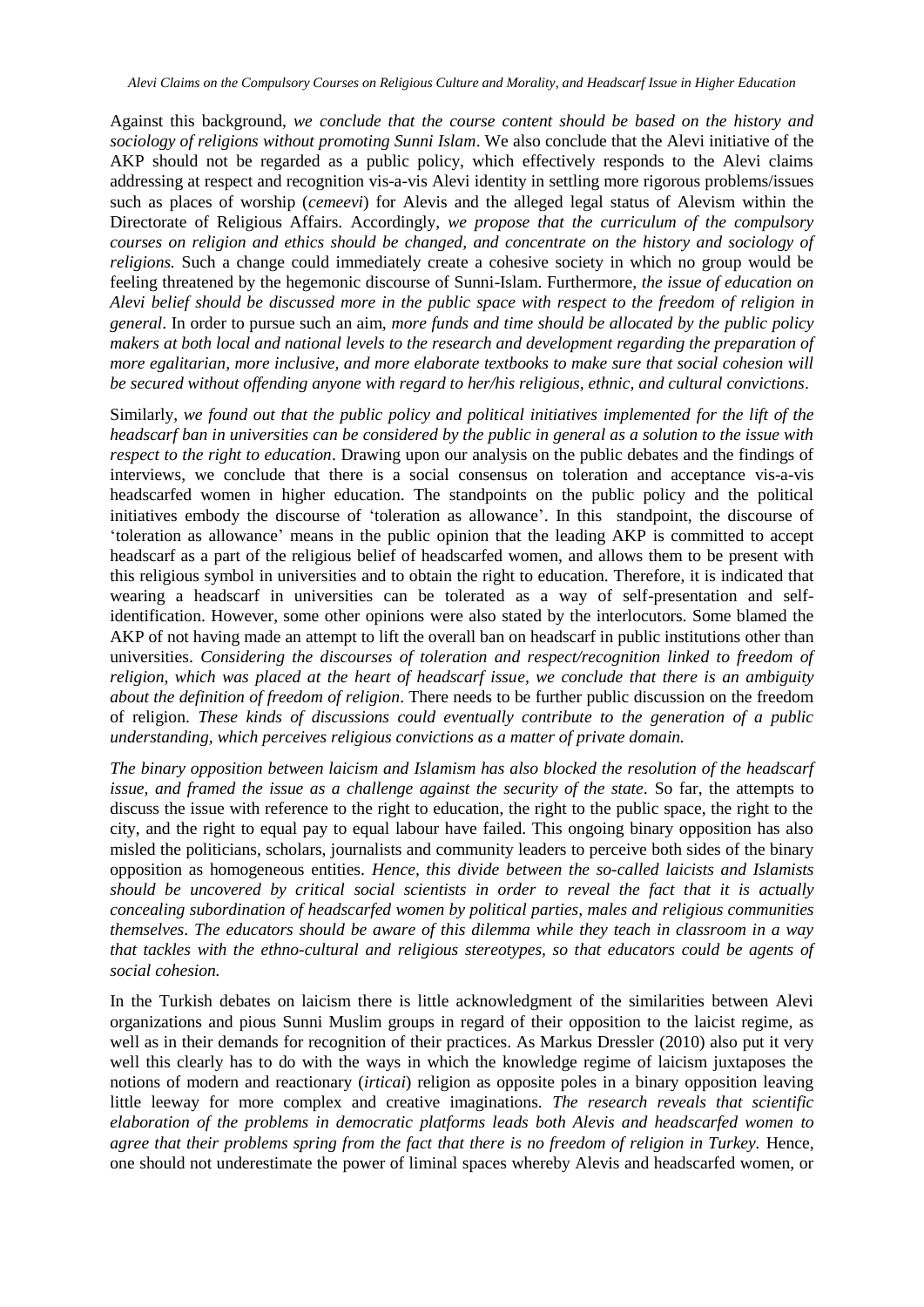Against this background, *we conclude that the course content should be based on the history and sociology of religions without promoting Sunni Islam*. We also conclude that the Alevi initiative of the AKP should not be regarded as a public policy, which effectively responds to the Alevi claims addressing at respect and recognition vis-a-vis Alevi identity in settling more rigorous problems/issues such as places of worship (*cemeevi*) for Alevis and the alleged legal status of Alevism within the Directorate of Religious Affairs. Accordingly, *we propose that the curriculum of the compulsory courses on religion and ethics should be changed, and concentrate on the history and sociology of religions.* Such a change could immediately create a cohesive society in which no group would be feeling threatened by the hegemonic discourse of Sunni-Islam. Furthermore, *the issue of education on Alevi belief should be discussed more in the public space with respect to the freedom of religion in general*. In order to pursue such an aim, *more funds and time should be allocated by the public policy makers at both local and national levels to the research and development regarding the preparation of more egalitarian, more inclusive, and more elaborate textbooks to make sure that social cohesion will be secured without offending anyone with regard to her/his religious, ethnic, and cultural convictions*.

Similarly, *we found out that the public policy and political initiatives implemented for the lift of the headscarf ban in universities can be considered by the public in general as a solution to the issue with respect to the right to education*. Drawing upon our analysis on the public debates and the findings of interviews, we conclude that there is a social consensus on toleration and acceptance vis-a-vis headscarfed women in higher education. The standpoints on the public policy and the political initiatives embody the discourse of 'toleration as allowance'. In this standpoint, the discourse of 'toleration as allowance' means in the public opinion that the leading AKP is committed to accept headscarf as a part of the religious belief of headscarfed women, and allows them to be present with this religious symbol in universities and to obtain the right to education. Therefore, it is indicated that wearing a headscarf in universities can be tolerated as a way of self-presentation and self-identification. However, some other opinions were also stated by the interlocutors. Some blamed the AKP of not having made an attempt to lift the overall ban on headscarf in public institutions other than universities. *Considering the discourses of toleration and respect/recognition linked to freedom of religion, which was placed at the heart of headscarf issue, we conclude that there is an ambiguity about the definition of freedom of religion*. There needs to be further public discussion on the freedom of religion. *These kinds of discussions could eventually contribute to the generation of a public understanding, which perceives religious convictions as a matter of private domain.*

*The binary opposition between laicism and Islamism has also blocked the resolution of the headscarf issue, and framed the issue as a challenge against the security of the state*. So far, the attempts to discuss the issue with reference to the right to education, the right to the public space, the right to the city, and the right to equal pay to equal labour have failed. This ongoing binary opposition has also misled the politicians, scholars, journalists and community leaders to perceive both sides of the binary opposition as homogeneous entities. *Hence, this divide between the so-called laicists and Islamists should be uncovered by critical social scientists in order to reveal the fact that it is actually concealing subordination of headscarfed women by political parties, males and religious communities themselves*. *The educators should be aware of this dilemma while they teach in classroom in a way that tackles with the ethno-cultural and religious stereotypes, so that educators could be agents of social cohesion.*

In the Turkish debates on laicism there is little acknowledgment of the similarities between Alevi organizations and pious Sunni Muslim groups in regard of their opposition to the laicist regime, as well as in their demands for recognition of their practices. As Markus Dressler (2010) also put it very well this clearly has to do with the ways in which the knowledge regime of laicism juxtaposes the notions of modern and reactionary (*irticai*) religion as opposite poles in a binary opposition leaving little leeway for more complex and creative imaginations. *The research reveals that scientific elaboration of the problems in democratic platforms leads both Alevis and headscarfed women to agree that their problems spring from the fact that there is no freedom of religion in Turkey.* Hence, one should not underestimate the power of liminal spaces whereby Alevis and headscarfed women, or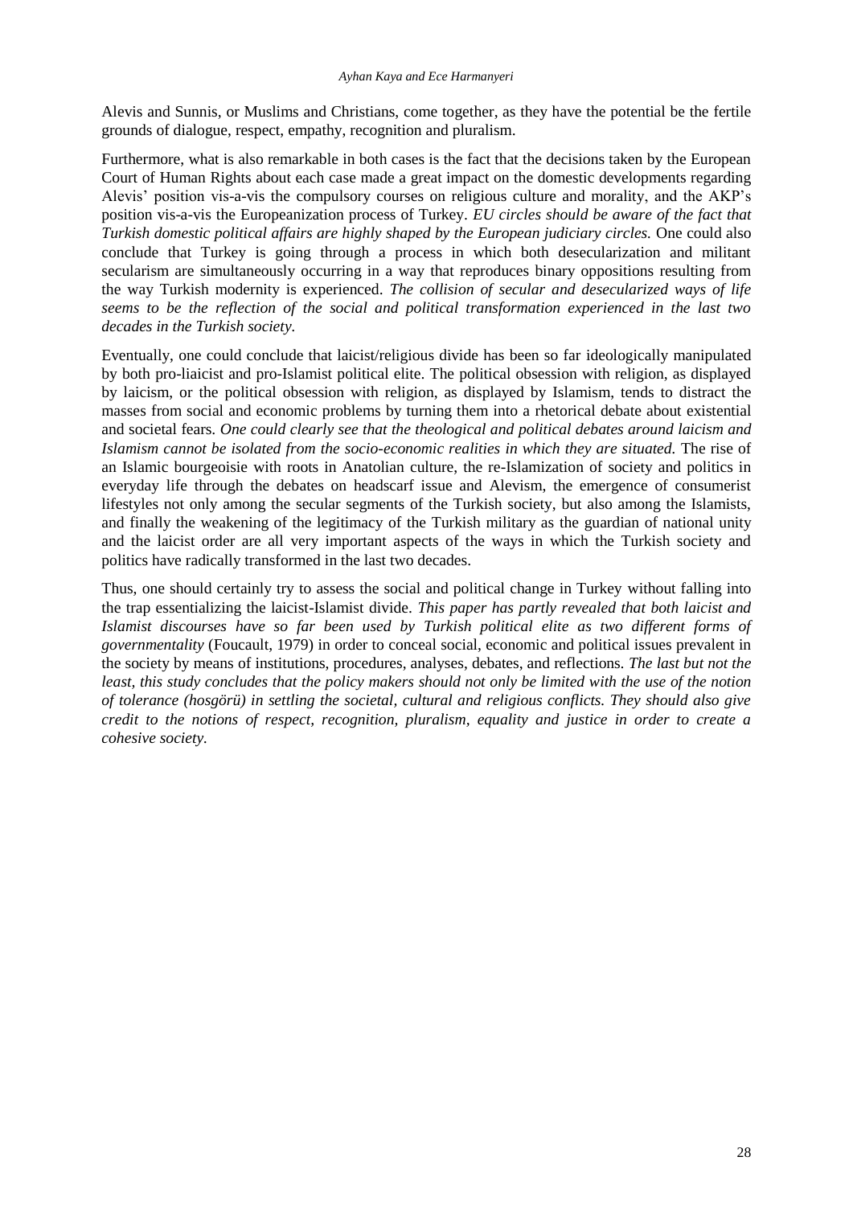Alevis and Sunnis, or Muslims and Christians, come together, as they have the potential be the fertile grounds of dialogue, respect, empathy, recognition and pluralism.

Furthermore, what is also remarkable in both cases is the fact that the decisions taken by the European Court of Human Rights about each case made a great impact on the domestic developments regarding Alevis' position vis-a-vis the compulsory courses on religious culture and morality, and the AKP's position vis-a-vis the Europeanization process of Turkey. *EU circles should be aware of the fact that Turkish domestic political affairs are highly shaped by the European judiciary circles.* One could also conclude that Turkey is going through a process in which both desecularization and militant secularism are simultaneously occurring in a way that reproduces binary oppositions resulting from the way Turkish modernity is experienced. *The collision of secular and desecularized ways of life seems to be the reflection of the social and political transformation experienced in the last two decades in the Turkish society.*

Eventually, one could conclude that laicist/religious divide has been so far ideologically manipulated by both pro-liaicist and pro-Islamist political elite. The political obsession with religion, as displayed by laicism, or the political obsession with religion, as displayed by Islamism, tends to distract the masses from social and economic problems by turning them into a rhetorical debate about existential and societal fears. *One could clearly see that the theological and political debates around laicism and Islamism cannot be isolated from the socio-economic realities in which they are situated.* The rise of an Islamic bourgeoisie with roots in Anatolian culture, the re-Islamization of society and politics in everyday life through the debates on headscarf issue and Alevism, the emergence of consumerist lifestyles not only among the secular segments of the Turkish society, but also among the Islamists, and finally the weakening of the legitimacy of the Turkish military as the guardian of national unity and the laicist order are all very important aspects of the ways in which the Turkish society and politics have radically transformed in the last two decades.

Thus, one should certainly try to assess the social and political change in Turkey without falling into the trap essentializing the laicist-Islamist divide. *This paper has partly revealed that both laicist and Islamist discourses have so far been used by Turkish political elite as two different forms of governmentality* (Foucault, 1979) in order to conceal social, economic and political issues prevalent in the society by means of institutions, procedures, analyses, debates, and reflections. *The last but not the least, this study concludes that the policy makers should not only be limited with the use of the notion of tolerance (hosgörü) in settling the societal, cultural and religious conflicts. They should also give credit to the notions of respect, recognition, pluralism, equality and justice in order to create a cohesive society.*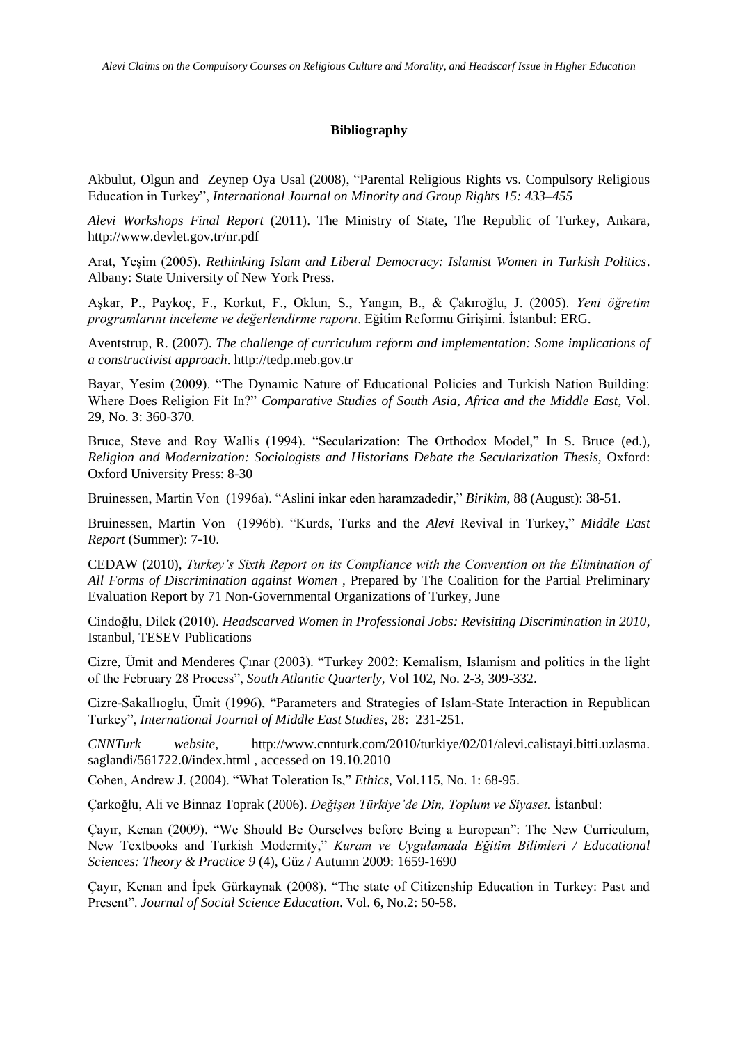**Bibliography**

Akbulut, Olgun and Zeynep Oya Usal (2008), "Parental Religious Rights vs. Compulsory Religious Education in Turkey", *International Journal on Minority and Group Rights 15: 433–455*

*Alevi Workshops Final Report* (2011). The Ministry of State, The Republic of Turkey, Ankara, http://www.devlet.gov.tr/nr.pdf

Arat, Yeşim (2005). *Rethinking Islam and Liberal Democracy: Islamist Women in Turkish Politics*. Albany: State University of New York Press.

Aşkar, P., Paykoç, F., Korkut, F., Oklun, S., Yangın, B., & Çakıroğlu, J. (2005). *Yeni öğretim programlarını inceleme ve değerlendirme raporu*. Eğitim Reformu Girişimi. İstanbul: ERG.

Aventstrup, R. (2007). *The challenge of curriculum reform and implementation: Some implications of a constructivist approach*. http://tedp.meb.gov.tr

Bayar, Yesim (2009). "The Dynamic Nature of Educational Policies and Turkish Nation Building: Where Does Religion Fit In?" *Comparative Studies of South Asia, Africa and the Middle East*, Vol. 29, No. 3: 360-370.

Bruce, Steve and Roy Wallis (1994). "Secularization: The Orthodox Model," In S. Bruce (ed.), *Religion and Modernization: Sociologists and Historians Debate the Secularization Thesis,* Oxford: Oxford University Press: 8-30

Bruinessen, Martin Von (1996a). "Aslini inkar eden haramzadedir," *Birikim*, 88 (August): 38-51.

Bruinessen, Martin Von (1996b). "Kurds, Turks and the *Alevi* Revival in Turkey," *Middle East Report* (Summer): 7-10.

CEDAW (2010), *Turkey's Sixth Report on its Compliance with the Convention on the Elimination of All Forms of Discrimination against Women* , Prepared by The Coalition for the Partial Preliminary Evaluation Report by 71 Non-Governmental Organizations of Turkey, June

Cindoğlu, Dilek (2010). *Headscarved Women in Professional Jobs: Revisiting Discrimination in 2010*, Istanbul, TESEV Publications

Cizre, Ümit and Menderes Çınar (2003). "Turkey 2002: Kemalism, Islamism and politics in the light of the February 28 Process", *South Atlantic Quarterly*, Vol 102, No. 2-3, 309-332.

Cizre-Sakallıoglu, Ümit (1996), "Parameters and Strategies of Islam-State Interaction in Republican Turkey", *International Journal of Middle East Studies*, 28: 231-251.

*CNNTurk website,* http://www.cnnturk.com/2010/turkiye/02/01/alevi.calistayi.bitti.uzlasma.saglandi/561722.0/index.html , accessed on 19.10.2010

Cohen, Andrew J. (2004). "What Toleration Is," *Ethics*, Vol.115, No. 1: 68-95.

Çarkoğlu, Ali ve Binnaz Toprak (2006). *Değişen Türkiye'de Din, Toplum ve Siyaset.* İstanbul:

Çayır, Kenan (2009). "We Should Be Ourselves before Being a European": The New Curriculum, New Textbooks and Turkish Modernity," *Kuram ve Uygulamada Eğitim Bilimleri / Educational Sciences: Theory & Practice 9* (4), Güz / Autumn 2009: 1659-1690

Çayır, Kenan and İpek Gürkaynak (2008). "The state of Citizenship Education in Turkey: Past and Present". *Journal of Social Science Education*. Vol. 6, No.2: 50-58.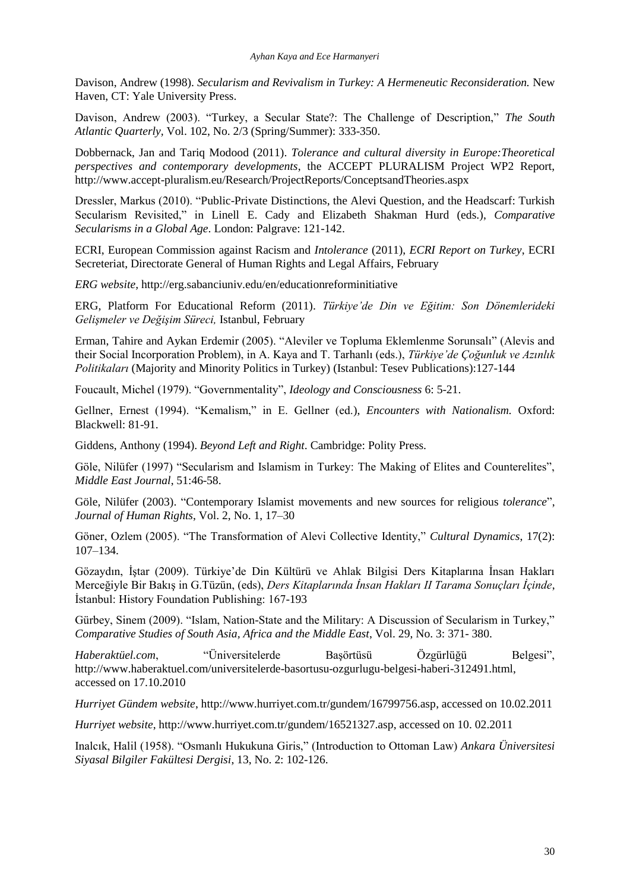Davison, Andrew (1998). *Secularism and Revivalism in Turkey: A Hermeneutic Reconsideration.* New Haven, CT: Yale University Press.

Davison, Andrew (2003). "Turkey, a Secular State?: The Challenge of Description," *The South Atlantic Quarterly*, Vol. 102, No. 2/3 (Spring/Summer): 333-350.

Dobbernack, Jan and Tariq Modood (2011). *Tolerance and cultural diversity in Europe:Theoretical perspectives and contemporary developments*, the ACCEPT PLURALISM Project WP2 Report, http://www.accept-pluralism.eu/Research/ProjectReports/ConceptsandTheories.aspx

Dressler, Markus (2010). "Public-Private Distinctions, the Alevi Question, and the Headscarf: Turkish Secularism Revisited," in Linell E. Cady and Elizabeth Shakman Hurd (eds.), *Comparative Secularisms in a Global Age*. London: Palgrave: 121-142.

ECRI, European Commission against Racism and *Intolerance* (2011), *ECRI Report on Turkey*, ECRI Secreteriat, Directorate General of Human Rights and Legal Affairs, February

*ERG website*, http://erg.sabanciuniv.edu/en/educationreforminitiative

ERG, Platform For Educational Reform (2011). *Türkiye'de Din ve Eğitim: Son Dönemlerideki Gelişmeler ve Değişim Süreci,* Istanbul, February

Erman, Tahire and Aykan Erdemir (2005). "Aleviler ve Topluma Eklemlenme Sorunsalı" (Alevis and their Social Incorporation Problem), in A. Kaya and T. Tarhanlı (eds.), *Türkiye'de Çoğunluk ve Azınlık Politikaları* (Majority and Minority Politics in Turkey) (Istanbul: Tesev Publications):127-144

Foucault, Michel (1979). "Governmentality", *Ideology and Consciousness* 6: 5-21.

Gellner, Ernest (1994). "Kemalism," in E. Gellner (ed.), *Encounters with Nationalism.* Oxford: Blackwell: 81-91.

Giddens, Anthony (1994). *Beyond Left and Right*. Cambridge: Polity Press.

Göle, Nilüfer (1997) "Secularism and Islamism in Turkey: The Making of Elites and Counterelites", *Middle East Journal*, 51:46-58.

Göle, Nilüfer (2003). "Contemporary Islamist movements and new sources for religious *tolerance*", *Journal of Human Rights*, Vol. 2, No. 1, 17–30

Göner, Ozlem (2005). "The Transformation of Alevi Collective Identity," *Cultural Dynamics*, 17(2): 107–134.

Gözaydın, İştar (2009). Türkiye'de Din Kültürü ve Ahlak Bilgisi Ders Kitaplarına İnsan Hakları Merceğiyle Bir Bakış in G.Tüzün, (eds), *Ders Kitaplarında İnsan Hakları II Tarama Sonuçları İçinde*, İstanbul: History Foundation Publishing: 167-193

Gürbey, Sinem (2009). "Islam, Nation-State and the Military: A Discussion of Secularism in Turkey," *Comparative Studies of South Asia, Africa and the Middle East*, Vol. 29, No. 3: 371- 380.

*Haberaktüel.com*, "Üniversitelerde Başörtüsü Özgürlüğü Belgesi", http://www.haberaktuel.com/universitelerde-basortusu-ozgurlugu-belgesi-haberi-312491.html, accessed on 17.10.2010

*Hurriyet Gündem website*, http://www.hurriyet.com.tr/gundem/16799756.asp, accessed on 10.02.2011

*Hurriyet website*, http://www.hurriyet.com.tr/gundem/16521327.asp, accessed on 10. 02.2011

Inalcık, Halil (1958). "Osmanlı Hukukuna Giris," (Introduction to Ottoman Law) *Ankara Üniversitesi Siyasal Bilgiler Fakültesi Dergisi*, 13, No. 2: 102-126.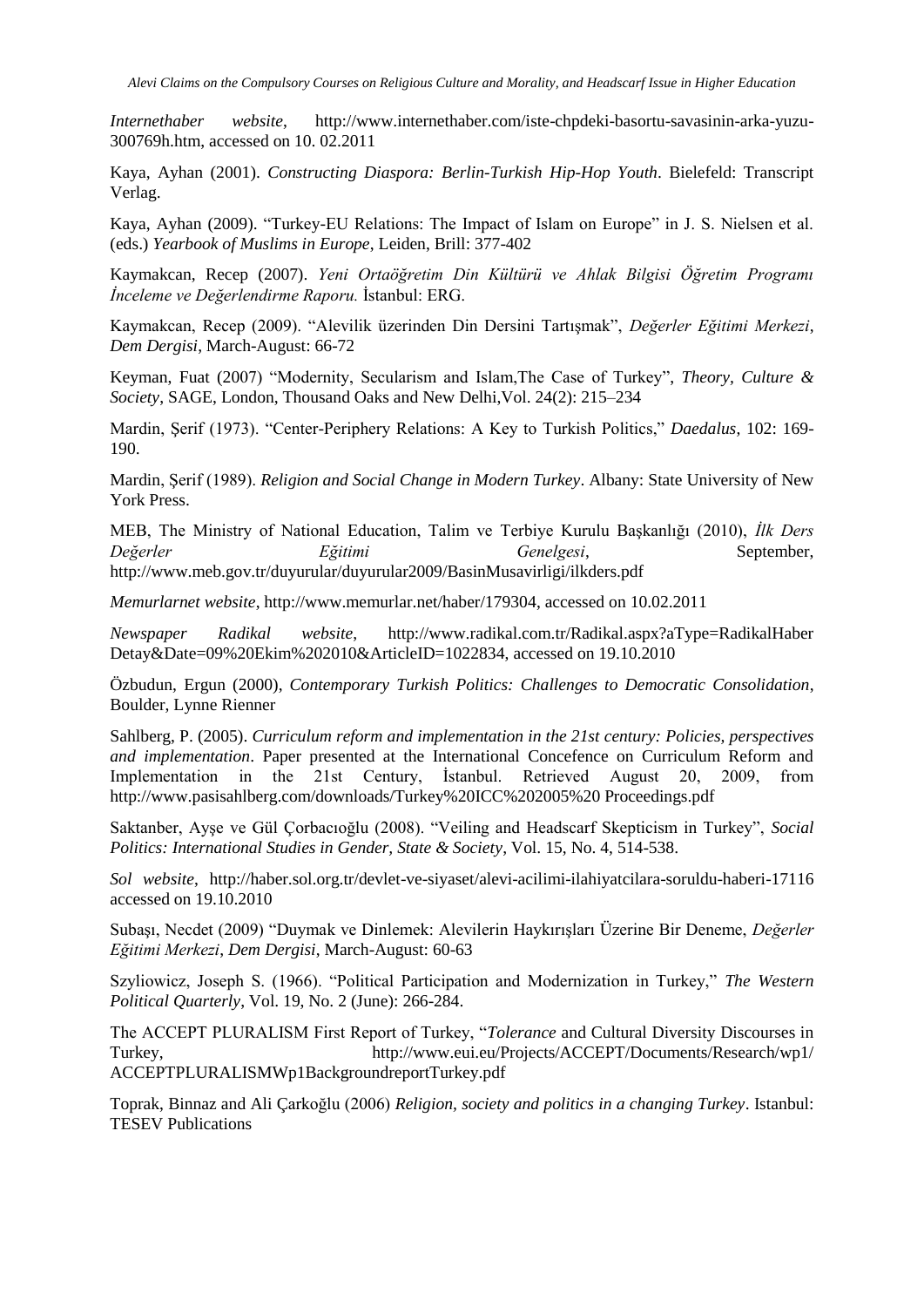*Internethaber website*, http://www.internethaber.com/iste-chpdeki-basortu-savasinin-arka-yuzu-300769h.htm, accessed on 10. 02.2011

Kaya, Ayhan (2001). *Constructing Diaspora: Berlin-Turkish Hip-Hop Youth*. Bielefeld: Transcript Verlag.

Kaya, Ayhan (2009). “Turkey-EU Relations: The Impact of Islam on Europe” in J. S. Nielsen et al. (eds.) *Yearbook of Muslims in Europe*, Leiden, Brill: 377-402

Kaymakcan, Recep (2007). *Yeni Ortaöğretim Din Kültürü ve Ahlak Bilgisi Öğretim Programı İnceleme ve Değerlendirme Raporu.* İstanbul: ERG.

Kaymakcan, Recep (2009). “Alevilik üzerinden Din Dersini Tartışmak”, *Değerler Eğitimi Merkezi*, *Dem Dergisi*, March-August: 66-72

Keyman, Fuat (2007) “Modernity, Secularism and Islam,The Case of Turkey”, *Theory, Culture & Society*, SAGE, London, Thousand Oaks and New Delhi,Vol. 24(2): 215–234

Mardin, Şerif (1973). “Center-Periphery Relations: A Key to Turkish Politics,” *Daedalus*, 102: 169-190.

Mardin, Şerif (1989). *Religion and Social Change in Modern Turkey*. Albany: State University of New York Press.

MEB, The Ministry of National Education, Talim ve Terbiye Kurulu Başkanlığı (2010), *İlk Ders Değerler Eğitimi Genelgesi*, September, http://www.meb.gov.tr/duyurular/duyurular2009/BasinMusavirligi/ilkders.pdf

*Memurlarnet website*, http://www.memurlar.net/haber/179304, accessed on 10.02.2011

*Newspaper Radikal website*, http://www.radikal.com.tr/Radikal.aspx?aType=RadikalHaberDetay&Date=09%20Ekim%202010&ArticleID=1022834, accessed on 19.10.2010

Özbudun, Ergun (2000), *Contemporary Turkish Politics: Challenges to Democratic Consolidation*, Boulder, Lynne Rienner

Sahlberg, P. (2005). *Curriculum reform and implementation in the 21st century: Policies, perspectives and implementation*. Paper presented at the International Concefence on Curriculum Reform and Implementation in the 21st Century, İstanbul. Retrieved August 20, 2009, from http://www.pasisahlberg.com/downloads/Turkey%20ICC%202005%20 Proceedings.pdf

Saktanber, Ayşe ve Gül Çorbacıoğlu (2008). “Veiling and Headscarf Skepticism in Turkey”, *Social Politics: International Studies in Gender, State & Society*, Vol. 15, No. 4, 514-538.

*Sol website*, http://haber.sol.org.tr/devlet-ve-siyaset/alevi-acilimi-ilahiyatcilara-soruldu-haberi-17116 accessed on 19.10.2010

Subaşı, Necdet (2009) “Duymak ve Dinlemek: Alevilerin Haykırışları Üzerine Bir Deneme, *Değerler Eğitimi Merkezi*, *Dem Dergisi*, March-August: 60-63

Szyliowicz, Joseph S. (1966). “Political Participation and Modernization in Turkey,” *The Western Political Quarterly*, Vol. 19, No. 2 (June): 266-284.

The ACCEPT PLURALISM First Report of Turkey, “*Tolerance* and Cultural Diversity Discourses in Turkey, http://www.eui.eu/Projects/ACCEPT/Documents/Research/wp1/ACCEPTPLURALISMWp1BackgroundreportTurkey.pdf

Toprak, Binnaz and Ali Çarkoğlu (2006) *Religion, society and politics in a changing Turkey*. Istanbul: TESEV Publications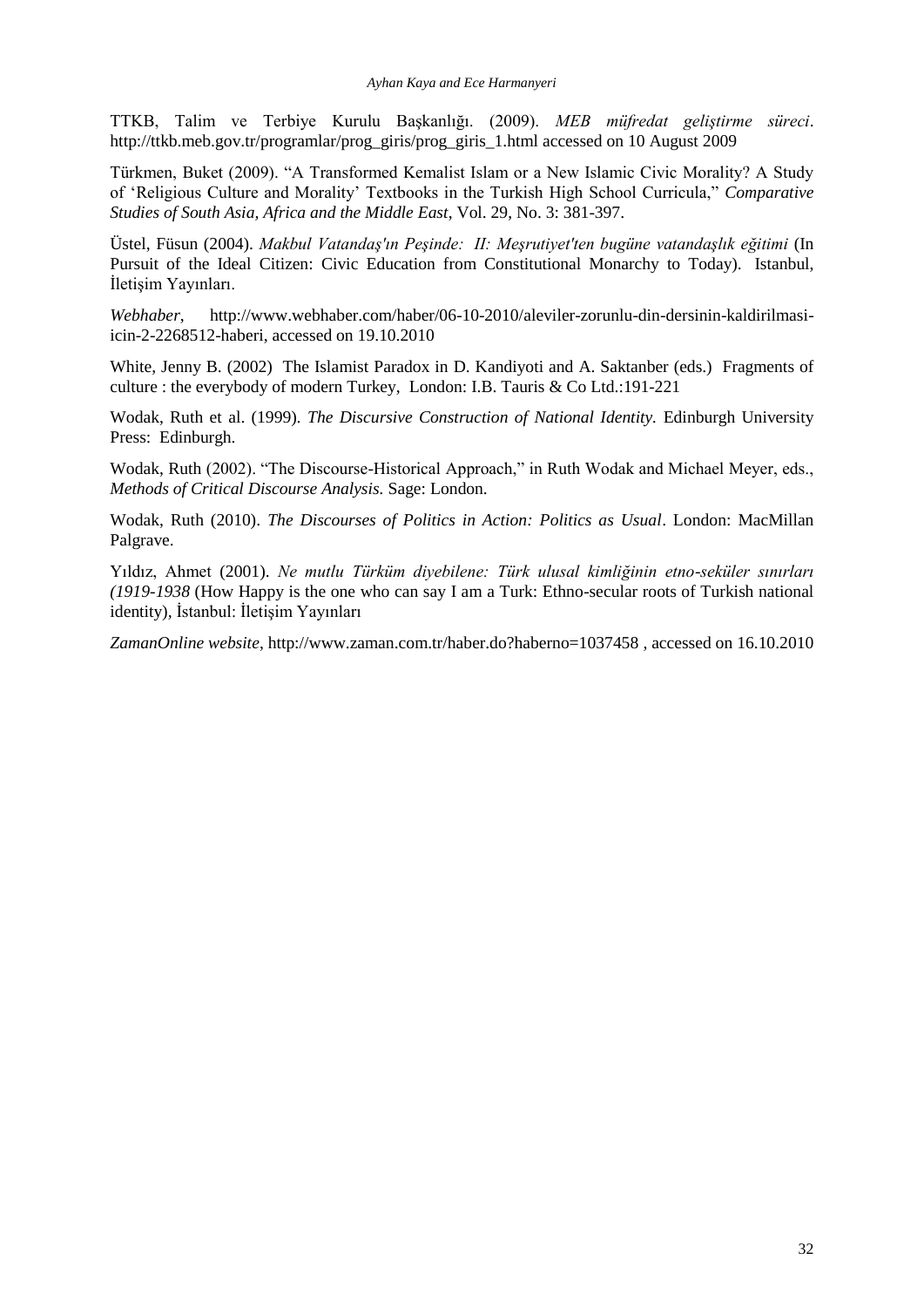TTKB, Talim ve Terbiye Kurulu Başkanlığı. (2009). *MEB müfredat geliştirme süreci*. http://ttkb.meb.gov.tr/programlar/prog_giris/prog_giris_1.html accessed on 10 August 2009

Türkmen, Buket (2009). "A Transformed Kemalist Islam or a New Islamic Civic Morality? A Study of 'Religious Culture and Morality' Textbooks in the Turkish High School Curricula," *Comparative Studies of South Asia, Africa and the Middle East*, Vol. 29, No. 3: 381-397.

Üstel, Füsun (2004). *Makbul Vatandaş'ın Peşinde: II: Meşrutiyet'ten bugüne vatandaşlık eğitimi* (In Pursuit of the Ideal Citizen: Civic Education from Constitutional Monarchy to Today). Istanbul, İletişim Yayınları.

*Webhaber*, http://www.webhaber.com/haber/06-10-2010/aleviler-zorunlu-din-dersinin-kaldirilmasi-icin-2-2268512-haberi, accessed on 19.10.2010

White, Jenny B. (2002) The Islamist Paradox in D. Kandiyoti and A. Saktanber (eds.) Fragments of culture : the everybody of modern Turkey, London: I.B. Tauris & Co Ltd.:191-221

Wodak, Ruth et al. (1999). *The Discursive Construction of National Identity.* Edinburgh University Press: Edinburgh.

Wodak, Ruth (2002). "The Discourse-Historical Approach," in Ruth Wodak and Michael Meyer, eds., *Methods of Critical Discourse Analysis.* Sage: London.

Wodak, Ruth (2010). *The Discourses of Politics in Action: Politics as Usual*. London: MacMillan Palgrave.

Yıldız, Ahmet (2001). *Ne mutlu Türküm diyebilene: Türk ulusal kimliğinin etno-seküler sınırları (1919-1938* (How Happy is the one who can say I am a Turk: Ethno-secular roots of Turkish national identity), İstanbul: İletişim Yayınları

*ZamanOnline website*, http://www.zaman.com.tr/haber.do?haberno=1037458 , accessed on 16.10.2010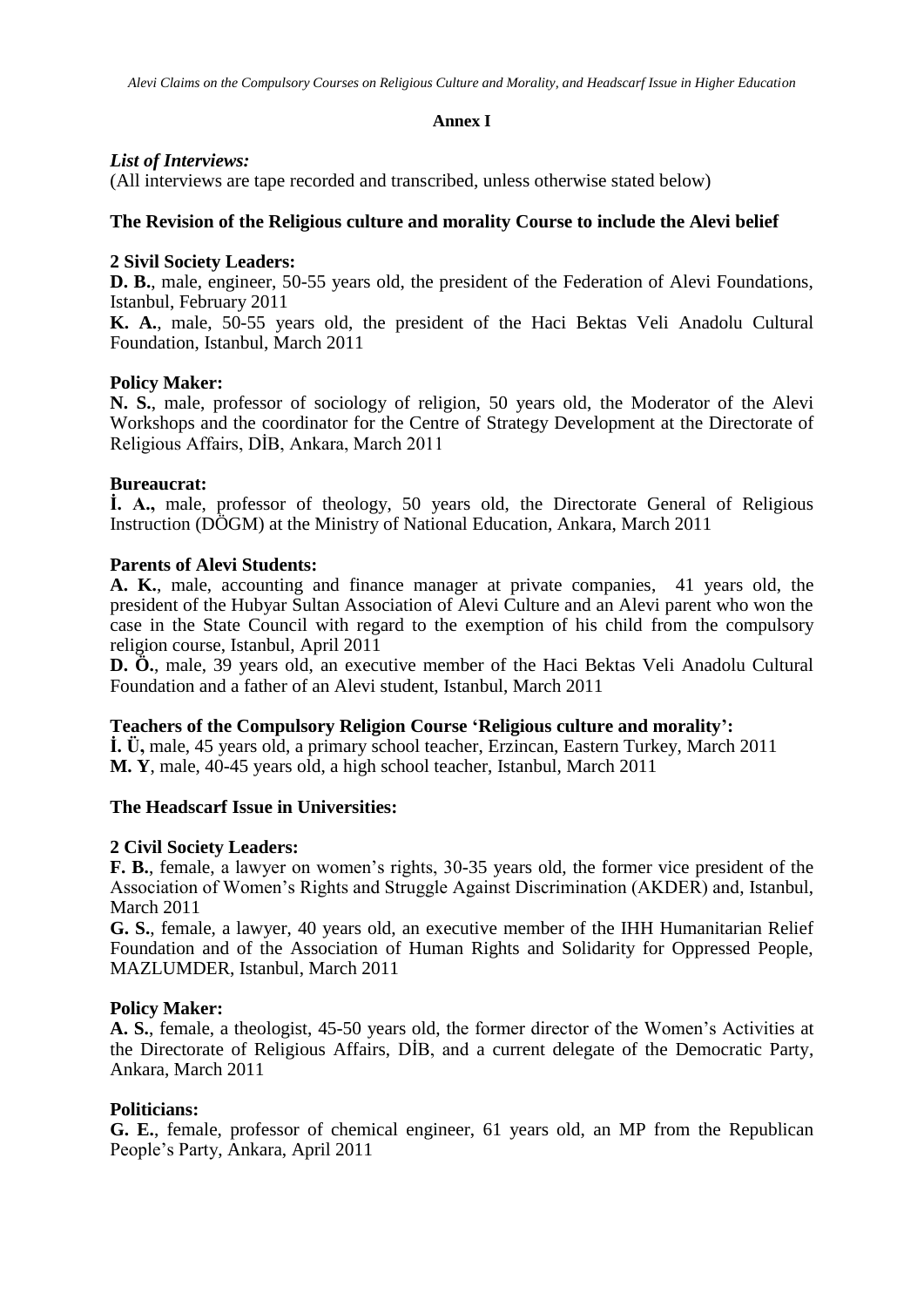**Annex I**

*List of Interviews:*

(All interviews are tape recorded and transcribed, unless otherwise stated below)

**The Revision of the Religious culture and morality Course to include the Alevi belief**

**2 Sivil Society Leaders:**

**D. B.**, male, engineer, 50-55 years old, the president of the Federation of Alevi Foundations, Istanbul, February 2011

**K. A.**, male, 50-55 years old, the president of the Haci Bektas Veli Anadolu Cultural Foundation, Istanbul, March 2011

**Policy Maker:**

**N. S.**, male, professor of sociology of religion, 50 years old, the Moderator of the Alevi Workshops and the coordinator for the Centre of Strategy Development at the Directorate of Religious Affairs, DİB, Ankara, March 2011

**Bureaucrat:**

**İ. A.,** male, professor of theology, 50 years old, the Directorate General of Religious Instruction (DÖGM) at the Ministry of National Education, Ankara, March 2011

**Parents of Alevi Students:**

**A. K.**, male, accounting and finance manager at private companies, 41 years old, the president of the Hubyar Sultan Association of Alevi Culture and an Alevi parent who won the case in the State Council with regard to the exemption of his child from the compulsory religion course, Istanbul, April 2011

**D. Ö.**, male, 39 years old, an executive member of the Haci Bektas Veli Anadolu Cultural Foundation and a father of an Alevi student, Istanbul, March 2011

**Teachers of the Compulsory Religion Course 'Religious culture and morality':**

**İ. Ü,** male, 45 years old, a primary school teacher, Erzincan, Eastern Turkey, March 2011

**M. Y**, male, 40-45 years old, a high school teacher, Istanbul, March 2011

**The Headscarf Issue in Universities:**

**2 Civil Society Leaders:**

**F. B.**, female, a lawyer on women's rights, 30-35 years old, the former vice president of the Association of Women's Rights and Struggle Against Discrimination (AKDER) and, Istanbul, March 2011

**G. S.**, female, a lawyer, 40 years old, an executive member of the IHH Humanitarian Relief Foundation and of the Association of Human Rights and Solidarity for Oppressed People, MAZLUMDER, Istanbul, March 2011

**Policy Maker:**

**A. S.**, female, a theologist, 45-50 years old, the former director of the Women's Activities at the Directorate of Religious Affairs, DİB, and a current delegate of the Democratic Party, Ankara, March 2011

**Politicians:**

**G. E.**, female, professor of chemical engineer, 61 years old, an MP from the Republican People's Party, Ankara, April 2011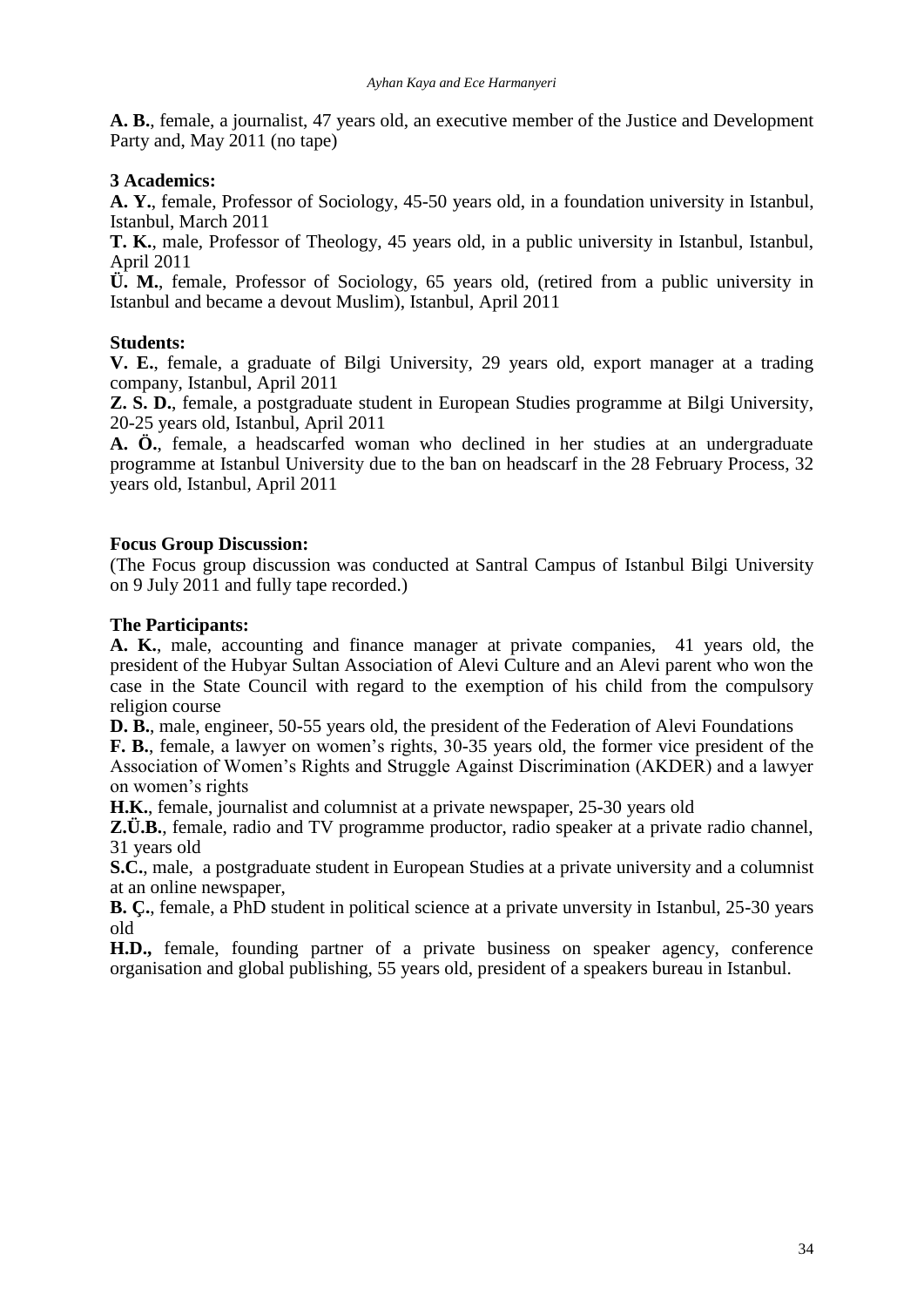**A. B.**, female, a journalist, 47 years old, an executive member of the Justice and Development Party and, May 2011 (no tape)

**3 Academics:**

**A. Y.**, female, Professor of Sociology, 45-50 years old, in a foundation university in Istanbul, Istanbul, March 2011

**T. K.**, male, Professor of Theology, 45 years old, in a public university in Istanbul, Istanbul, April 2011

**Ü. M.**, female, Professor of Sociology, 65 years old, (retired from a public university in Istanbul and became a devout Muslim), Istanbul, April 2011

**Students:**

**V. E.**, female, a graduate of Bilgi University, 29 years old, export manager at a trading company, Istanbul, April 2011

**Z. S. D.**, female, a postgraduate student in European Studies programme at Bilgi University, 20-25 years old, Istanbul, April 2011

**A. Ö.**, female, a headscarfed woman who declined in her studies at an undergraduate programme at Istanbul University due to the ban on headscarf in the 28 February Process, 32 years old, Istanbul, April 2011

**Focus Group Discussion:**

(The Focus group discussion was conducted at Santral Campus of Istanbul Bilgi University on 9 July 2011 and fully tape recorded.)

**The Participants:**

**A. K.**, male, accounting and finance manager at private companies, 41 years old, the president of the Hubyar Sultan Association of Alevi Culture and an Alevi parent who won the case in the State Council with regard to the exemption of his child from the compulsory religion course

**D. B.**, male, engineer, 50-55 years old, the president of the Federation of Alevi Foundations

**F. B.**, female, a lawyer on women's rights, 30-35 years old, the former vice president of the Association of Women's Rights and Struggle Against Discrimination (AKDER) and a lawyer on women's rights

**H.K.**, female, journalist and columnist at a private newspaper, 25-30 years old

**Z.Ü.B.**, female, radio and TV programme productor, radio speaker at a private radio channel, 31 years old

**S.C.**, male, a postgraduate student in European Studies at a private university and a columnist at an online newspaper,

**B. Ç.**, female, a PhD student in political science at a private unversity in Istanbul, 25-30 years old

**H.D.,** female, founding partner of a private business on speaker agency, conference organisation and global publishing, 55 years old, president of a speakers bureau in Istanbul.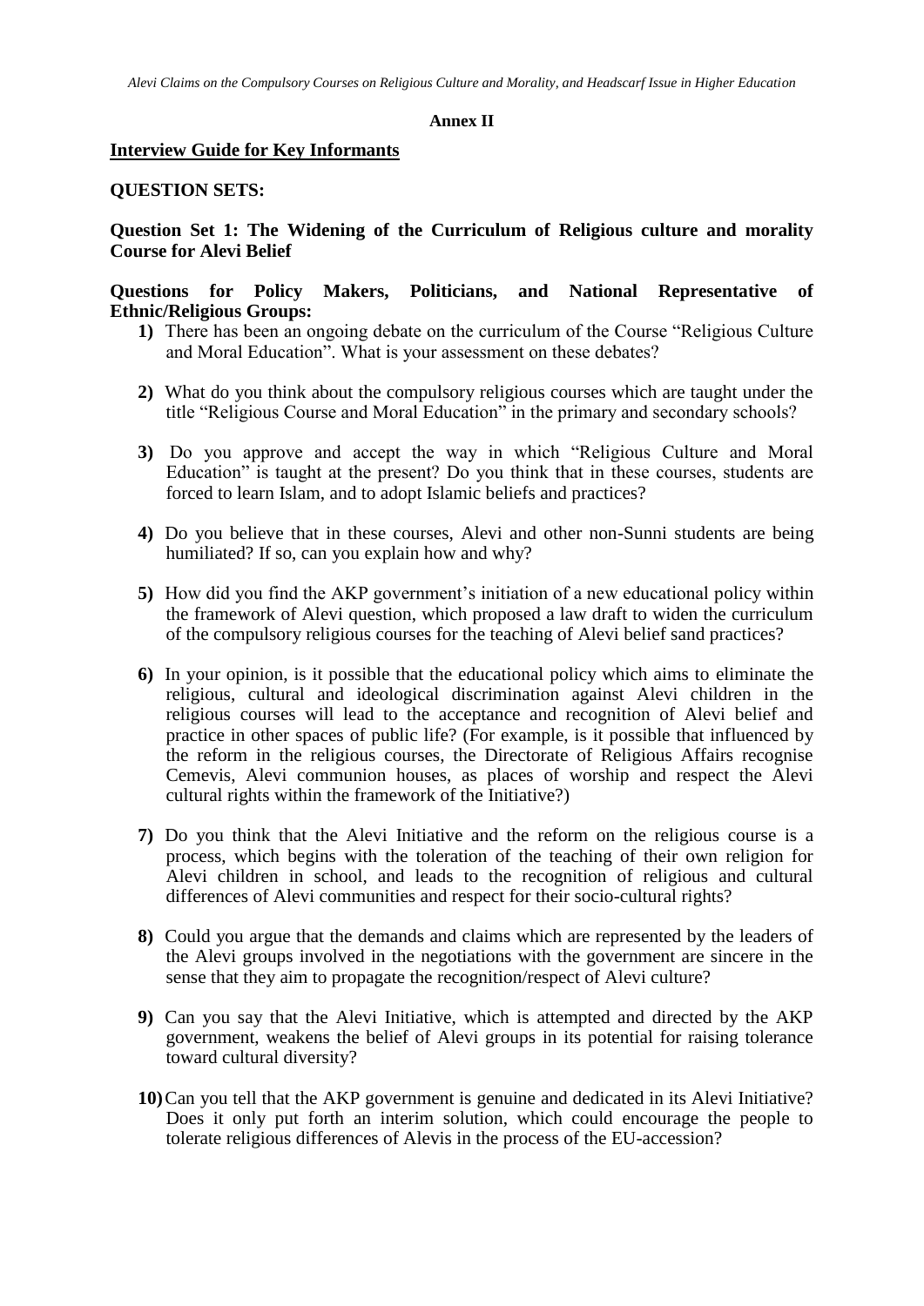**Annex II**

**Interview Guide for Key Informants**

**QUESTION SETS:**

**Question Set 1: The Widening of the Curriculum of Religious culture and morality Course for Alevi Belief**

**Questions for Policy Makers, Politicians, and National Representative of Ethnic/Religious Groups:**

1) There has been an ongoing debate on the curriculum of the Course "Religious Culture and Moral Education". What is your assessment on these debates?

2) What do you think about the compulsory religious courses which are taught under the title "Religious Course and Moral Education" in the primary and secondary schools?

3) Do you approve and accept the way in which "Religious Culture and Moral Education" is taught at the present? Do you think that in these courses, students are forced to learn Islam, and to adopt Islamic beliefs and practices?

4) Do you believe that in these courses, Alevi and other non-Sunni students are being humiliated? If so, can you explain how and why?

5) How did you find the AKP government's initiation of a new educational policy within the framework of Alevi question, which proposed a law draft to widen the curriculum of the compulsory religious courses for the teaching of Alevi belief sand practices?

6) In your opinion, is it possible that the educational policy which aims to eliminate the religious, cultural and ideological discrimination against Alevi children in the religious courses will lead to the acceptance and recognition of Alevi belief and practice in other spaces of public life? (For example, is it possible that influenced by the reform in the religious courses, the Directorate of Religious Affairs recognise Cemevis, Alevi communion houses, as places of worship and respect the Alevi cultural rights within the framework of the Initiative?)

7) Do you think that the Alevi Initiative and the reform on the religious course is a process, which begins with the toleration of the teaching of their own religion for Alevi children in school, and leads to the recognition of religious and cultural differences of Alevi communities and respect for their socio-cultural rights?

8) Could you argue that the demands and claims which are represented by the leaders of the Alevi groups involved in the negotiations with the government are sincere in the sense that they aim to propagate the recognition/respect of Alevi culture?

9) Can you say that the Alevi Initiative, which is attempted and directed by the AKP government, weakens the belief of Alevi groups in its potential for raising tolerance toward cultural diversity?

10) Can you tell that the AKP government is genuine and dedicated in its Alevi Initiative? Does it only put forth an interim solution, which could encourage the people to tolerate religious differences of Alevis in the process of the EU-accession?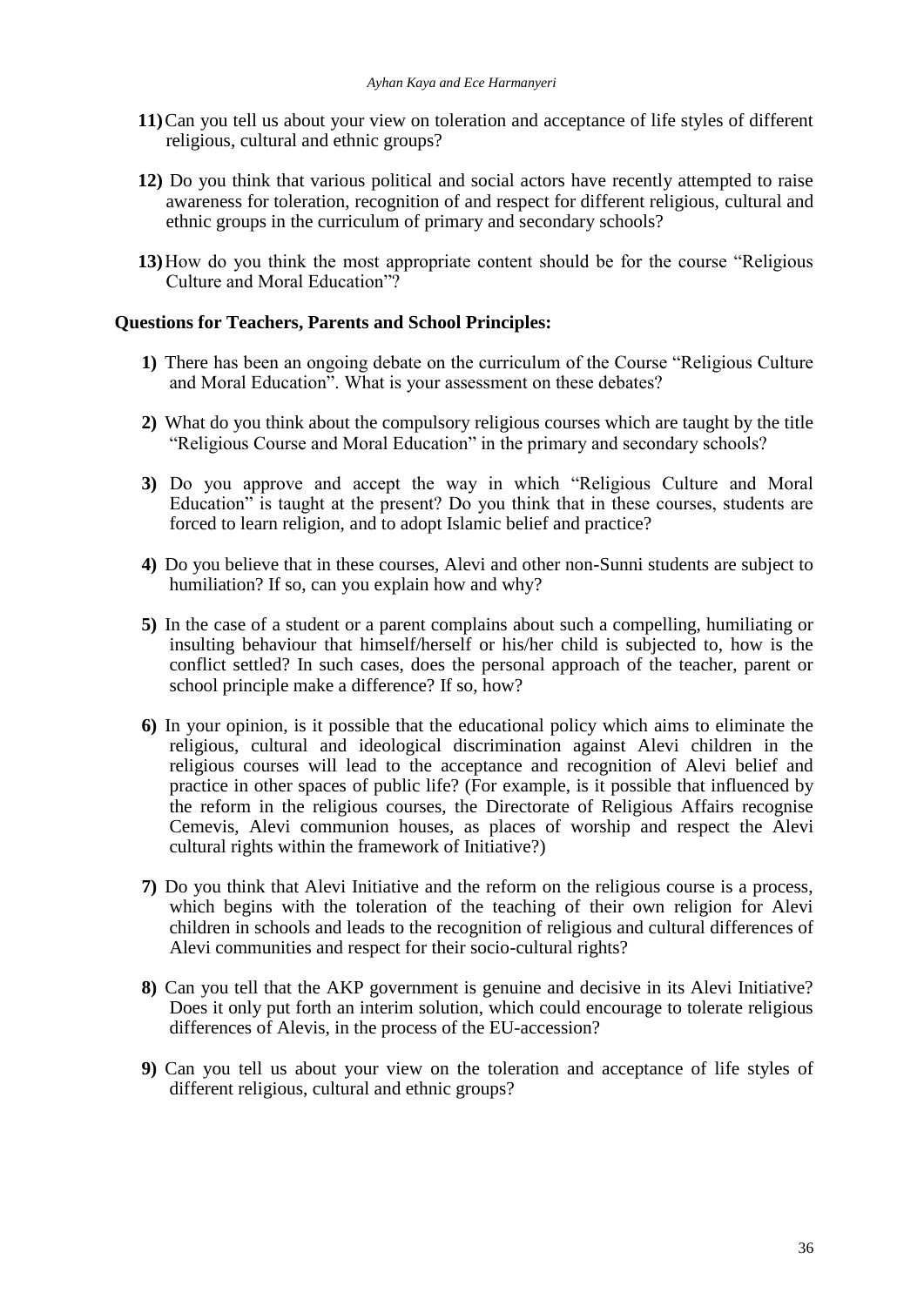11) Can you tell us about your view on toleration and acceptance of life styles of different religious, cultural and ethnic groups?

12) Do you think that various political and social actors have recently attempted to raise awareness for toleration, recognition of and respect for different religious, cultural and ethnic groups in the curriculum of primary and secondary schools?

13) How do you think the most appropriate content should be for the course "Religious Culture and Moral Education"?

**Questions for Teachers, Parents and School Principles:**

1) There has been an ongoing debate on the curriculum of the Course "Religious Culture and Moral Education". What is your assessment on these debates?

2) What do you think about the compulsory religious courses which are taught by the title "Religious Course and Moral Education" in the primary and secondary schools?

3) Do you approve and accept the way in which "Religious Culture and Moral Education" is taught at the present? Do you think that in these courses, students are forced to learn religion, and to adopt Islamic belief and practice?

4) Do you believe that in these courses, Alevi and other non-Sunni students are subject to humiliation? If so, can you explain how and why?

5) In the case of a student or a parent complains about such a compelling, humiliating or insulting behaviour that himself/herself or his/her child is subjected to, how is the conflict settled? In such cases, does the personal approach of the teacher, parent or school principle make a difference? If so, how?

6) In your opinion, is it possible that the educational policy which aims to eliminate the religious, cultural and ideological discrimination against Alevi children in the religious courses will lead to the acceptance and recognition of Alevi belief and practice in other spaces of public life? (For example, is it possible that influenced by the reform in the religious courses, the Directorate of Religious Affairs recognise Cemevis, Alevi communion houses, as places of worship and respect the Alevi cultural rights within the framework of Initiative?)

7) Do you think that Alevi Initiative and the reform on the religious course is a process, which begins with the toleration of the teaching of their own religion for Alevi children in schools and leads to the recognition of religious and cultural differences of Alevi communities and respect for their socio-cultural rights?

8) Can you tell that the AKP government is genuine and decisive in its Alevi Initiative? Does it only put forth an interim solution, which could encourage to tolerate religious differences of Alevis, in the process of the EU-accession?

9) Can you tell us about your view on the toleration and acceptance of life styles of different religious, cultural and ethnic groups?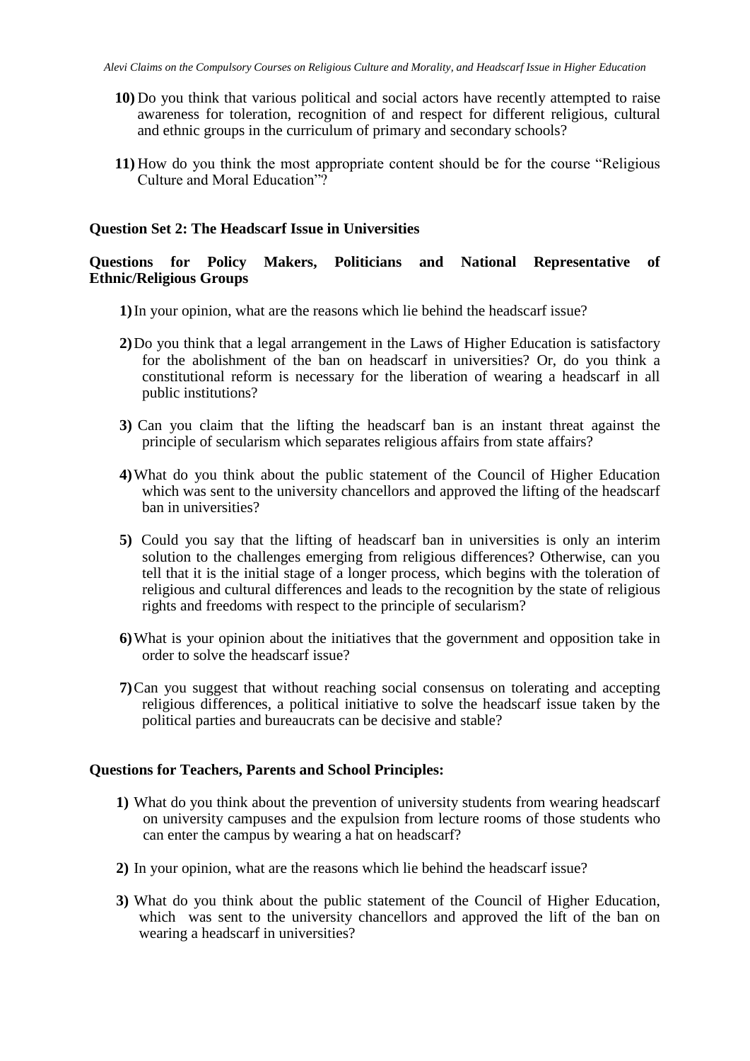10) Do you think that various political and social actors have recently attempted to raise awareness for toleration, recognition of and respect for different religious, cultural and ethnic groups in the curriculum of primary and secondary schools?

11) How do you think the most appropriate content should be for the course "Religious Culture and Moral Education"?

**Question Set 2: The Headscarf Issue in Universities**

**Questions for Policy Makers, Politicians and National Representative of Ethnic/Religious Groups**

1) In your opinion, what are the reasons which lie behind the headscarf issue?

2) Do you think that a legal arrangement in the Laws of Higher Education is satisfactory for the abolishment of the ban on headscarf in universities? Or, do you think a constitutional reform is necessary for the liberation of wearing a headscarf in all public institutions?

3) Can you claim that the lifting the headscarf ban is an instant threat against the principle of secularism which separates religious affairs from state affairs?

4) What do you think about the public statement of the Council of Higher Education which was sent to the university chancellors and approved the lifting of the headscarf ban in universities?

5) Could you say that the lifting of headscarf ban in universities is only an interim solution to the challenges emerging from religious differences? Otherwise, can you tell that it is the initial stage of a longer process, which begins with the toleration of religious and cultural differences and leads to the recognition by the state of religious rights and freedoms with respect to the principle of secularism?

6) What is your opinion about the initiatives that the government and opposition take in order to solve the headscarf issue?

7) Can you suggest that without reaching social consensus on tolerating and accepting religious differences, a political initiative to solve the headscarf issue taken by the political parties and bureaucrats can be decisive and stable?

**Questions for Teachers, Parents and School Principles:**

1) What do you think about the prevention of university students from wearing headscarf on university campuses and the expulsion from lecture rooms of those students who can enter the campus by wearing a hat on headscarf?

2) In your opinion, what are the reasons which lie behind the headscarf issue?

3) What do you think about the public statement of the Council of Higher Education, which was sent to the university chancellors and approved the lift of the ban on wearing a headscarf in universities?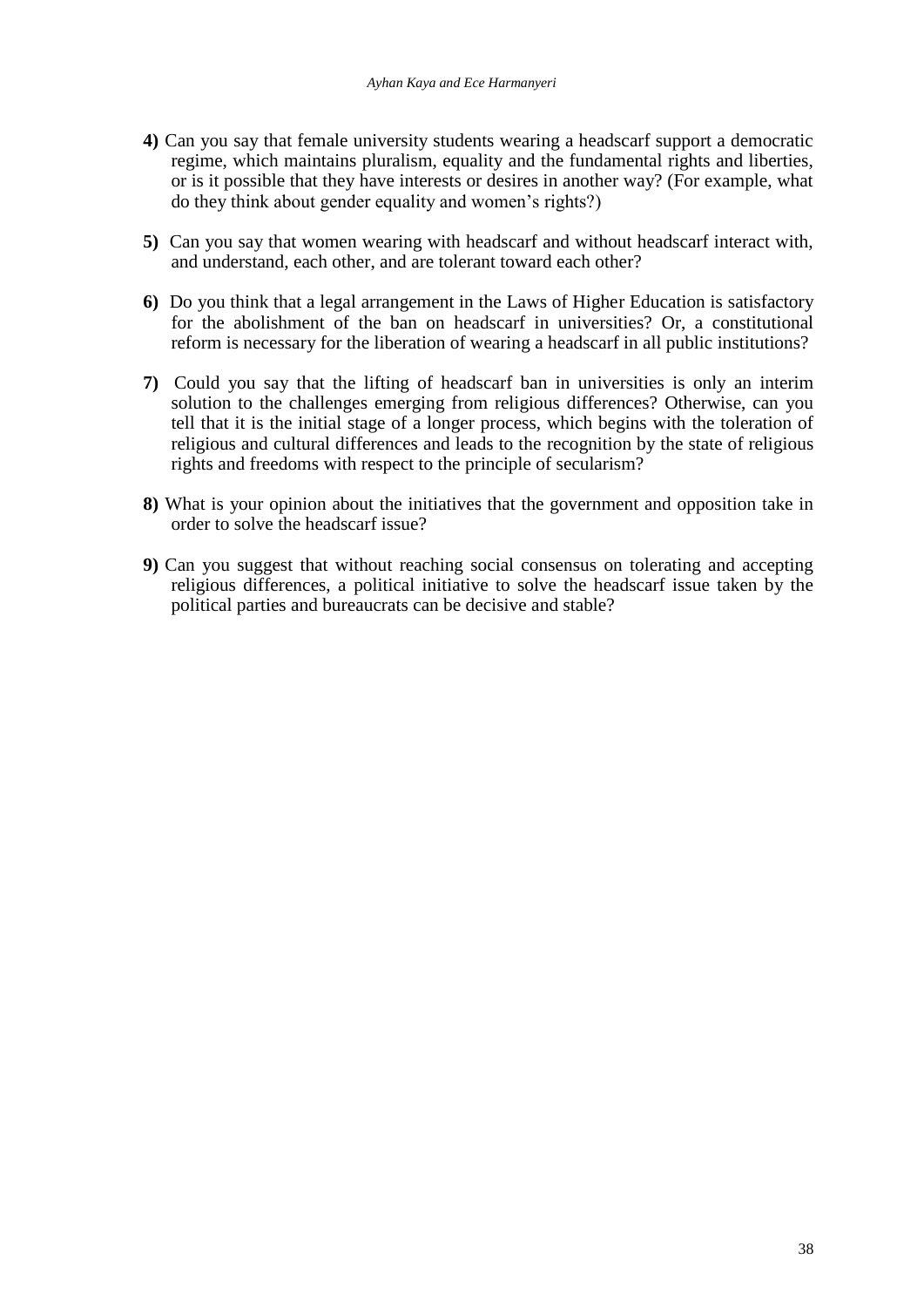**4)** Can you say that female university students wearing a headscarf support a democratic regime, which maintains pluralism, equality and the fundamental rights and liberties, or is it possible that they have interests or desires in another way? (For example, what do they think about gender equality and women's rights?)

**5)** Can you say that women wearing with headscarf and without headscarf interact with, and understand, each other, and are tolerant toward each other?

**6)** Do you think that a legal arrangement in the Laws of Higher Education is satisfactory for the abolishment of the ban on headscarf in universities? Or, a constitutional reform is necessary for the liberation of wearing a headscarf in all public institutions?

**7)** Could you say that the lifting of headscarf ban in universities is only an interim solution to the challenges emerging from religious differences? Otherwise, can you tell that it is the initial stage of a longer process, which begins with the toleration of religious and cultural differences and leads to the recognition by the state of religious rights and freedoms with respect to the principle of secularism?

**8)** What is your opinion about the initiatives that the government and opposition take in order to solve the headscarf issue?

**9)** Can you suggest that without reaching social consensus on tolerating and accepting religious differences, a political initiative to solve the headscarf issue taken by the political parties and bureaucrats can be decisive and stable?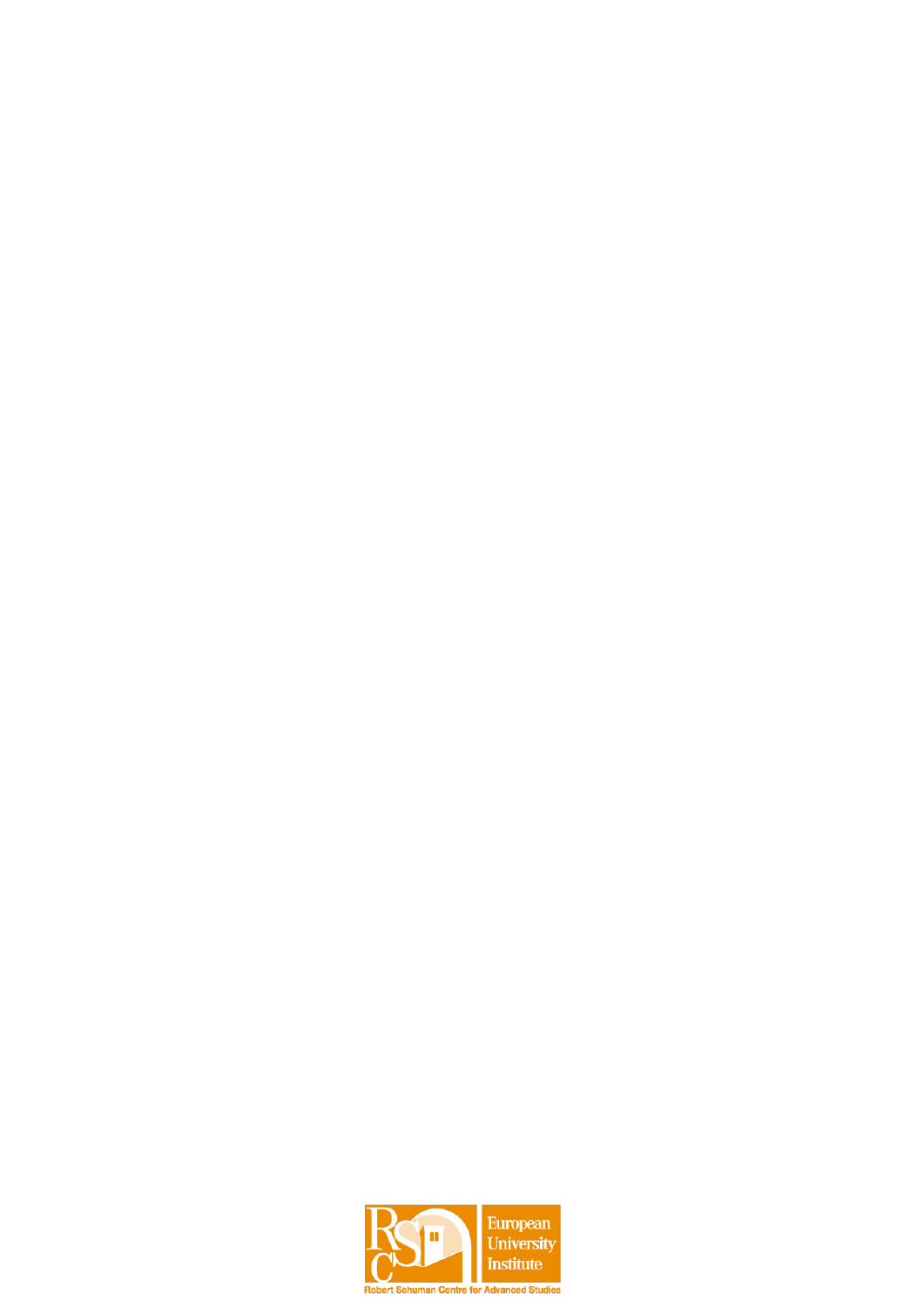European
University
Institute

Robert Schuman Centre for Advanced Studies